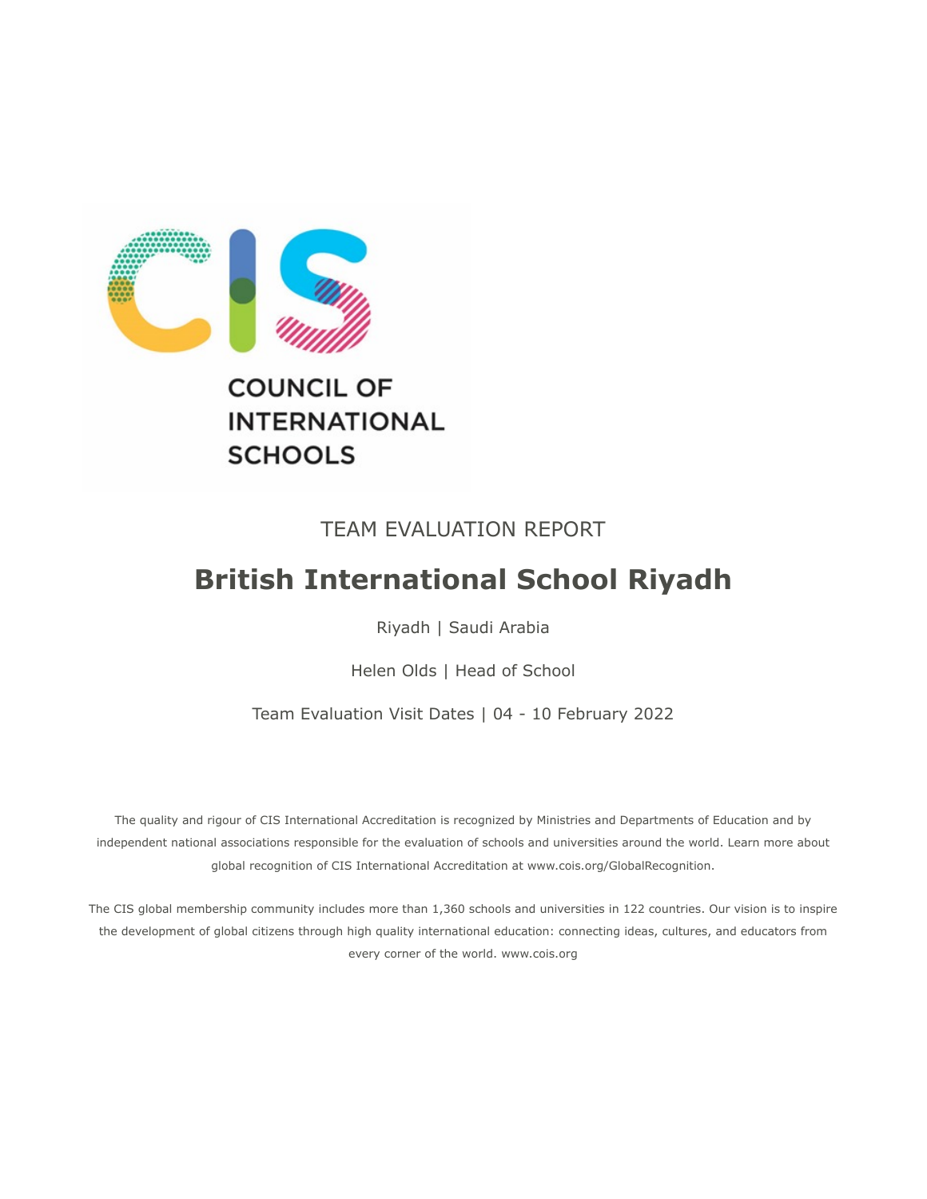COUNCIL OF INTERNATIONAL SCHOOLS

TEAM EVALUATION REPORT

# British International School Riyadh

Riyadh | Saudi Arabia

Helen Olds | Head of School

Team Evaluation Visit Dates | 04 - 10 February 2022

The quality and rigour of CIS International Accreditation is recognized by Ministries and Departments of Education and by independent national associations responsible for the evaluation of schools and universities around the world. Learn more about global recognition of CIS International Accreditation at www.cois.org/GlobalRecognition.

The CIS global membership community includes more than 1,360 schools and universities in 122 countries. Our vision is to inspire the development of global citizens through high quality international education: connecting ideas, cultures, and educators from every corner of the world. www.cois.org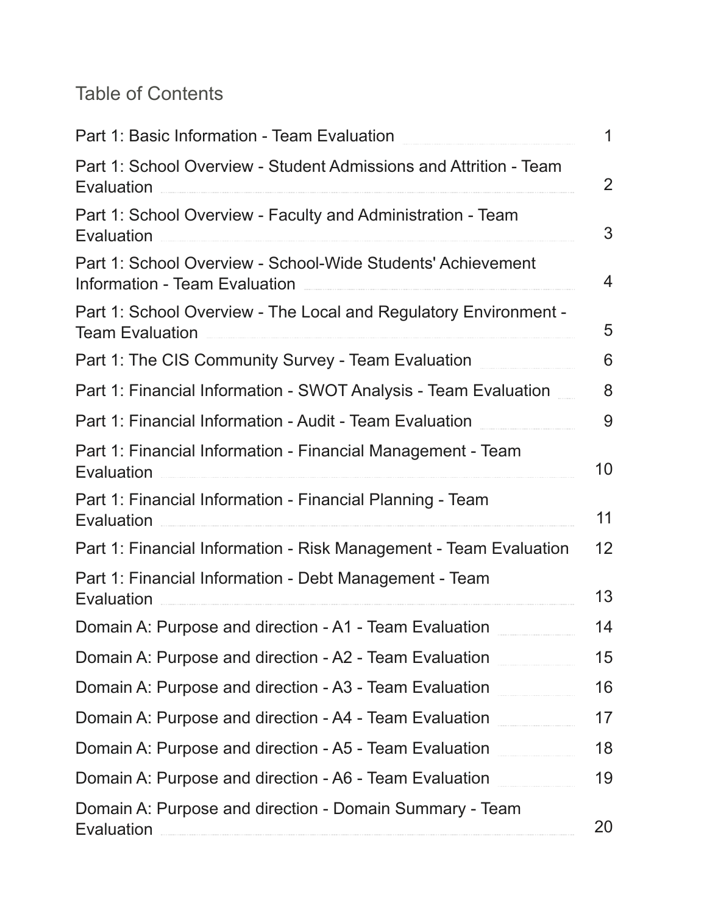## Table of Contents

| | |
|---|---|
| Part 1: Basic Information - Team Evaluation | 1 |
| Part 1: School Overview - Student Admissions and Attrition - Team Evaluation | 2 |
| Part 1: School Overview - Faculty and Administration - Team Evaluation | 3 |
| Part 1: School Overview - School-Wide Students' Achievement Information - Team Evaluation | 4 |
| Part 1: School Overview - The Local and Regulatory Environment - Team Evaluation | 5 |
| Part 1: The CIS Community Survey - Team Evaluation | 6 |
| Part 1: Financial Information - SWOT Analysis - Team Evaluation | 8 |
| Part 1: Financial Information - Audit - Team Evaluation | 9 |
| Part 1: Financial Information - Financial Management - Team Evaluation | 10 |
| Part 1: Financial Information - Financial Planning - Team Evaluation | 11 |
| Part 1: Financial Information - Risk Management - Team Evaluation | 12 |
| Part 1: Financial Information - Debt Management - Team Evaluation | 13 |
| Domain A: Purpose and direction - A1 - Team Evaluation | 14 |
| Domain A: Purpose and direction - A2 - Team Evaluation | 15 |
| Domain A: Purpose and direction - A3 - Team Evaluation | 16 |
| Domain A: Purpose and direction - A4 - Team Evaluation | 17 |
| Domain A: Purpose and direction - A5 - Team Evaluation | 18 |
| Domain A: Purpose and direction - A6 - Team Evaluation | 19 |
| Domain A: Purpose and direction - Domain Summary - Team Evaluation | 20 |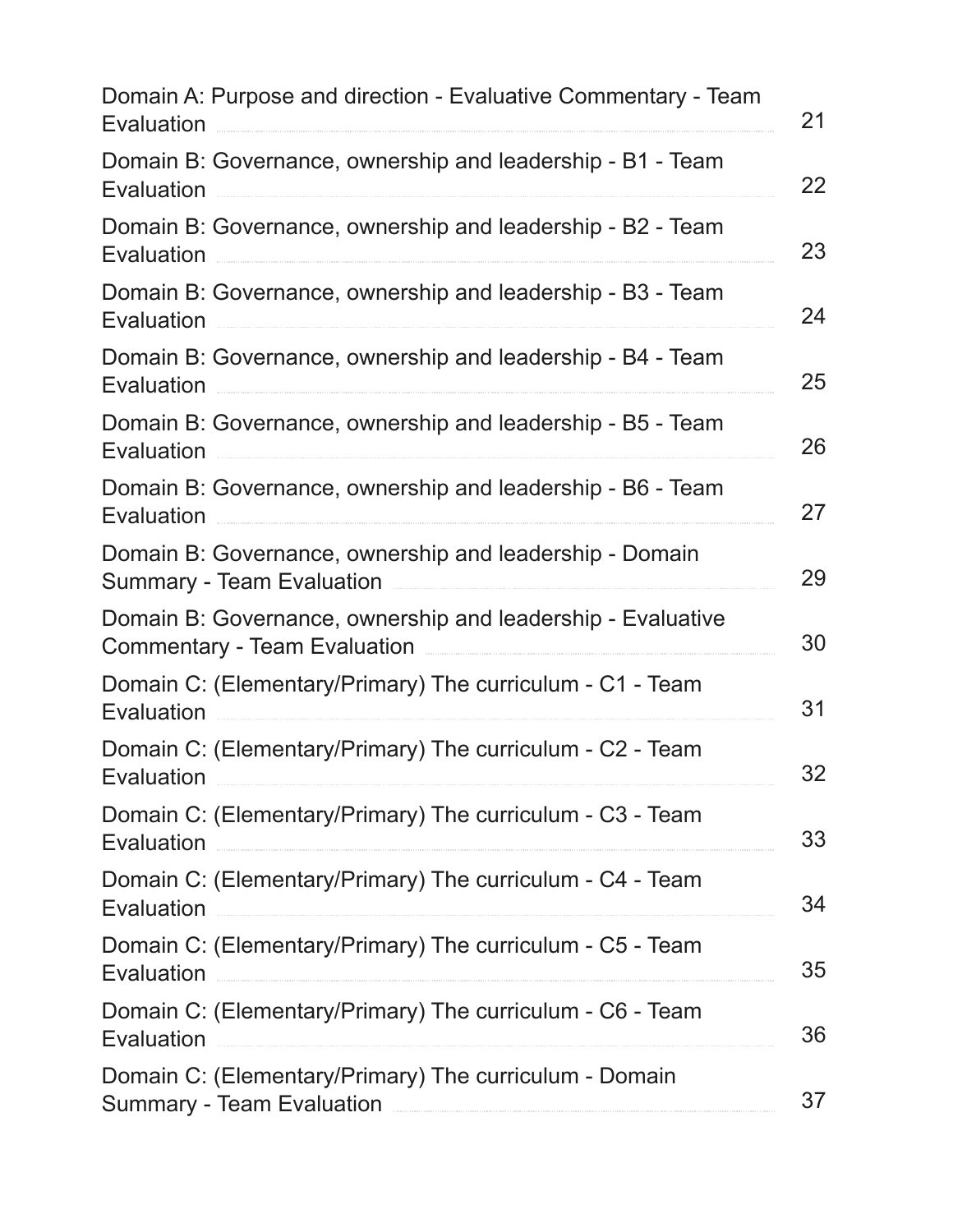| | |
|---|---|
| Domain A: Purpose and direction - Evaluative Commentary - Team Evaluation | 21 |
| Domain B: Governance, ownership and leadership - B1 - Team Evaluation | 22 |
| Domain B: Governance, ownership and leadership - B2 - Team Evaluation | 23 |
| Domain B: Governance, ownership and leadership - B3 - Team Evaluation | 24 |
| Domain B: Governance, ownership and leadership - B4 - Team Evaluation | 25 |
| Domain B: Governance, ownership and leadership - B5 - Team Evaluation | 26 |
| Domain B: Governance, ownership and leadership - B6 - Team Evaluation | 27 |
| Domain B: Governance, ownership and leadership - Domain Summary - Team Evaluation | 29 |
| Domain B: Governance, ownership and leadership - Evaluative Commentary - Team Evaluation | 30 |
| Domain C: (Elementary/Primary) The curriculum - C1 - Team Evaluation | 31 |
| Domain C: (Elementary/Primary) The curriculum - C2 - Team Evaluation | 32 |
| Domain C: (Elementary/Primary) The curriculum - C3 - Team Evaluation | 33 |
| Domain C: (Elementary/Primary) The curriculum - C4 - Team Evaluation | 34 |
| Domain C: (Elementary/Primary) The curriculum - C5 - Team Evaluation | 35 |
| Domain C: (Elementary/Primary) The curriculum - C6 - Team Evaluation | 36 |
| Domain C: (Elementary/Primary) The curriculum - Domain Summary - Team Evaluation | 37 |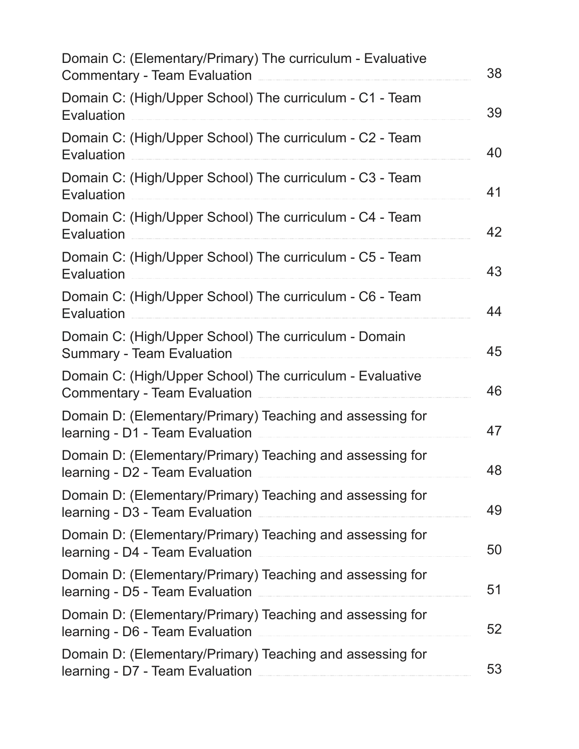Domain C: (Elementary/Primary) The curriculum - Evaluative Commentary - Team Evaluation ..... 38

Domain C: (High/Upper School) The curriculum - C1 - Team Evaluation ..... 39

Domain C: (High/Upper School) The curriculum - C2 - Team Evaluation ..... 40

Domain C: (High/Upper School) The curriculum - C3 - Team Evaluation ..... 41

Domain C: (High/Upper School) The curriculum - C4 - Team Evaluation ..... 42

Domain C: (High/Upper School) The curriculum - C5 - Team Evaluation ..... 43

Domain C: (High/Upper School) The curriculum - C6 - Team Evaluation ..... 44

Domain C: (High/Upper School) The curriculum - Domain Summary - Team Evaluation ..... 45

Domain C: (High/Upper School) The curriculum - Evaluative Commentary - Team Evaluation ..... 46

Domain D: (Elementary/Primary) Teaching and assessing for learning - D1 - Team Evaluation ..... 47

Domain D: (Elementary/Primary) Teaching and assessing for learning - D2 - Team Evaluation ..... 48

Domain D: (Elementary/Primary) Teaching and assessing for learning - D3 - Team Evaluation ..... 49

Domain D: (Elementary/Primary) Teaching and assessing for learning - D4 - Team Evaluation ..... 50

Domain D: (Elementary/Primary) Teaching and assessing for learning - D5 - Team Evaluation ..... 51

Domain D: (Elementary/Primary) Teaching and assessing for learning - D6 - Team Evaluation ..... 52

Domain D: (Elementary/Primary) Teaching and assessing for learning - D7 - Team Evaluation ..... 53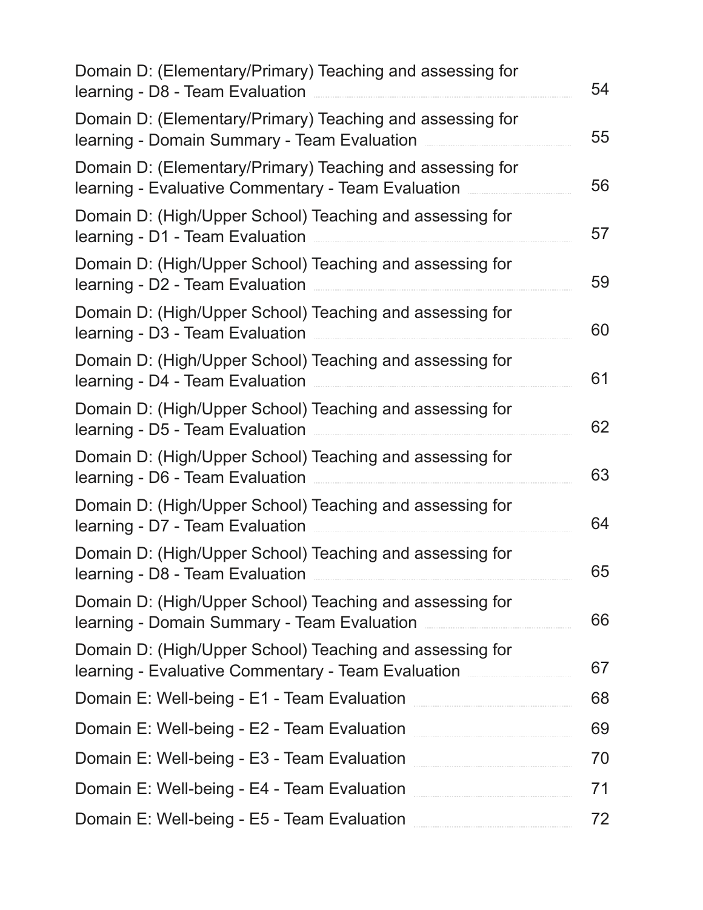| | |
|---|---|
| Domain D: (Elementary/Primary) Teaching and assessing for learning - D8 - Team Evaluation | 54 |
| Domain D: (Elementary/Primary) Teaching and assessing for learning - Domain Summary - Team Evaluation | 55 |
| Domain D: (Elementary/Primary) Teaching and assessing for learning - Evaluative Commentary - Team Evaluation | 56 |
| Domain D: (High/Upper School) Teaching and assessing for learning - D1 - Team Evaluation | 57 |
| Domain D: (High/Upper School) Teaching and assessing for learning - D2 - Team Evaluation | 59 |
| Domain D: (High/Upper School) Teaching and assessing for learning - D3 - Team Evaluation | 60 |
| Domain D: (High/Upper School) Teaching and assessing for learning - D4 - Team Evaluation | 61 |
| Domain D: (High/Upper School) Teaching and assessing for learning - D5 - Team Evaluation | 62 |
| Domain D: (High/Upper School) Teaching and assessing for learning - D6 - Team Evaluation | 63 |
| Domain D: (High/Upper School) Teaching and assessing for learning - D7 - Team Evaluation | 64 |
| Domain D: (High/Upper School) Teaching and assessing for learning - D8 - Team Evaluation | 65 |
| Domain D: (High/Upper School) Teaching and assessing for learning - Domain Summary - Team Evaluation | 66 |
| Domain D: (High/Upper School) Teaching and assessing for learning - Evaluative Commentary - Team Evaluation | 67 |
| Domain E: Well-being - E1 - Team Evaluation | 68 |
| Domain E: Well-being - E2 - Team Evaluation | 69 |
| Domain E: Well-being - E3 - Team Evaluation | 70 |
| Domain E: Well-being - E4 - Team Evaluation | 71 |
| Domain E: Well-being - E5 - Team Evaluation | 72 |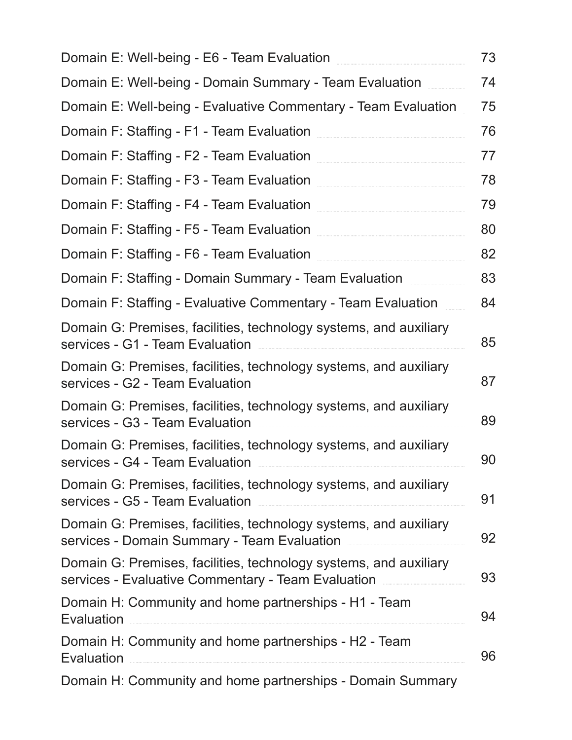Domain E: Well-being - E6 - Team Evaluation 73

Domain E: Well-being - Domain Summary - Team Evaluation 74

Domain E: Well-being - Evaluative Commentary - Team Evaluation 75

Domain F: Staffing - F1 - Team Evaluation 76

Domain F: Staffing - F2 - Team Evaluation 77

Domain F: Staffing - F3 - Team Evaluation 78

Domain F: Staffing - F4 - Team Evaluation 79

Domain F: Staffing - F5 - Team Evaluation 80

Domain F: Staffing - F6 - Team Evaluation 82

Domain F: Staffing - Domain Summary - Team Evaluation 83

Domain F: Staffing - Evaluative Commentary - Team Evaluation 84

Domain G: Premises, facilities, technology systems, and auxiliary services - G1 - Team Evaluation 85

Domain G: Premises, facilities, technology systems, and auxiliary services - G2 - Team Evaluation 87

Domain G: Premises, facilities, technology systems, and auxiliary services - G3 - Team Evaluation 89

Domain G: Premises, facilities, technology systems, and auxiliary services - G4 - Team Evaluation 90

Domain G: Premises, facilities, technology systems, and auxiliary services - G5 - Team Evaluation 91

Domain G: Premises, facilities, technology systems, and auxiliary services - Domain Summary - Team Evaluation 92

Domain G: Premises, facilities, technology systems, and auxiliary services - Evaluative Commentary - Team Evaluation 93

Domain H: Community and home partnerships - H1 - Team Evaluation 94

Domain H: Community and home partnerships - H2 - Team Evaluation 96

Domain H: Community and home partnerships - Domain Summary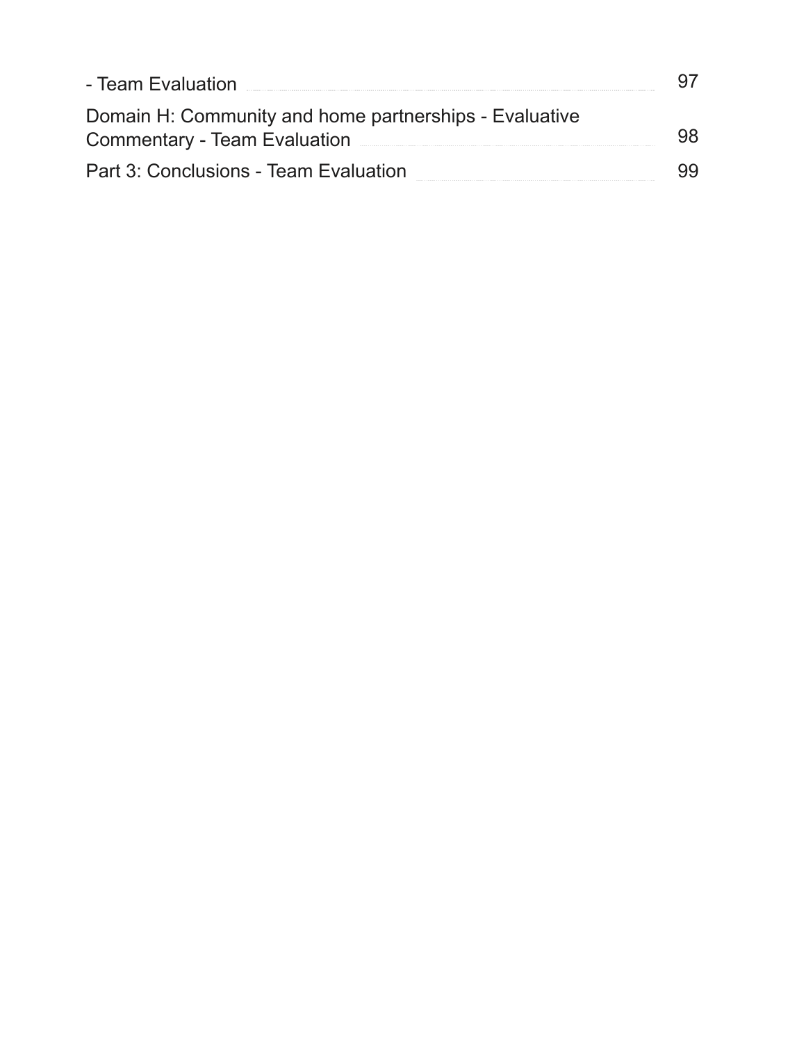- Team Evaluation ........ 97

Domain H: Community and home partnerships - Evaluative Commentary - Team Evaluation ........ 98

Part 3: Conclusions - Team Evaluation ........ 99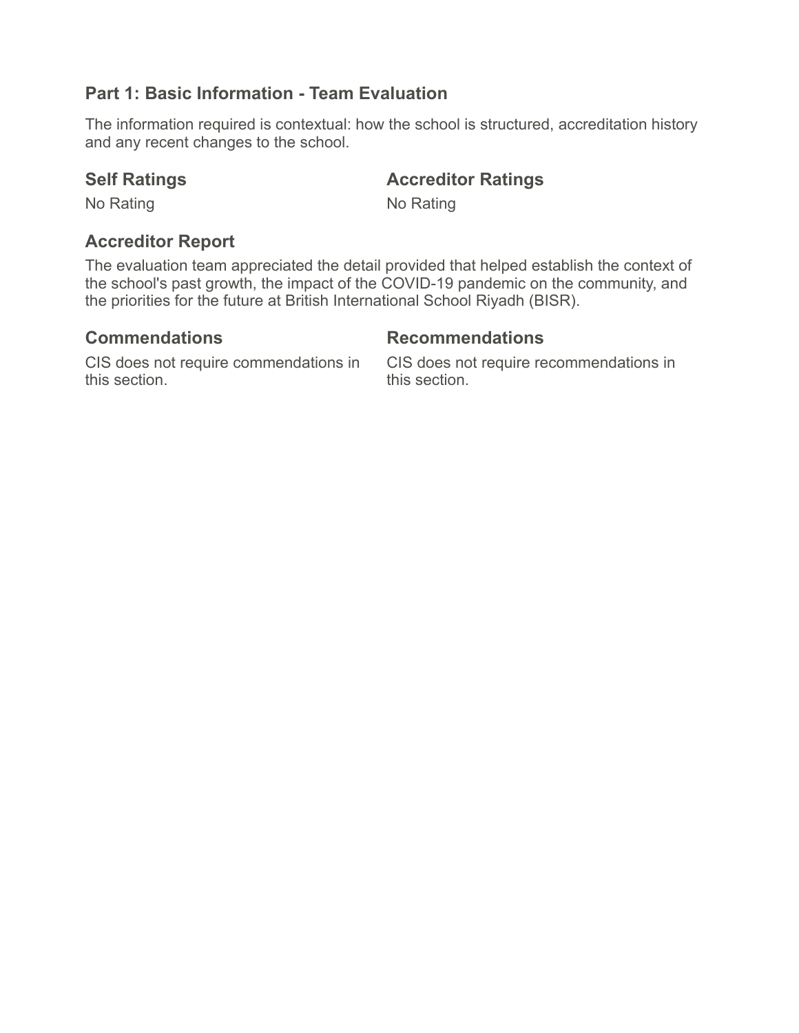## Part 1: Basic Information - Team Evaluation

The information required is contextual: how the school is structured, accreditation history and any recent changes to the school.

### Self Ratings

No Rating

### Accreditor Ratings

No Rating

### Accreditor Report

The evaluation team appreciated the detail provided that helped establish the context of the school's past growth, the impact of the COVID-19 pandemic on the community, and the priorities for the future at British International School Riyadh (BISR).

### Commendations

CIS does not require commendations in this section.

### Recommendations

CIS does not require recommendations in this section.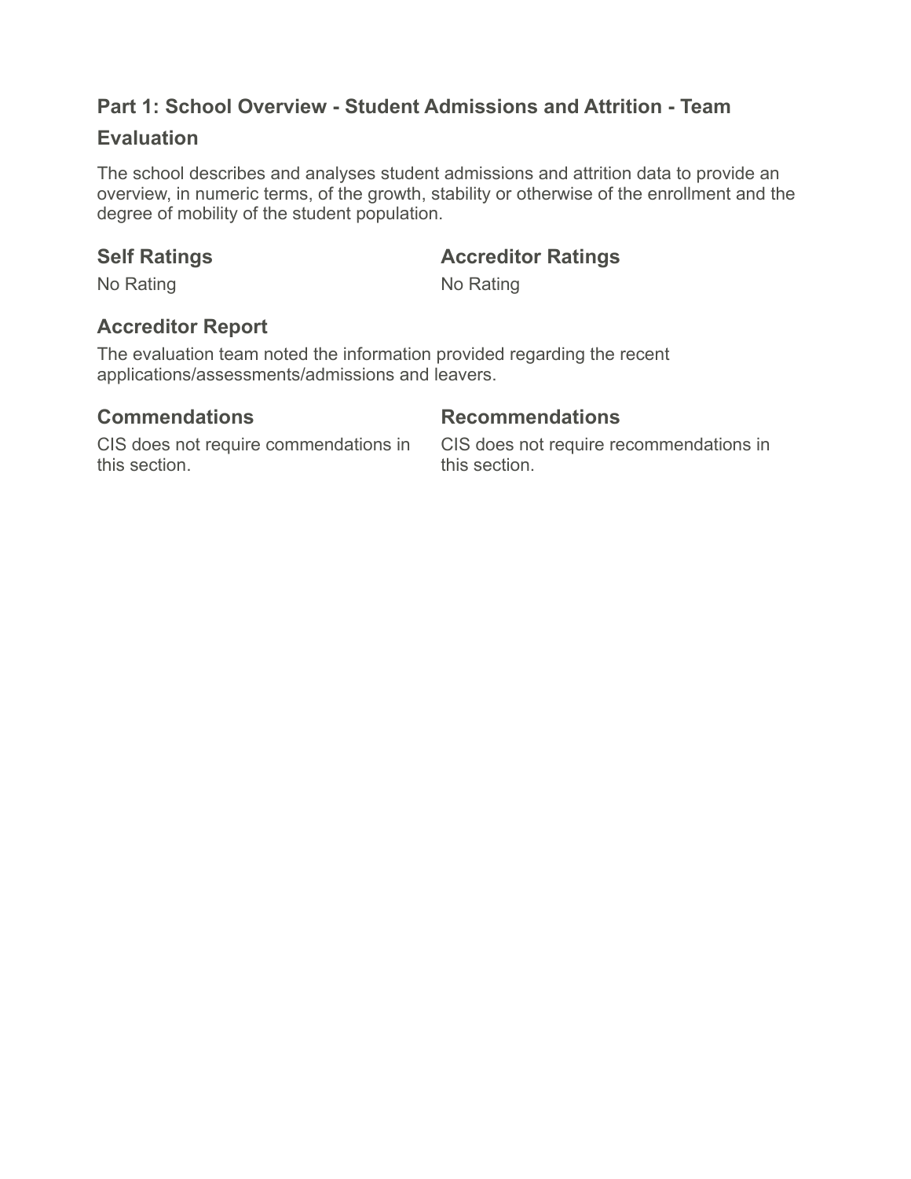## Part 1: School Overview - Student Admissions and Attrition - Team Evaluation

The school describes and analyses student admissions and attrition data to provide an overview, in numeric terms, of the growth, stability or otherwise of the enrollment and the degree of mobility of the student population.

### Self Ratings

No Rating

### Accreditor Ratings

No Rating

### Accreditor Report

The evaluation team noted the information provided regarding the recent applications/assessments/admissions and leavers.

### Commendations

CIS does not require commendations in this section.

### Recommendations

CIS does not require recommendations in this section.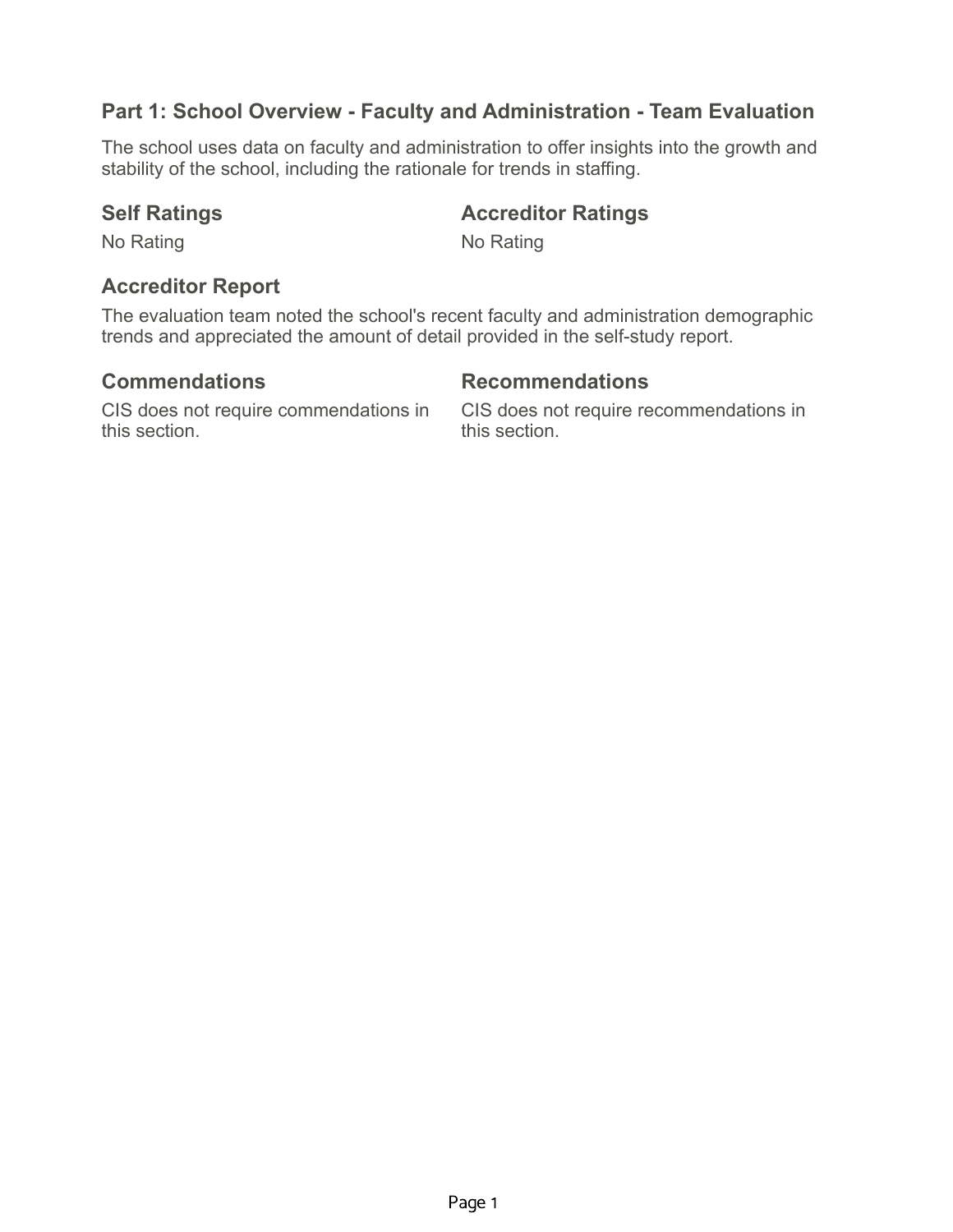## Part 1: School Overview - Faculty and Administration - Team Evaluation

The school uses data on faculty and administration to offer insights into the growth and stability of the school, including the rationale for trends in staffing.

### Self Ratings

No Rating

### Accreditor Ratings

No Rating

### Accreditor Report

The evaluation team noted the school's recent faculty and administration demographic trends and appreciated the amount of detail provided in the self-study report.

### Commendations

CIS does not require commendations in this section.

### Recommendations

CIS does not require recommendations in this section.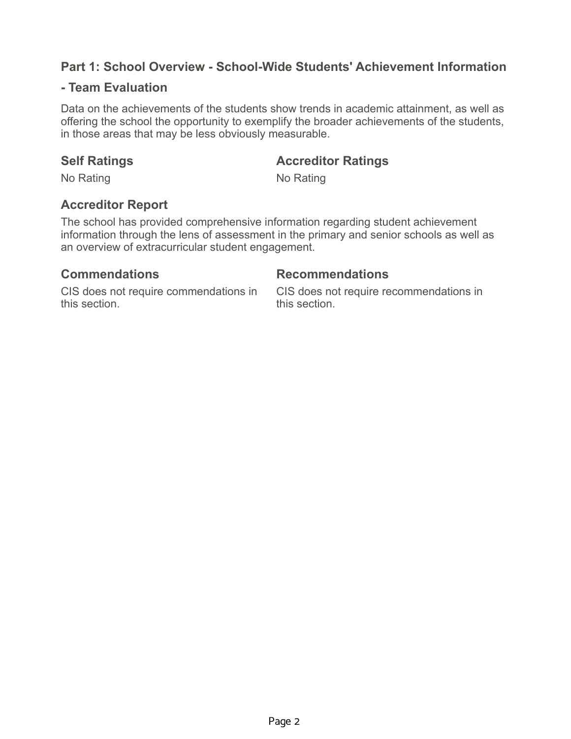## Part 1: School Overview - School-Wide Students' Achievement Information - Team Evaluation

Data on the achievements of the students show trends in academic attainment, as well as offering the school the opportunity to exemplify the broader achievements of the students, in those areas that may be less obviously measurable.

### Self Ratings

No Rating

### Accreditor Ratings

No Rating

### Accreditor Report

The school has provided comprehensive information regarding student achievement information through the lens of assessment in the primary and senior schools as well as an overview of extracurricular student engagement.

### Commendations

CIS does not require commendations in this section.

### Recommendations

CIS does not require recommendations in this section.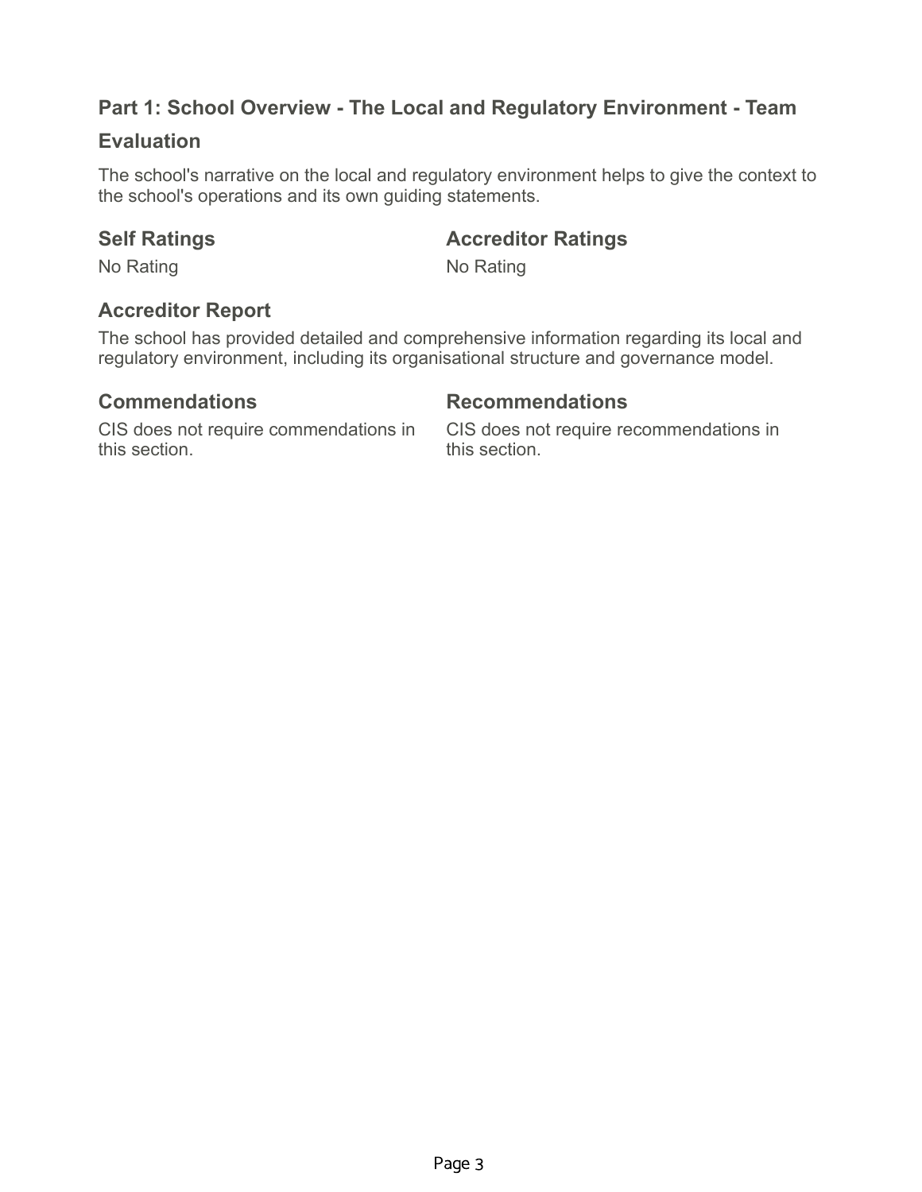## Part 1: School Overview - The Local and Regulatory Environment - Team Evaluation

The school's narrative on the local and regulatory environment helps to give the context to the school's operations and its own guiding statements.

### Self Ratings

No Rating

### Accreditor Ratings

No Rating

### Accreditor Report

The school has provided detailed and comprehensive information regarding its local and regulatory environment, including its organisational structure and governance model.

### Commendations

CIS does not require commendations in this section.

### Recommendations

CIS does not require recommendations in this section.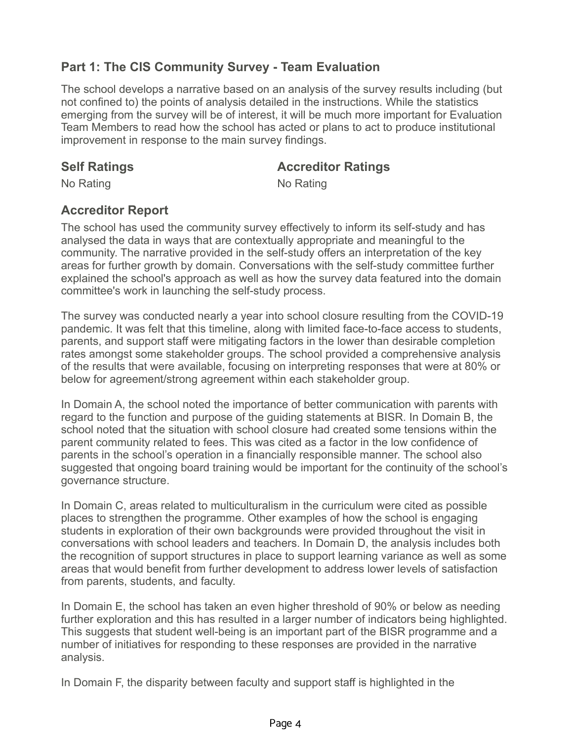## Part 1: The CIS Community Survey - Team Evaluation

The school develops a narrative based on an analysis of the survey results including (but not confined to) the points of analysis detailed in the instructions. While the statistics emerging from the survey will be of interest, it will be much more important for Evaluation Team Members to read how the school has acted or plans to act to produce institutional improvement in response to the main survey findings.

| **Self Ratings** | **Accreditor Ratings** |
| --- | --- |
| No Rating | No Rating |

### Accreditor Report

The school has used the community survey effectively to inform its self-study and has analysed the data in ways that are contextually appropriate and meaningful to the community. The narrative provided in the self-study offers an interpretation of the key areas for further growth by domain. Conversations with the self-study committee further explained the school's approach as well as how the survey data featured into the domain committee's work in launching the self-study process.

The survey was conducted nearly a year into school closure resulting from the COVID-19 pandemic. It was felt that this timeline, along with limited face-to-face access to students, parents, and support staff were mitigating factors in the lower than desirable completion rates amongst some stakeholder groups. The school provided a comprehensive analysis of the results that were available, focusing on interpreting responses that were at 80% or below for agreement/strong agreement within each stakeholder group.

In Domain A, the school noted the importance of better communication with parents with regard to the function and purpose of the guiding statements at BISR. In Domain B, the school noted that the situation with school closure had created some tensions within the parent community related to fees. This was cited as a factor in the low confidence of parents in the school's operation in a financially responsible manner. The school also suggested that ongoing board training would be important for the continuity of the school's governance structure.

In Domain C, areas related to multiculturalism in the curriculum were cited as possible places to strengthen the programme. Other examples of how the school is engaging students in exploration of their own backgrounds were provided throughout the visit in conversations with school leaders and teachers. In Domain D, the analysis includes both the recognition of support structures in place to support learning variance as well as some areas that would benefit from further development to address lower levels of satisfaction from parents, students, and faculty.

In Domain E, the school has taken an even higher threshold of 90% or below as needing further exploration and this has resulted in a larger number of indicators being highlighted. This suggests that student well-being is an important part of the BISR programme and a number of initiatives for responding to these responses are provided in the narrative analysis.

In Domain F, the disparity between faculty and support staff is highlighted in the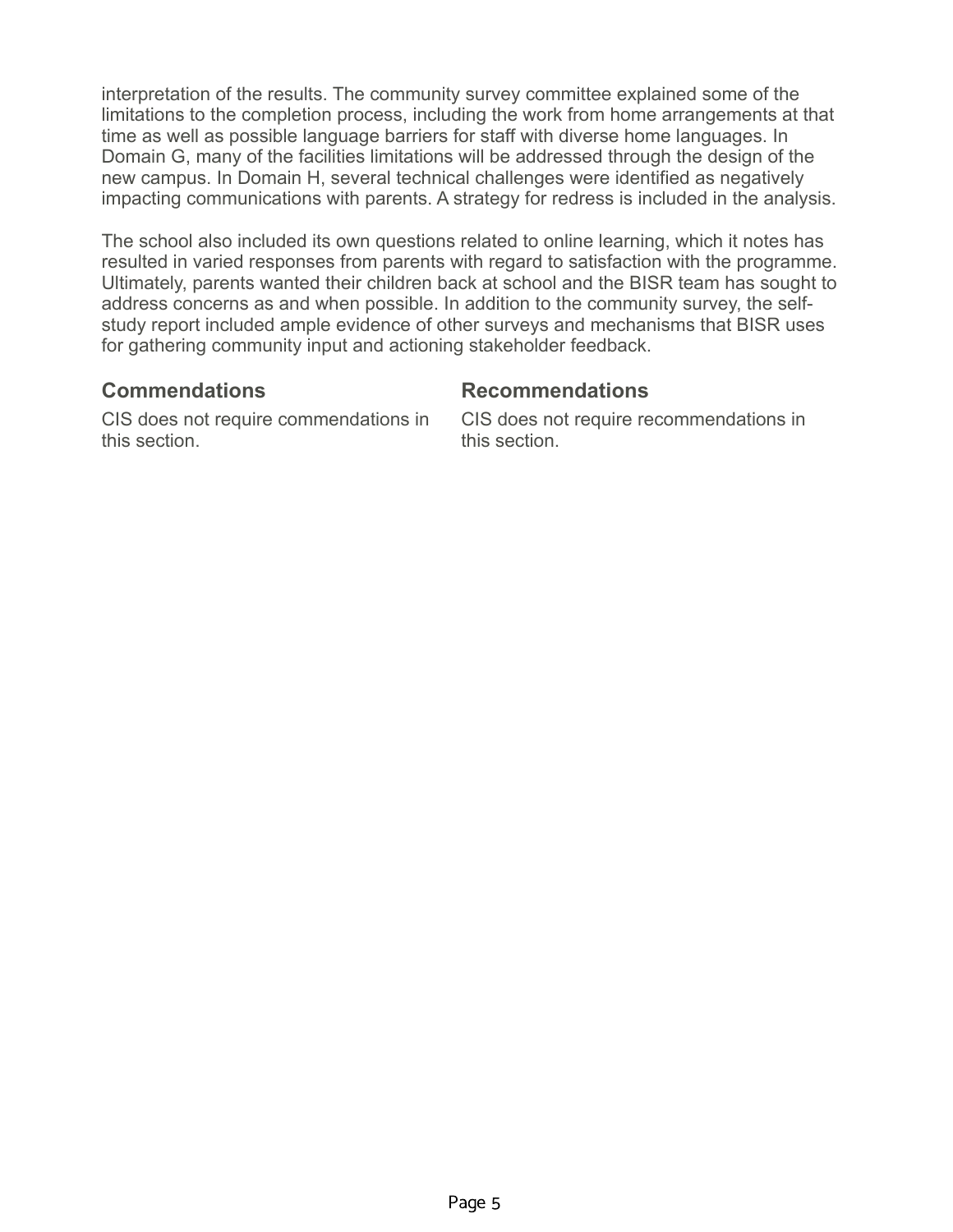interpretation of the results. The community survey committee explained some of the limitations to the completion process, including the work from home arrangements at that time as well as possible language barriers for staff with diverse home languages. In Domain G, many of the facilities limitations will be addressed through the design of the new campus. In Domain H, several technical challenges were identified as negatively impacting communications with parents. A strategy for redress is included in the analysis.

The school also included its own questions related to online learning, which it notes has resulted in varied responses from parents with regard to satisfaction with the programme. Ultimately, parents wanted their children back at school and the BISR team has sought to address concerns as and when possible. In addition to the community survey, the self-study report included ample evidence of other surveys and mechanisms that BISR uses for gathering community input and actioning stakeholder feedback.

### Commendations

CIS does not require commendations in this section.

### Recommendations

CIS does not require recommendations in this section.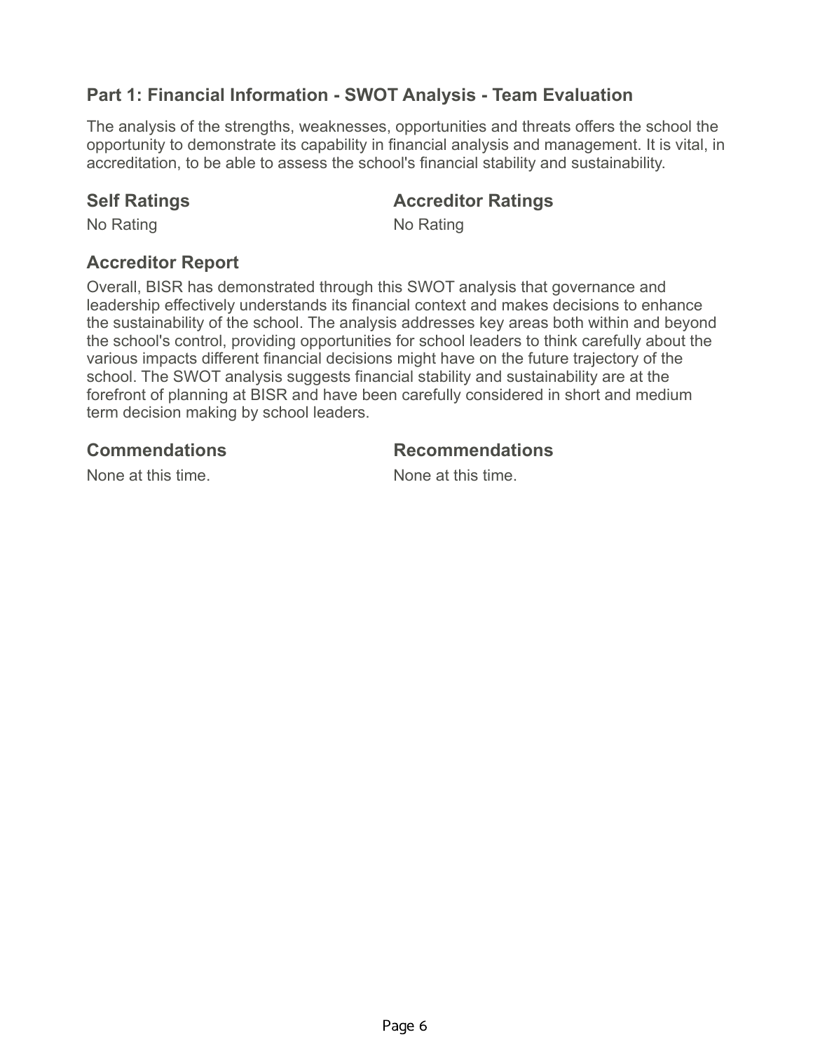## Part 1: Financial Information - SWOT Analysis - Team Evaluation

The analysis of the strengths, weaknesses, opportunities and threats offers the school the opportunity to demonstrate its capability in financial analysis and management. It is vital, in accreditation, to be able to assess the school's financial stability and sustainability.

### Self Ratings

No Rating

### Accreditor Ratings

No Rating

### Accreditor Report

Overall, BISR has demonstrated through this SWOT analysis that governance and leadership effectively understands its financial context and makes decisions to enhance the sustainability of the school. The analysis addresses key areas both within and beyond the school's control, providing opportunities for school leaders to think carefully about the various impacts different financial decisions might have on the future trajectory of the school. The SWOT analysis suggests financial stability and sustainability are at the forefront of planning at BISR and have been carefully considered in short and medium term decision making by school leaders.

### Commendations

None at this time.

### Recommendations

None at this time.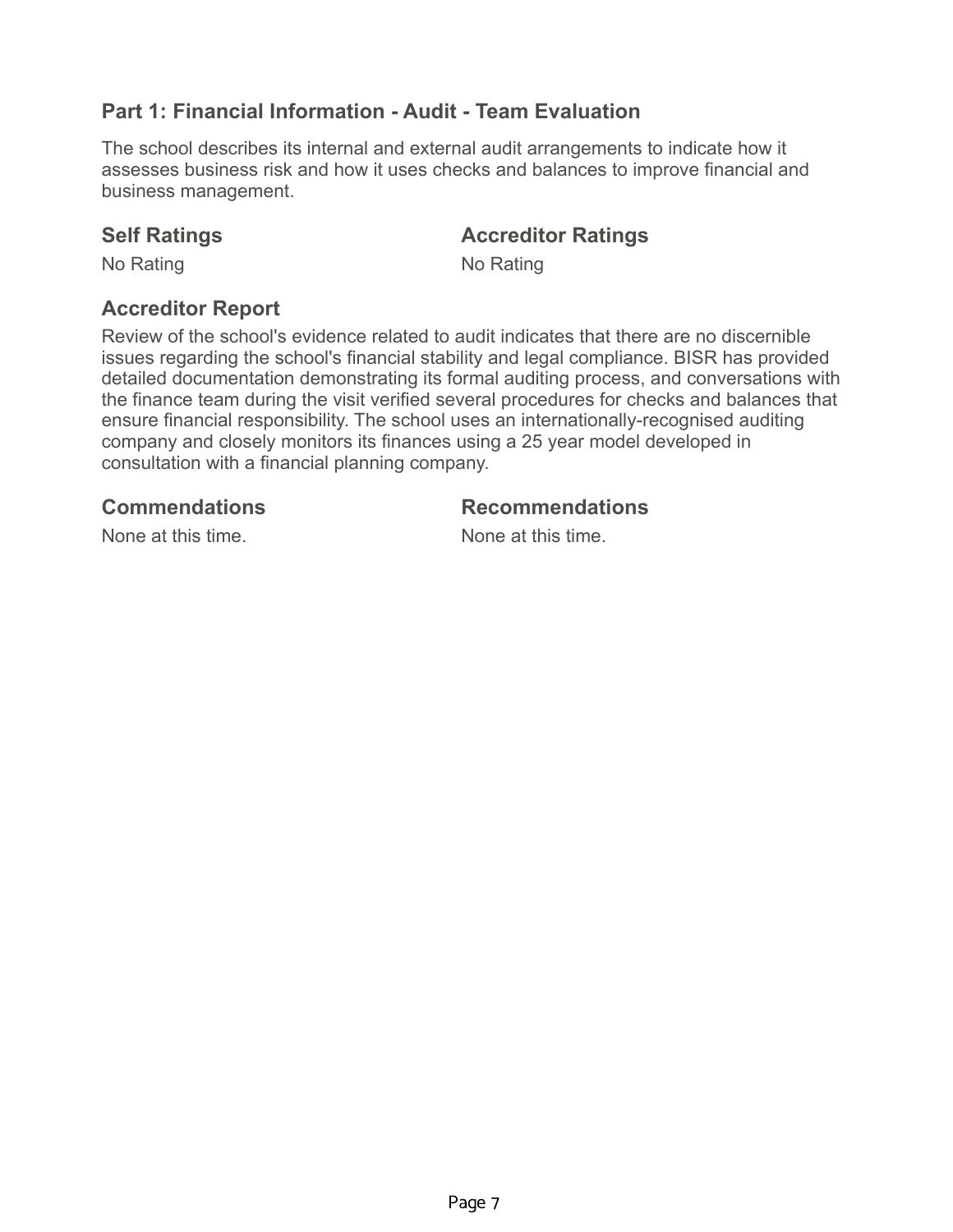## Part 1: Financial Information - Audit - Team Evaluation

The school describes its internal and external audit arrangements to indicate how it assesses business risk and how it uses checks and balances to improve financial and business management.

### Self Ratings

No Rating

### Accreditor Ratings

No Rating

### Accreditor Report

Review of the school's evidence related to audit indicates that there are no discernible issues regarding the school's financial stability and legal compliance. BISR has provided detailed documentation demonstrating its formal auditing process, and conversations with the finance team during the visit verified several procedures for checks and balances that ensure financial responsibility. The school uses an internationally-recognised auditing company and closely monitors its finances using a 25 year model developed in consultation with a financial planning company.

### Commendations

None at this time.

### Recommendations

None at this time.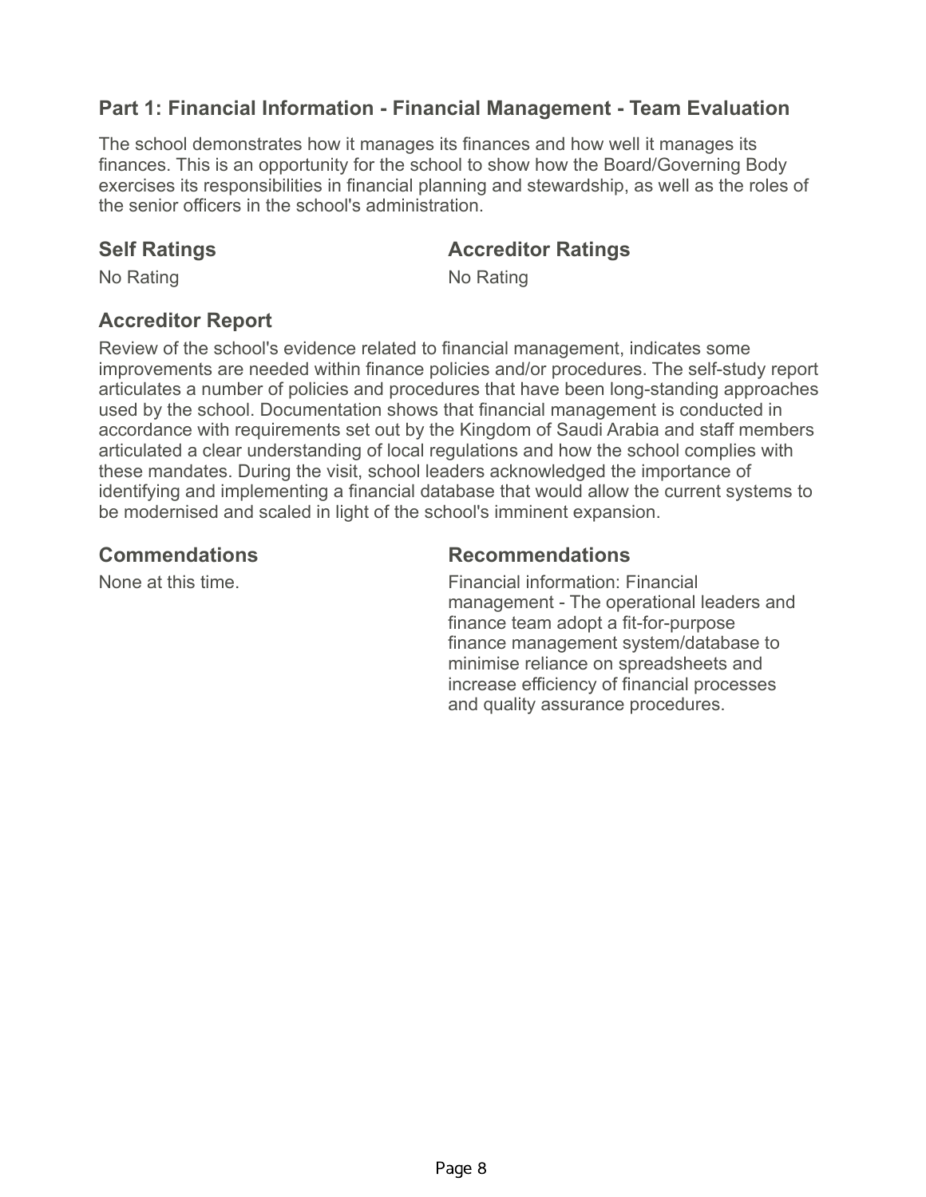## Part 1: Financial Information - Financial Management - Team Evaluation

The school demonstrates how it manages its finances and how well it manages its finances. This is an opportunity for the school to show how the Board/Governing Body exercises its responsibilities in financial planning and stewardship, as well as the roles of the senior officers in the school's administration.

### Self Ratings

No Rating

### Accreditor Ratings

No Rating

### Accreditor Report

Review of the school's evidence related to financial management, indicates some improvements are needed within finance policies and/or procedures. The self-study report articulates a number of policies and procedures that have been long-standing approaches used by the school. Documentation shows that financial management is conducted in accordance with requirements set out by the Kingdom of Saudi Arabia and staff members articulated a clear understanding of local regulations and how the school complies with these mandates. During the visit, school leaders acknowledged the importance of identifying and implementing a financial database that would allow the current systems to be modernised and scaled in light of the school's imminent expansion.

### Commendations

None at this time.

### Recommendations

Financial information: Financial management - The operational leaders and finance team adopt a fit-for-purpose finance management system/database to minimise reliance on spreadsheets and increase efficiency of financial processes and quality assurance procedures.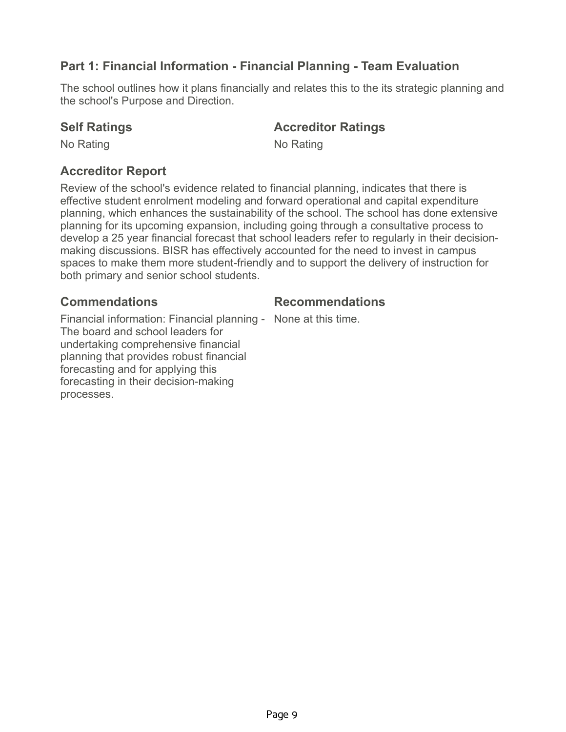## Part 1: Financial Information - Financial Planning - Team Evaluation

The school outlines how it plans financially and relates this to the its strategic planning and the school's Purpose and Direction.

### Self Ratings

No Rating

### Accreditor Ratings

No Rating

### Accreditor Report

Review of the school's evidence related to financial planning, indicates that there is effective student enrolment modeling and forward operational and capital expenditure planning, which enhances the sustainability of the school. The school has done extensive planning for its upcoming expansion, including going through a consultative process to develop a 25 year financial forecast that school leaders refer to regularly in their decision-making discussions. BISR has effectively accounted for the need to invest in campus spaces to make them more student-friendly and to support the delivery of instruction for both primary and senior school students.

### Commendations

Financial information: Financial planning - The board and school leaders for undertaking comprehensive financial planning that provides robust financial forecasting and for applying this forecasting in their decision-making processes.

### Recommendations

None at this time.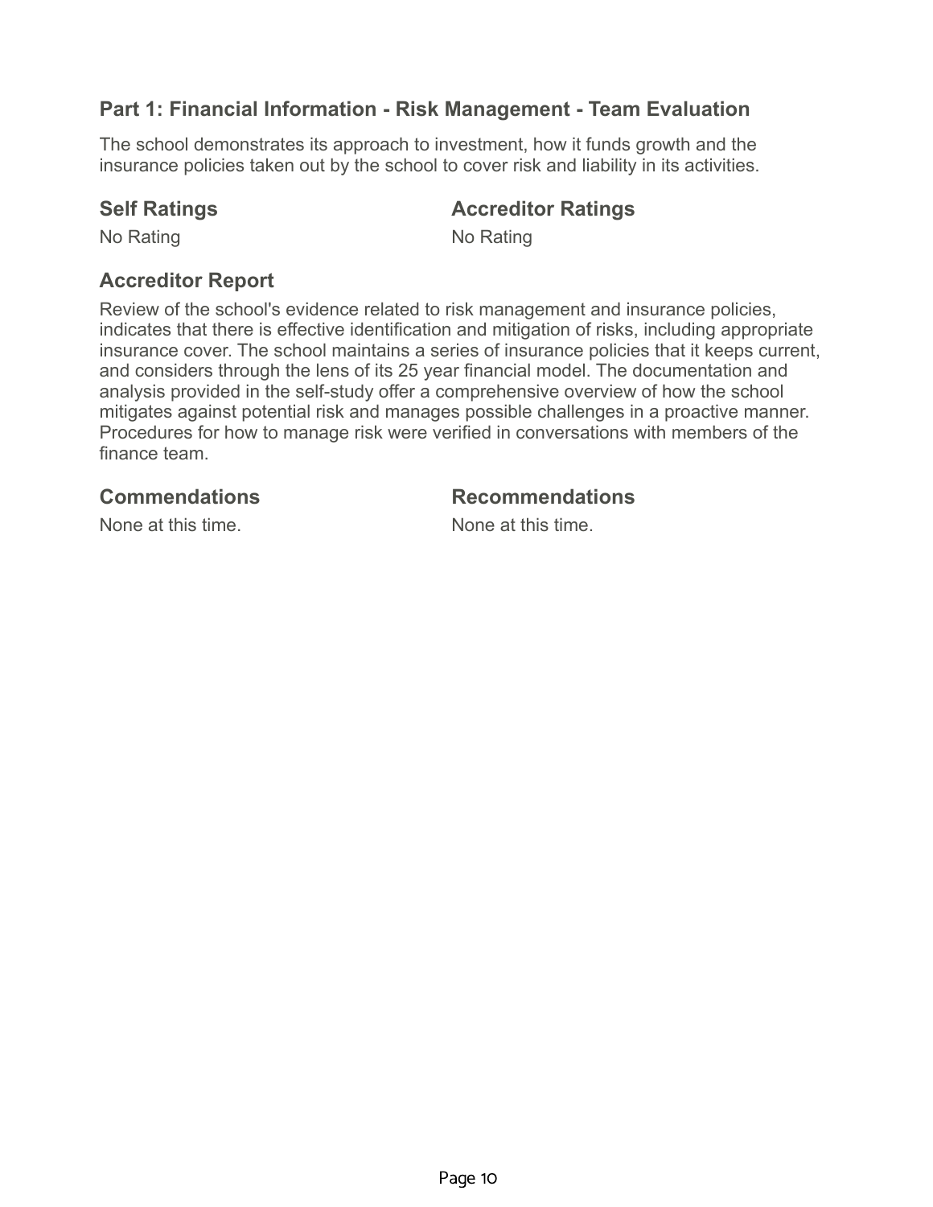## Part 1: Financial Information - Risk Management - Team Evaluation

The school demonstrates its approach to investment, how it funds growth and the insurance policies taken out by the school to cover risk and liability in its activities.

### Self Ratings

No Rating

### Accreditor Ratings

No Rating

### Accreditor Report

Review of the school's evidence related to risk management and insurance policies, indicates that there is effective identification and mitigation of risks, including appropriate insurance cover. The school maintains a series of insurance policies that it keeps current, and considers through the lens of its 25 year financial model. The documentation and analysis provided in the self-study offer a comprehensive overview of how the school mitigates against potential risk and manages possible challenges in a proactive manner. Procedures for how to manage risk were verified in conversations with members of the finance team.

### Commendations

None at this time.

### Recommendations

None at this time.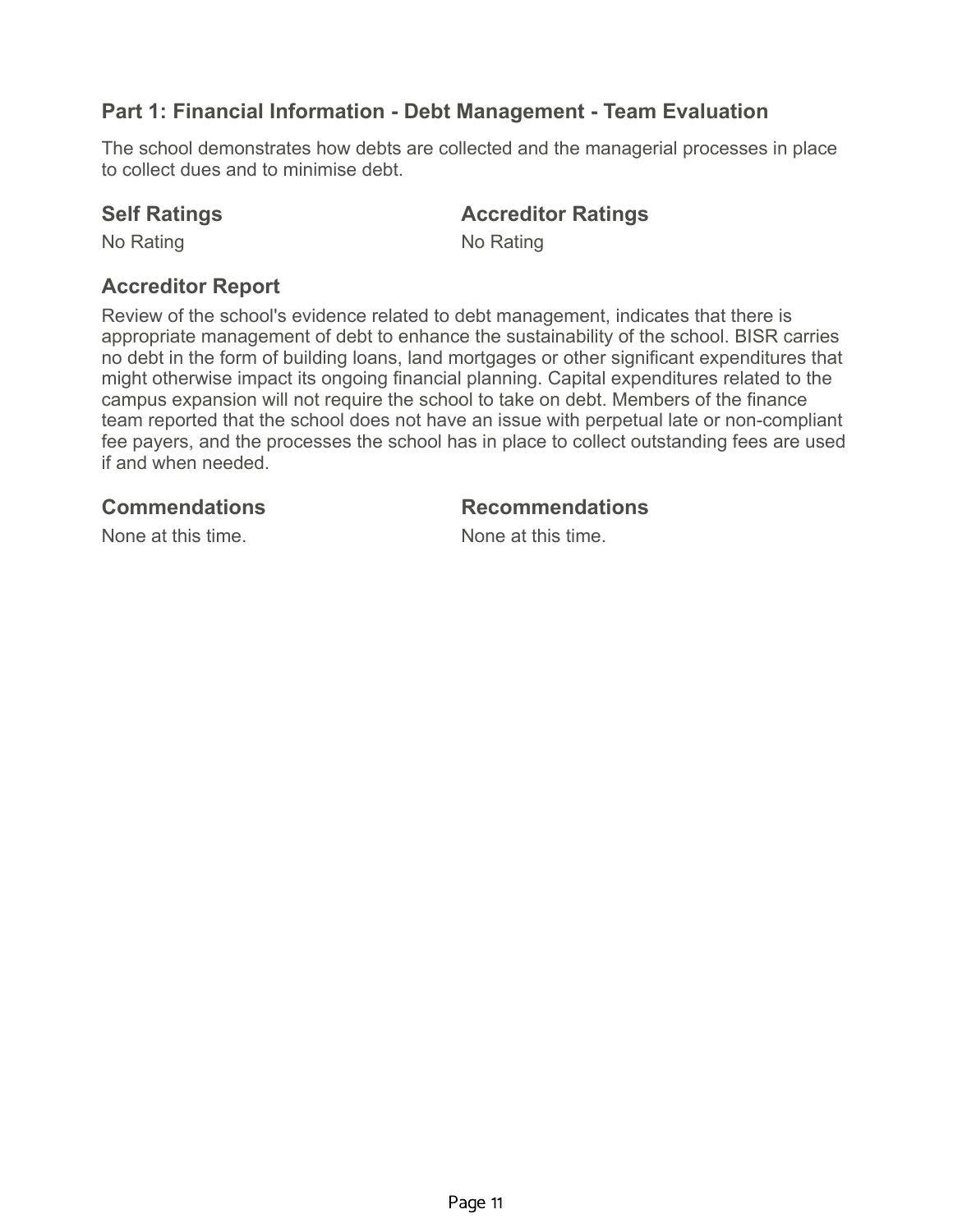## Part 1: Financial Information - Debt Management - Team Evaluation

The school demonstrates how debts are collected and the managerial processes in place to collect dues and to minimise debt.

### Self Ratings

No Rating

### Accreditor Ratings

No Rating

### Accreditor Report

Review of the school's evidence related to debt management, indicates that there is appropriate management of debt to enhance the sustainability of the school. BISR carries no debt in the form of building loans, land mortgages or other significant expenditures that might otherwise impact its ongoing financial planning. Capital expenditures related to the campus expansion will not require the school to take on debt. Members of the finance team reported that the school does not have an issue with perpetual late or non-compliant fee payers, and the processes the school has in place to collect outstanding fees are used if and when needed.

### Commendations

None at this time.

### Recommendations

None at this time.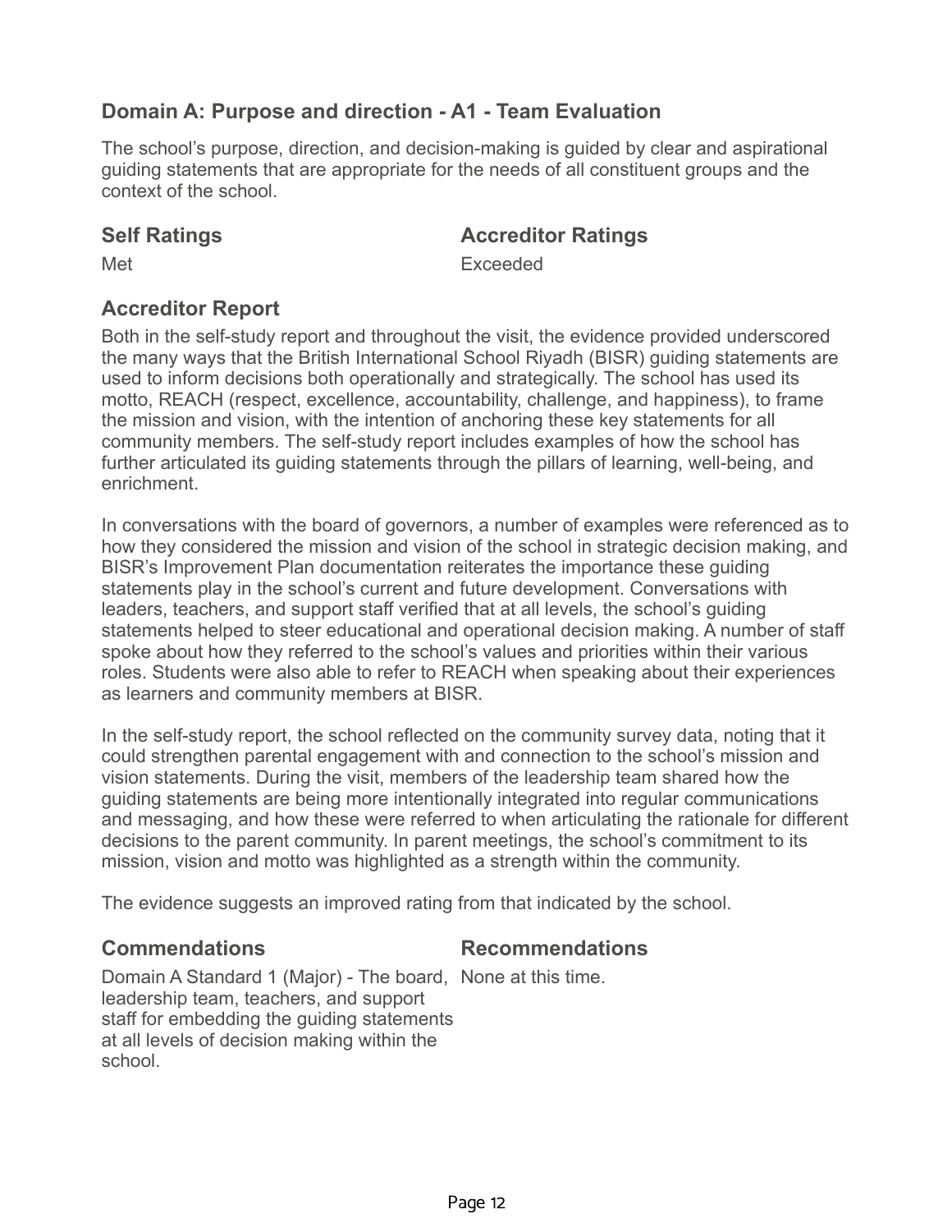## Domain A: Purpose and direction - A1 - Team Evaluation

The school's purpose, direction, and decision-making is guided by clear and aspirational guiding statements that are appropriate for the needs of all constituent groups and the context of the school.

| Self Ratings | Accreditor Ratings |
| --- | --- |
| Met | Exceeded |

### Accreditor Report

Both in the self-study report and throughout the visit, the evidence provided underscored the many ways that the British International School Riyadh (BISR) guiding statements are used to inform decisions both operationally and strategically. The school has used its motto, REACH (respect, excellence, accountability, challenge, and happiness), to frame the mission and vision, with the intention of anchoring these key statements for all community members. The self-study report includes examples of how the school has further articulated its guiding statements through the pillars of learning, well-being, and enrichment.

In conversations with the board of governors, a number of examples were referenced as to how they considered the mission and vision of the school in strategic decision making, and BISR's Improvement Plan documentation reiterates the importance these guiding statements play in the school's current and future development. Conversations with leaders, teachers, and support staff verified that at all levels, the school's guiding statements helped to steer educational and operational decision making. A number of staff spoke about how they referred to the school's values and priorities within their various roles. Students were also able to refer to REACH when speaking about their experiences as learners and community members at BISR.

In the self-study report, the school reflected on the community survey data, noting that it could strengthen parental engagement with and connection to the school's mission and vision statements. During the visit, members of the leadership team shared how the guiding statements are being more intentionally integrated into regular communications and messaging, and how these were referred to when articulating the rationale for different decisions to the parent community. In parent meetings, the school's commitment to its mission, vision and motto was highlighted as a strength within the community.

The evidence suggests an improved rating from that indicated by the school.

| Commendations | Recommendations |
| --- | --- |
| Domain A Standard 1 (Major) - The board, leadership team, teachers, and support staff for embedding the guiding statements at all levels of decision making within the school. | None at this time. |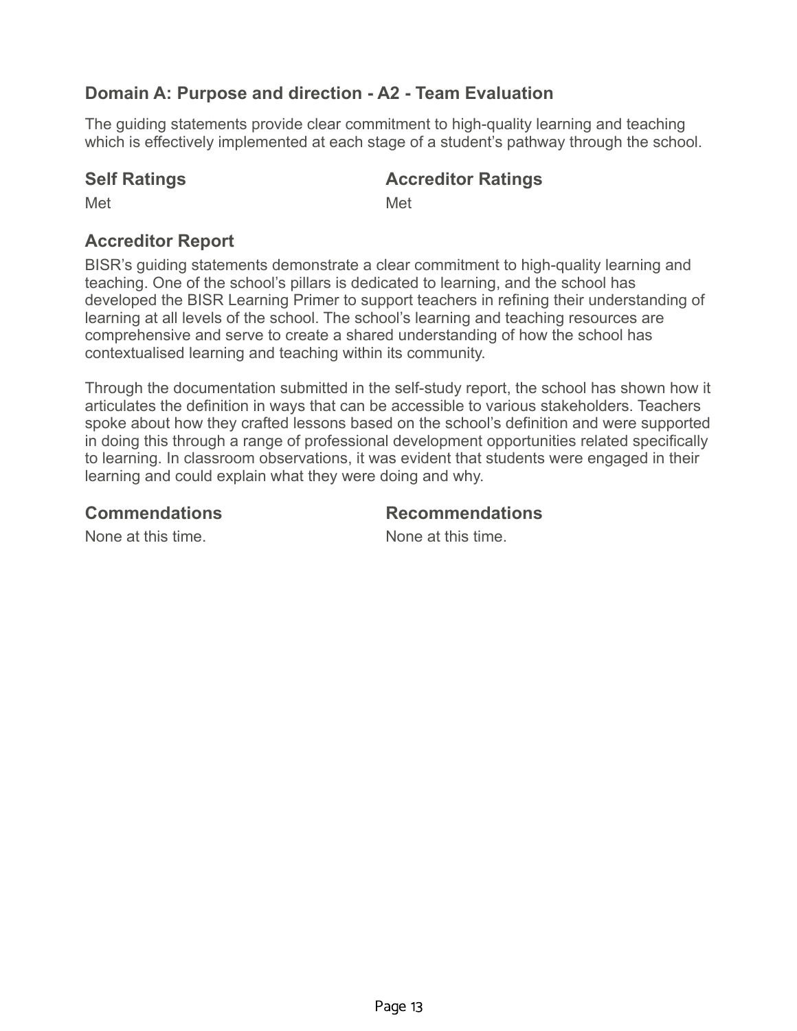## Domain A: Purpose and direction - A2 - Team Evaluation

The guiding statements provide clear commitment to high-quality learning and teaching which is effectively implemented at each stage of a student's pathway through the school.

### Self Ratings

Met

### Accreditor Ratings

Met

### Accreditor Report

BISR's guiding statements demonstrate a clear commitment to high-quality learning and teaching. One of the school's pillars is dedicated to learning, and the school has developed the BISR Learning Primer to support teachers in refining their understanding of learning at all levels of the school. The school's learning and teaching resources are comprehensive and serve to create a shared understanding of how the school has contextualised learning and teaching within its community.

Through the documentation submitted in the self-study report, the school has shown how it articulates the definition in ways that can be accessible to various stakeholders. Teachers spoke about how they crafted lessons based on the school's definition and were supported in doing this through a range of professional development opportunities related specifically to learning. In classroom observations, it was evident that students were engaged in their learning and could explain what they were doing and why.

### Commendations

None at this time.

### Recommendations

None at this time.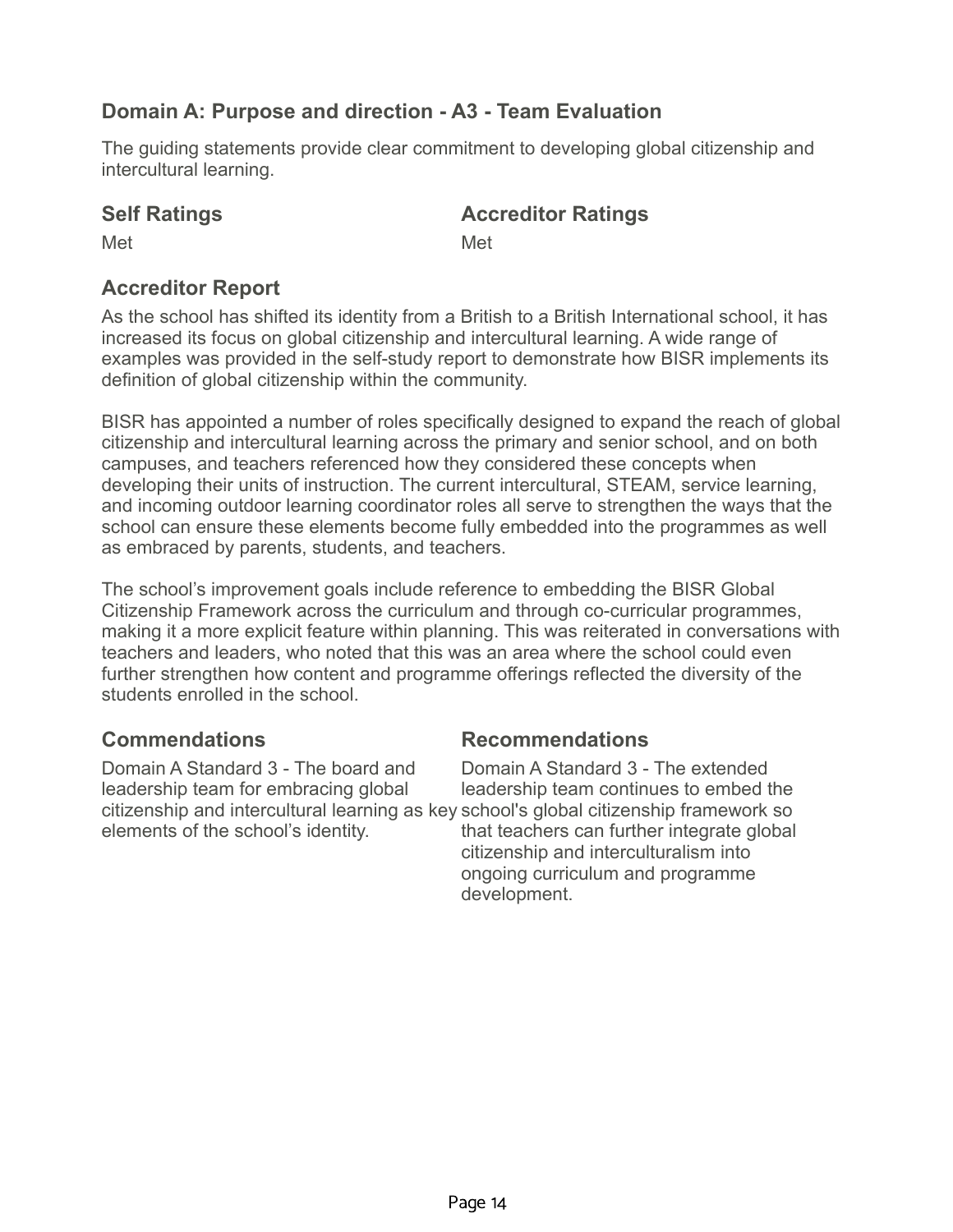## Domain A: Purpose and direction - A3 - Team Evaluation

The guiding statements provide clear commitment to developing global citizenship and intercultural learning.

### Self Ratings

Met

### Accreditor Ratings

Met

### Accreditor Report

As the school has shifted its identity from a British to a British International school, it has increased its focus on global citizenship and intercultural learning. A wide range of examples was provided in the self-study report to demonstrate how BISR implements its definition of global citizenship within the community.

BISR has appointed a number of roles specifically designed to expand the reach of global citizenship and intercultural learning across the primary and senior school, and on both campuses, and teachers referenced how they considered these concepts when developing their units of instruction. The current intercultural, STEAM, service learning, and incoming outdoor learning coordinator roles all serve to strengthen the ways that the school can ensure these elements become fully embedded into the programmes as well as embraced by parents, students, and teachers.

The school's improvement goals include reference to embedding the BISR Global Citizenship Framework across the curriculum and through co-curricular programmes, making it a more explicit feature within planning. This was reiterated in conversations with teachers and leaders, who noted that this was an area where the school could even further strengthen how content and programme offerings reflected the diversity of the students enrolled in the school.

### Commendations

Domain A Standard 3 - The board and leadership team for embracing global citizenship and intercultural learning as key elements of the school's identity.

### Recommendations

Domain A Standard 3 - The extended leadership team continues to embed the school's global citizenship framework so that teachers can further integrate global citizenship and interculturalism into ongoing curriculum and programme development.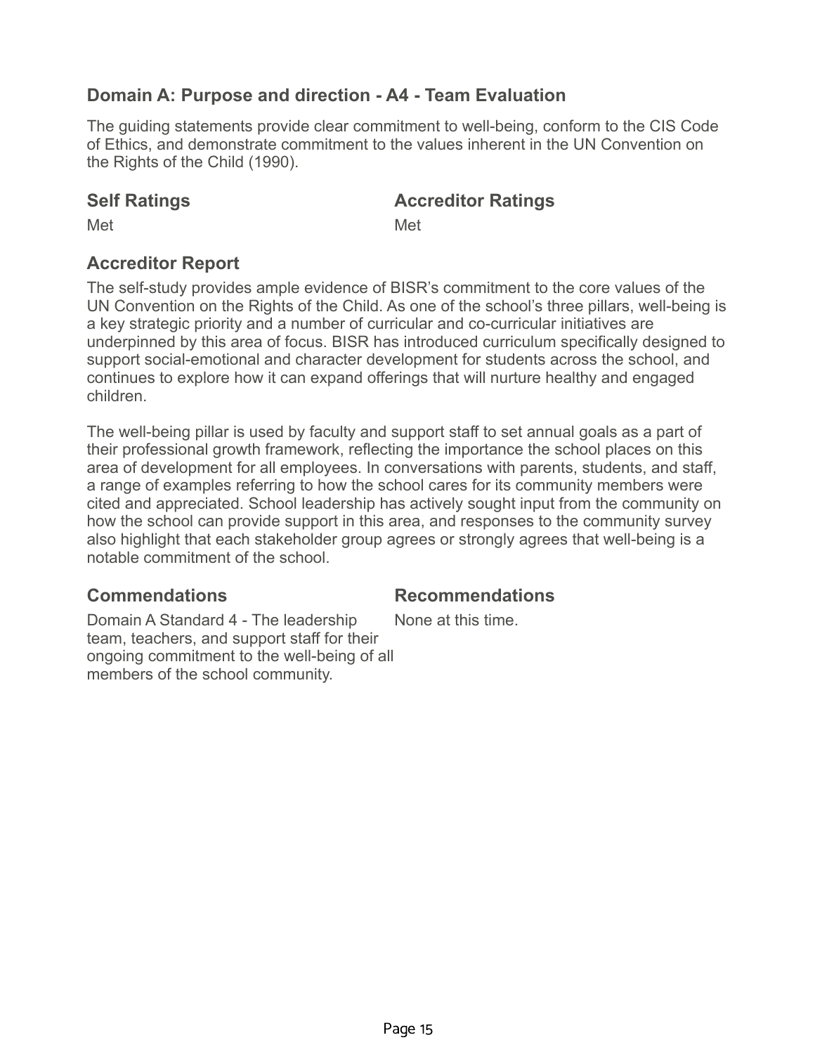## Domain A: Purpose and direction - A4 - Team Evaluation

The guiding statements provide clear commitment to well-being, conform to the CIS Code of Ethics, and demonstrate commitment to the values inherent in the UN Convention on the Rights of the Child (1990).

### Self Ratings

Met

### Accreditor Ratings

Met

### Accreditor Report

The self-study provides ample evidence of BISR's commitment to the core values of the UN Convention on the Rights of the Child. As one of the school's three pillars, well-being is a key strategic priority and a number of curricular and co-curricular initiatives are underpinned by this area of focus. BISR has introduced curriculum specifically designed to support social-emotional and character development for students across the school, and continues to explore how it can expand offerings that will nurture healthy and engaged children.

The well-being pillar is used by faculty and support staff to set annual goals as a part of their professional growth framework, reflecting the importance the school places on this area of development for all employees. In conversations with parents, students, and staff, a range of examples referring to how the school cares for its community members were cited and appreciated. School leadership has actively sought input from the community on how the school can provide support in this area, and responses to the community survey also highlight that each stakeholder group agrees or strongly agrees that well-being is a notable commitment of the school.

### Commendations

Domain A Standard 4 - The leadership team, teachers, and support staff for their ongoing commitment to the well-being of all members of the school community.

### Recommendations

None at this time.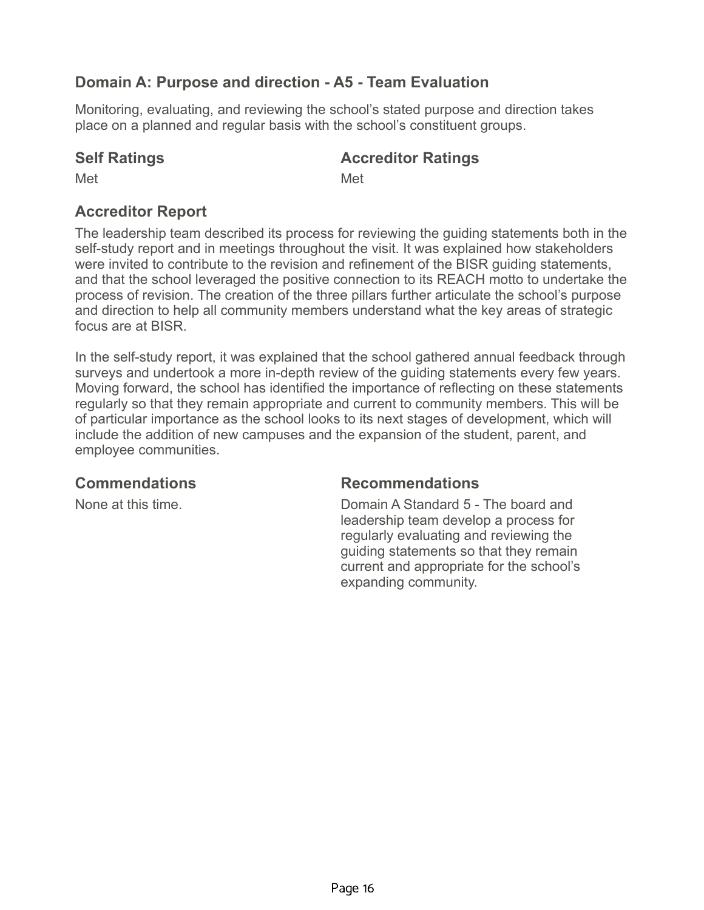## Domain A: Purpose and direction - A5 - Team Evaluation

Monitoring, evaluating, and reviewing the school's stated purpose and direction takes place on a planned and regular basis with the school's constituent groups.

### Self Ratings

Met

### Accreditor Ratings

Met

### Accreditor Report

The leadership team described its process for reviewing the guiding statements both in the self-study report and in meetings throughout the visit. It was explained how stakeholders were invited to contribute to the revision and refinement of the BISR guiding statements, and that the school leveraged the positive connection to its REACH motto to undertake the process of revision. The creation of the three pillars further articulate the school's purpose and direction to help all community members understand what the key areas of strategic focus are at BISR.

In the self-study report, it was explained that the school gathered annual feedback through surveys and undertook a more in-depth review of the guiding statements every few years. Moving forward, the school has identified the importance of reflecting on these statements regularly so that they remain appropriate and current to community members. This will be of particular importance as the school looks to its next stages of development, which will include the addition of new campuses and the expansion of the student, parent, and employee communities.

### Commendations

None at this time.

### Recommendations

Domain A Standard 5 - The board and leadership team develop a process for regularly evaluating and reviewing the guiding statements so that they remain current and appropriate for the school's expanding community.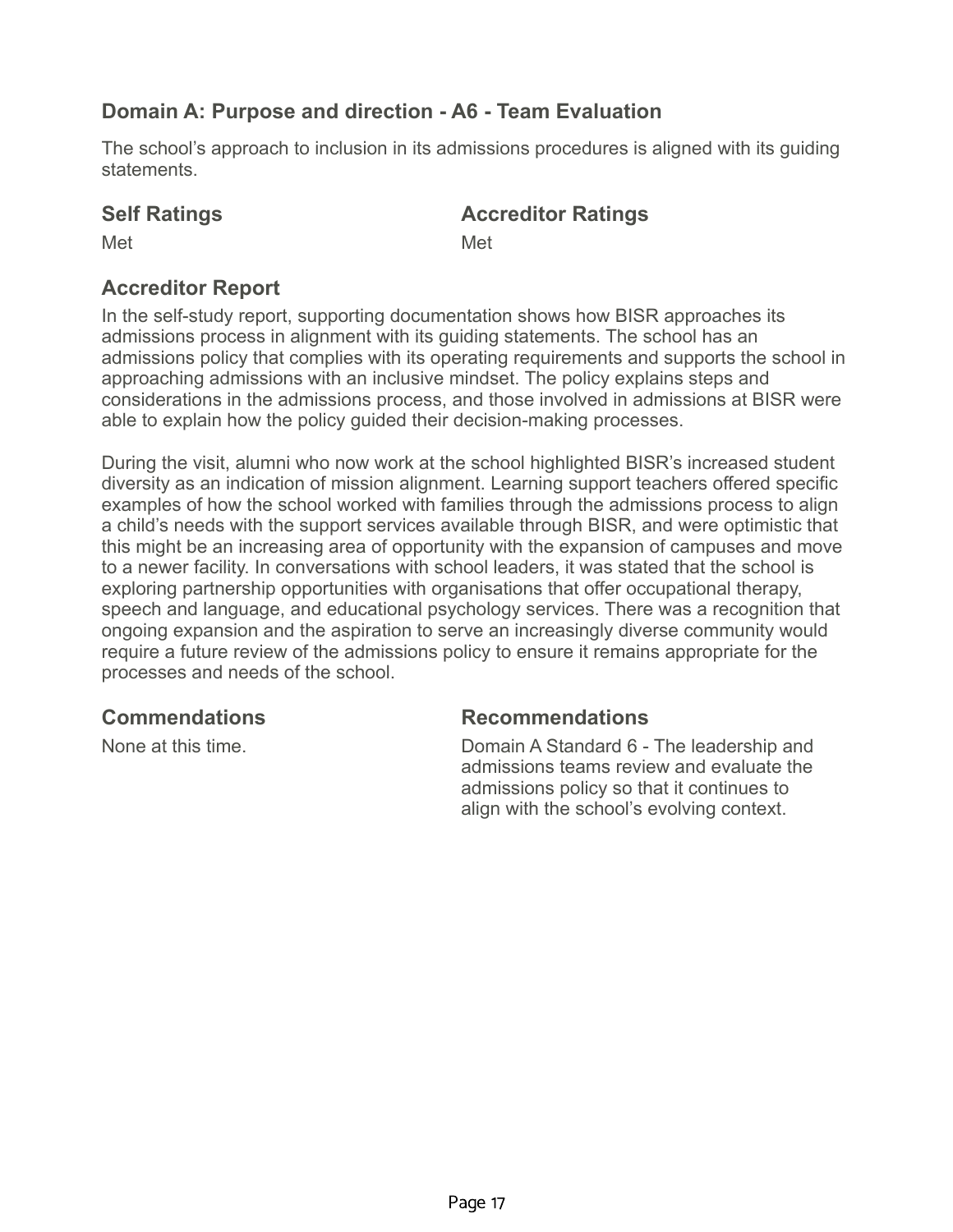## Domain A: Purpose and direction - A6 - Team Evaluation

The school's approach to inclusion in its admissions procedures is aligned with its guiding statements.

| Self Ratings | Accreditor Ratings |
|---|---|
| Met | Met |

### Accreditor Report

In the self-study report, supporting documentation shows how BISR approaches its admissions process in alignment with its guiding statements. The school has an admissions policy that complies with its operating requirements and supports the school in approaching admissions with an inclusive mindset. The policy explains steps and considerations in the admissions process, and those involved in admissions at BISR were able to explain how the policy guided their decision-making processes.

During the visit, alumni who now work at the school highlighted BISR's increased student diversity as an indication of mission alignment. Learning support teachers offered specific examples of how the school worked with families through the admissions process to align a child's needs with the support services available through BISR, and were optimistic that this might be an increasing area of opportunity with the expansion of campuses and move to a newer facility. In conversations with school leaders, it was stated that the school is exploring partnership opportunities with organisations that offer occupational therapy, speech and language, and educational psychology services. There was a recognition that ongoing expansion and the aspiration to serve an increasingly diverse community would require a future review of the admissions policy to ensure it remains appropriate for the processes and needs of the school.

| Commendations | Recommendations |
|---|---|
| None at this time. | Domain A Standard 6 - The leadership and admissions teams review and evaluate the admissions policy so that it continues to align with the school's evolving context. |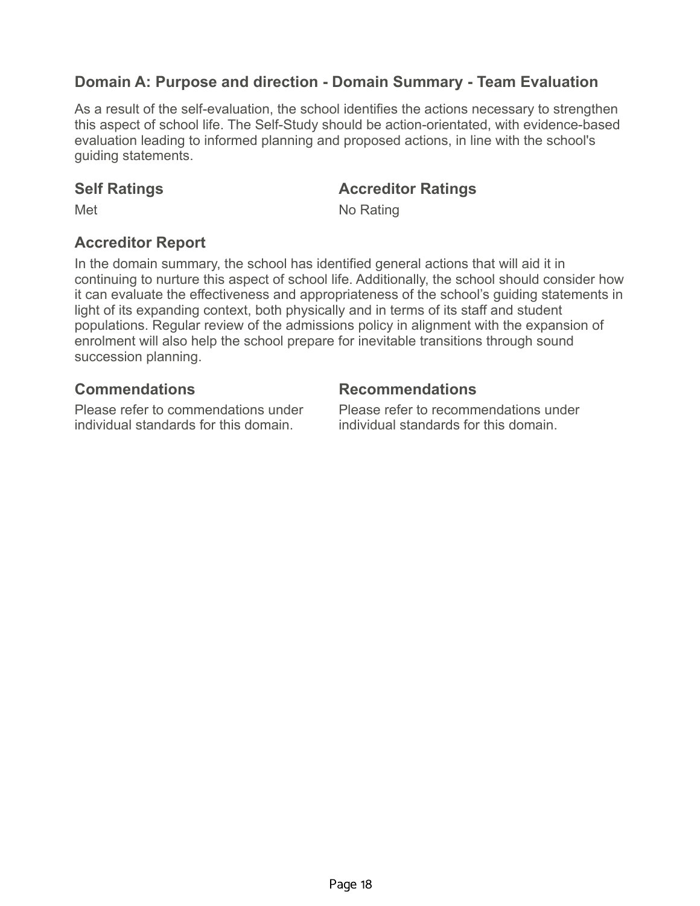## Domain A: Purpose and direction - Domain Summary - Team Evaluation

As a result of the self-evaluation, the school identifies the actions necessary to strengthen this aspect of school life. The Self-Study should be action-orientated, with evidence-based evaluation leading to informed planning and proposed actions, in line with the school's guiding statements.

### Self Ratings

Met

### Accreditor Ratings

No Rating

### Accreditor Report

In the domain summary, the school has identified general actions that will aid it in continuing to nurture this aspect of school life. Additionally, the school should consider how it can evaluate the effectiveness and appropriateness of the school's guiding statements in light of its expanding context, both physically and in terms of its staff and student populations. Regular review of the admissions policy in alignment with the expansion of enrolment will also help the school prepare for inevitable transitions through sound succession planning.

### Commendations

Please refer to commendations under individual standards for this domain.

### Recommendations

Please refer to recommendations under individual standards for this domain.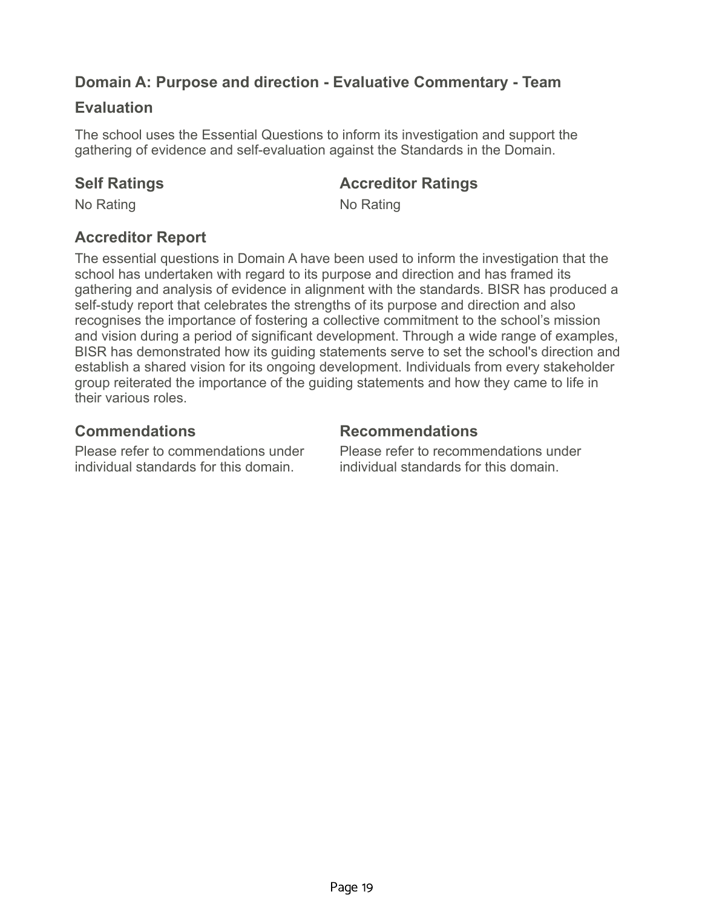## Domain A: Purpose and direction - Evaluative Commentary - Team Evaluation

The school uses the Essential Questions to inform its investigation and support the gathering of evidence and self-evaluation against the Standards in the Domain.

### Self Ratings

No Rating

### Accreditor Ratings

No Rating

### Accreditor Report

The essential questions in Domain A have been used to inform the investigation that the school has undertaken with regard to its purpose and direction and has framed its gathering and analysis of evidence in alignment with the standards. BISR has produced a self-study report that celebrates the strengths of its purpose and direction and also recognises the importance of fostering a collective commitment to the school's mission and vision during a period of significant development. Through a wide range of examples, BISR has demonstrated how its guiding statements serve to set the school's direction and establish a shared vision for its ongoing development. Individuals from every stakeholder group reiterated the importance of the guiding statements and how they came to life in their various roles.

### Commendations

Please refer to commendations under individual standards for this domain.

### Recommendations

Please refer to recommendations under individual standards for this domain.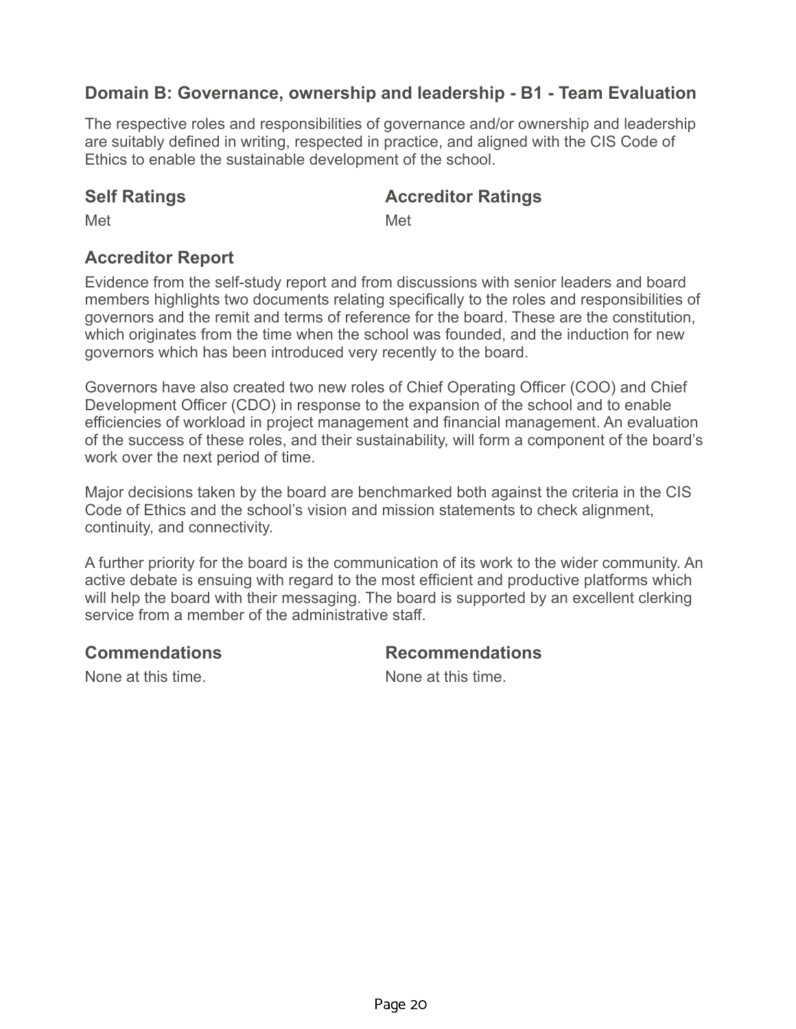## Domain B: Governance, ownership and leadership - B1 - Team Evaluation

The respective roles and responsibilities of governance and/or ownership and leadership are suitably defined in writing, respected in practice, and aligned with the CIS Code of Ethics to enable the sustainable development of the school.

### Self Ratings

Met

### Accreditor Ratings

Met

### Accreditor Report

Evidence from the self-study report and from discussions with senior leaders and board members highlights two documents relating specifically to the roles and responsibilities of governors and the remit and terms of reference for the board. These are the constitution, which originates from the time when the school was founded, and the induction for new governors which has been introduced very recently to the board.

Governors have also created two new roles of Chief Operating Officer (COO) and Chief Development Officer (CDO) in response to the expansion of the school and to enable efficiencies of workload in project management and financial management. An evaluation of the success of these roles, and their sustainability, will form a component of the board's work over the next period of time.

Major decisions taken by the board are benchmarked both against the criteria in the CIS Code of Ethics and the school's vision and mission statements to check alignment, continuity, and connectivity.

A further priority for the board is the communication of its work to the wider community. An active debate is ensuing with regard to the most efficient and productive platforms which will help the board with their messaging. The board is supported by an excellent clerking service from a member of the administrative staff.

### Commendations

None at this time.

### Recommendations

None at this time.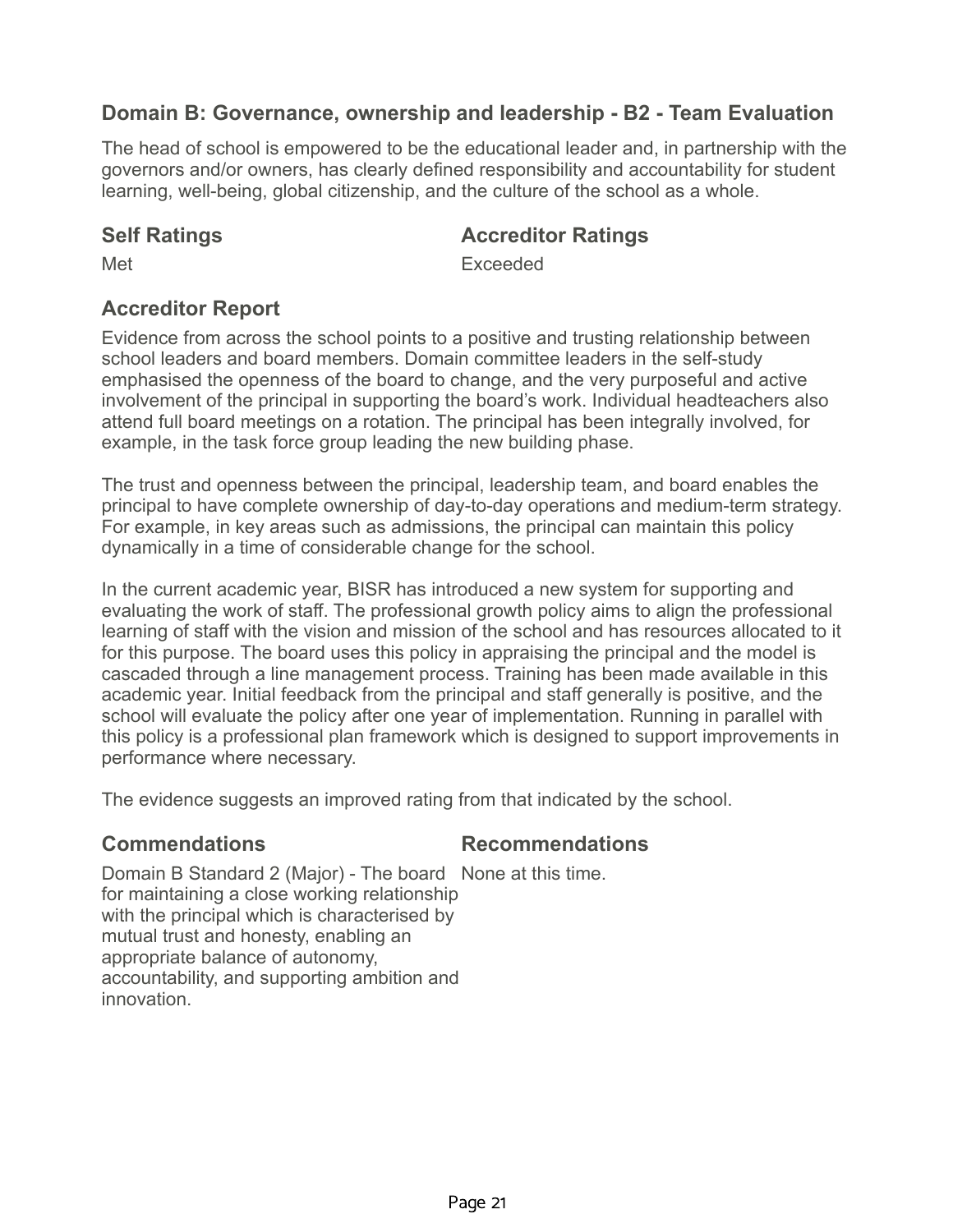## Domain B: Governance, ownership and leadership - B2 - Team Evaluation

The head of school is empowered to be the educational leader and, in partnership with the governors and/or owners, has clearly defined responsibility and accountability for student learning, well-being, global citizenship, and the culture of the school as a whole.

| Self Ratings | Accreditor Ratings |
| --- | --- |
| Met | Exceeded |

### Accreditor Report

Evidence from across the school points to a positive and trusting relationship between school leaders and board members. Domain committee leaders in the self-study emphasised the openness of the board to change, and the very purposeful and active involvement of the principal in supporting the board's work. Individual headteachers also attend full board meetings on a rotation. The principal has been integrally involved, for example, in the task force group leading the new building phase.

The trust and openness between the principal, leadership team, and board enables the principal to have complete ownership of day-to-day operations and medium-term strategy. For example, in key areas such as admissions, the principal can maintain this policy dynamically in a time of considerable change for the school.

In the current academic year, BISR has introduced a new system for supporting and evaluating the work of staff. The professional growth policy aims to align the professional learning of staff with the vision and mission of the school and has resources allocated to it for this purpose. The board uses this policy in appraising the principal and the model is cascaded through a line management process. Training has been made available in this academic year. Initial feedback from the principal and staff generally is positive, and the school will evaluate the policy after one year of implementation. Running in parallel with this policy is a professional plan framework which is designed to support improvements in performance where necessary.

The evidence suggests an improved rating from that indicated by the school.

| Commendations | Recommendations |
| --- | --- |
| Domain B Standard 2 (Major) - The board for maintaining a close working relationship with the principal which is characterised by mutual trust and honesty, enabling an appropriate balance of autonomy, accountability, and supporting ambition and innovation. | None at this time. |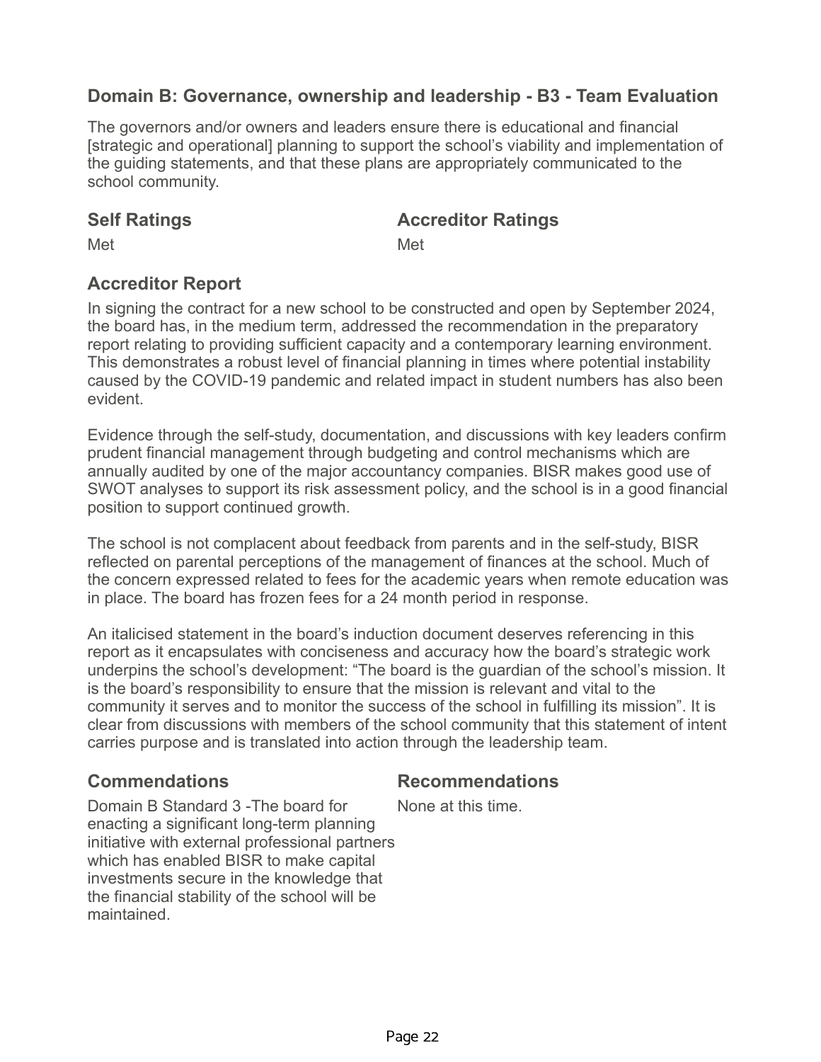## Domain B: Governance, ownership and leadership - B3 - Team Evaluation

The governors and/or owners and leaders ensure there is educational and financial [strategic and operational] planning to support the school's viability and implementation of the guiding statements, and that these plans are appropriately communicated to the school community.

| Self Ratings | Accreditor Ratings |
| --- | --- |
| Met | Met |

### Accreditor Report

In signing the contract for a new school to be constructed and open by September 2024, the board has, in the medium term, addressed the recommendation in the preparatory report relating to providing sufficient capacity and a contemporary learning environment. This demonstrates a robust level of financial planning in times where potential instability caused by the COVID-19 pandemic and related impact in student numbers has also been evident.

Evidence through the self-study, documentation, and discussions with key leaders confirm prudent financial management through budgeting and control mechanisms which are annually audited by one of the major accountancy companies. BISR makes good use of SWOT analyses to support its risk assessment policy, and the school is in a good financial position to support continued growth.

The school is not complacent about feedback from parents and in the self-study, BISR reflected on parental perceptions of the management of finances at the school. Much of the concern expressed related to fees for the academic years when remote education was in place. The board has frozen fees for a 24 month period in response.

An italicised statement in the board's induction document deserves referencing in this report as it encapsulates with conciseness and accuracy how the board's strategic work underpins the school's development: "The board is the guardian of the school's mission. It is the board's responsibility to ensure that the mission is relevant and vital to the community it serves and to monitor the success of the school in fulfilling its mission". It is clear from discussions with members of the school community that this statement of intent carries purpose and is translated into action through the leadership team.

| Commendations | Recommendations |
| --- | --- |
| Domain B Standard 3 -The board for enacting a significant long-term planning initiative with external professional partners which has enabled BISR to make capital investments secure in the knowledge that the financial stability of the school will be maintained. | None at this time. |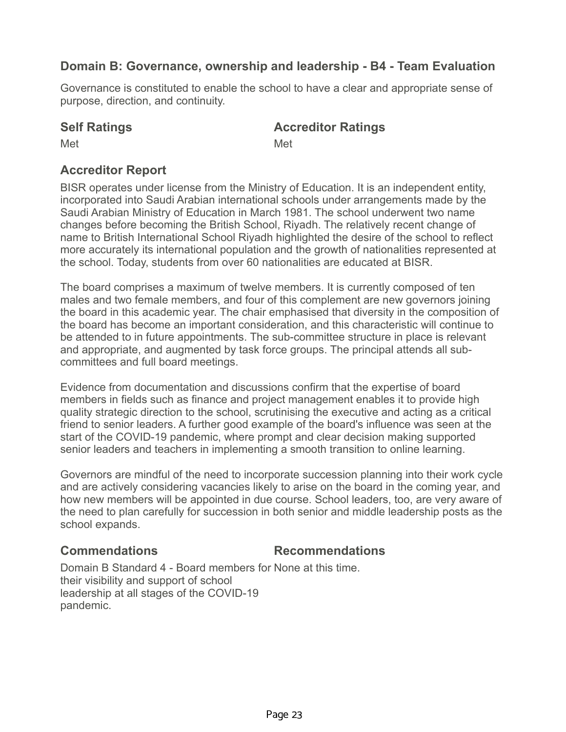## Domain B: Governance, ownership and leadership - B4 - Team Evaluation

Governance is constituted to enable the school to have a clear and appropriate sense of purpose, direction, and continuity.

| Self Ratings | Accreditor Ratings |
|---|---|
| Met | Met |

### Accreditor Report

BISR operates under license from the Ministry of Education. It is an independent entity, incorporated into Saudi Arabian international schools under arrangements made by the Saudi Arabian Ministry of Education in March 1981. The school underwent two name changes before becoming the British School, Riyadh. The relatively recent change of name to British International School Riyadh highlighted the desire of the school to reflect more accurately its international population and the growth of nationalities represented at the school. Today, students from over 60 nationalities are educated at BISR.

The board comprises a maximum of twelve members. It is currently composed of ten males and two female members, and four of this complement are new governors joining the board in this academic year. The chair emphasised that diversity in the composition of the board has become an important consideration, and this characteristic will continue to be attended to in future appointments. The sub-committee structure in place is relevant and appropriate, and augmented by task force groups. The principal attends all sub-committees and full board meetings.

Evidence from documentation and discussions confirm that the expertise of board members in fields such as finance and project management enables it to provide high quality strategic direction to the school, scrutinising the executive and acting as a critical friend to senior leaders. A further good example of the board's influence was seen at the start of the COVID-19 pandemic, where prompt and clear decision making supported senior leaders and teachers in implementing a smooth transition to online learning.

Governors are mindful of the need to incorporate succession planning into their work cycle and are actively considering vacancies likely to arise on the board in the coming year, and how new members will be appointed in due course. School leaders, too, are very aware of the need to plan carefully for succession in both senior and middle leadership posts as the school expands.

| Commendations | Recommendations |
|---|---|
| Domain B Standard 4 - Board members for their visibility and support of school leadership at all stages of the COVID-19 pandemic. | None at this time. |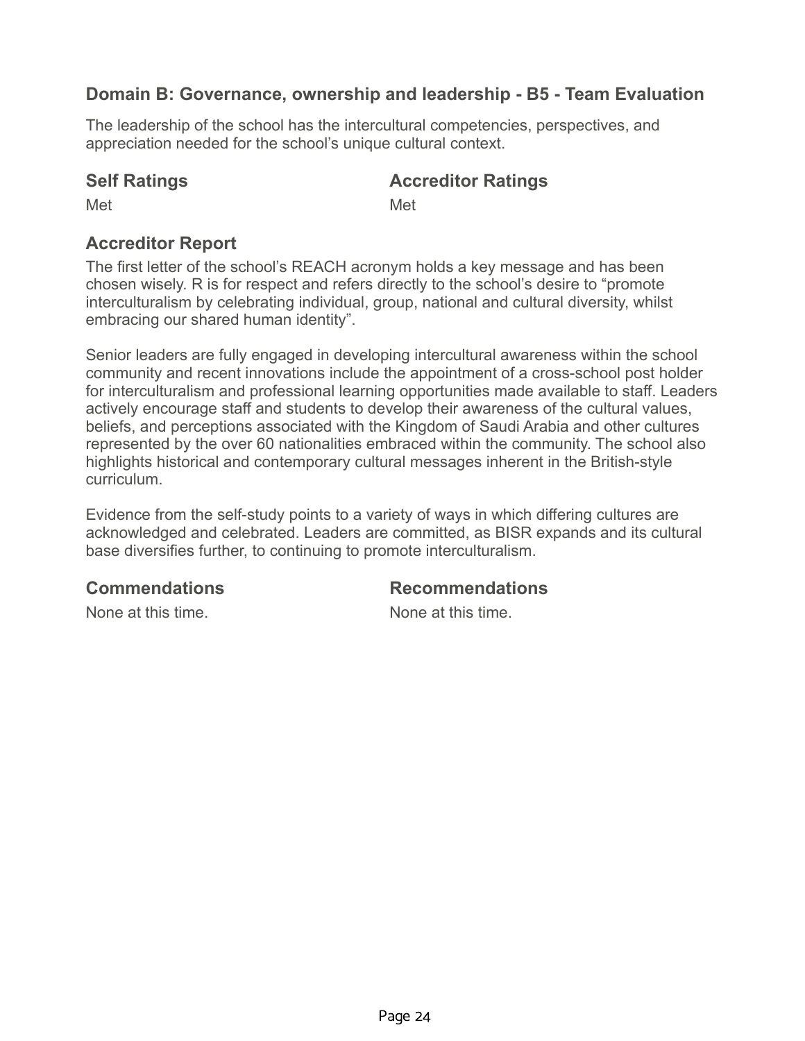## Domain B: Governance, ownership and leadership - B5 - Team Evaluation

The leadership of the school has the intercultural competencies, perspectives, and appreciation needed for the school's unique cultural context.

### Self Ratings

Met

### Accreditor Ratings

Met

### Accreditor Report

The first letter of the school's REACH acronym holds a key message and has been chosen wisely. R is for respect and refers directly to the school's desire to "promote interculturalism by celebrating individual, group, national and cultural diversity, whilst embracing our shared human identity".

Senior leaders are fully engaged in developing intercultural awareness within the school community and recent innovations include the appointment of a cross-school post holder for interculturalism and professional learning opportunities made available to staff. Leaders actively encourage staff and students to develop their awareness of the cultural values, beliefs, and perceptions associated with the Kingdom of Saudi Arabia and other cultures represented by the over 60 nationalities embraced within the community. The school also highlights historical and contemporary cultural messages inherent in the British-style curriculum.

Evidence from the self-study points to a variety of ways in which differing cultures are acknowledged and celebrated. Leaders are committed, as BISR expands and its cultural base diversifies further, to continuing to promote interculturalism.

### Commendations

None at this time.

### Recommendations

None at this time.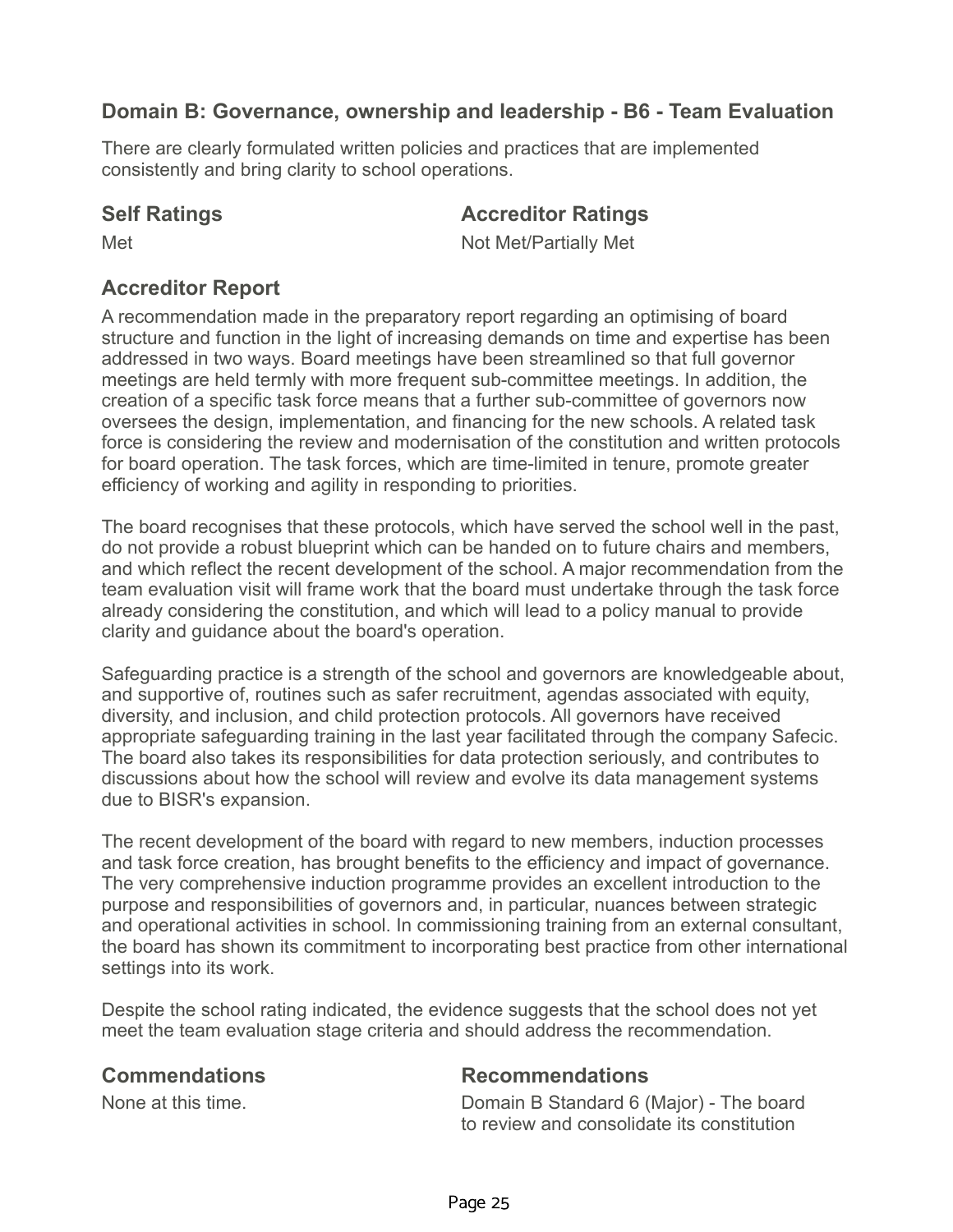## Domain B: Governance, ownership and leadership - B6 - Team Evaluation

There are clearly formulated written policies and practices that are implemented consistently and bring clarity to school operations.

### Self Ratings

Met

### Accreditor Ratings

Not Met/Partially Met

### Accreditor Report

A recommendation made in the preparatory report regarding an optimising of board structure and function in the light of increasing demands on time and expertise has been addressed in two ways. Board meetings have been streamlined so that full governor meetings are held termly with more frequent sub-committee meetings. In addition, the creation of a specific task force means that a further sub-committee of governors now oversees the design, implementation, and financing for the new schools. A related task force is considering the review and modernisation of the constitution and written protocols for board operation. The task forces, which are time-limited in tenure, promote greater efficiency of working and agility in responding to priorities.

The board recognises that these protocols, which have served the school well in the past, do not provide a robust blueprint which can be handed on to future chairs and members, and which reflect the recent development of the school. A major recommendation from the team evaluation visit will frame work that the board must undertake through the task force already considering the constitution, and which will lead to a policy manual to provide clarity and guidance about the board's operation.

Safeguarding practice is a strength of the school and governors are knowledgeable about, and supportive of, routines such as safer recruitment, agendas associated with equity, diversity, and inclusion, and child protection protocols. All governors have received appropriate safeguarding training in the last year facilitated through the company Safecic. The board also takes its responsibilities for data protection seriously, and contributes to discussions about how the school will review and evolve its data management systems due to BISR's expansion.

The recent development of the board with regard to new members, induction processes and task force creation, has brought benefits to the efficiency and impact of governance. The very comprehensive induction programme provides an excellent introduction to the purpose and responsibilities of governors and, in particular, nuances between strategic and operational activities in school. In commissioning training from an external consultant, the board has shown its commitment to incorporating best practice from other international settings into its work.

Despite the school rating indicated, the evidence suggests that the school does not yet meet the team evaluation stage criteria and should address the recommendation.

### Commendations

None at this time.

### Recommendations

Domain B Standard 6 (Major) - The board to review and consolidate its constitution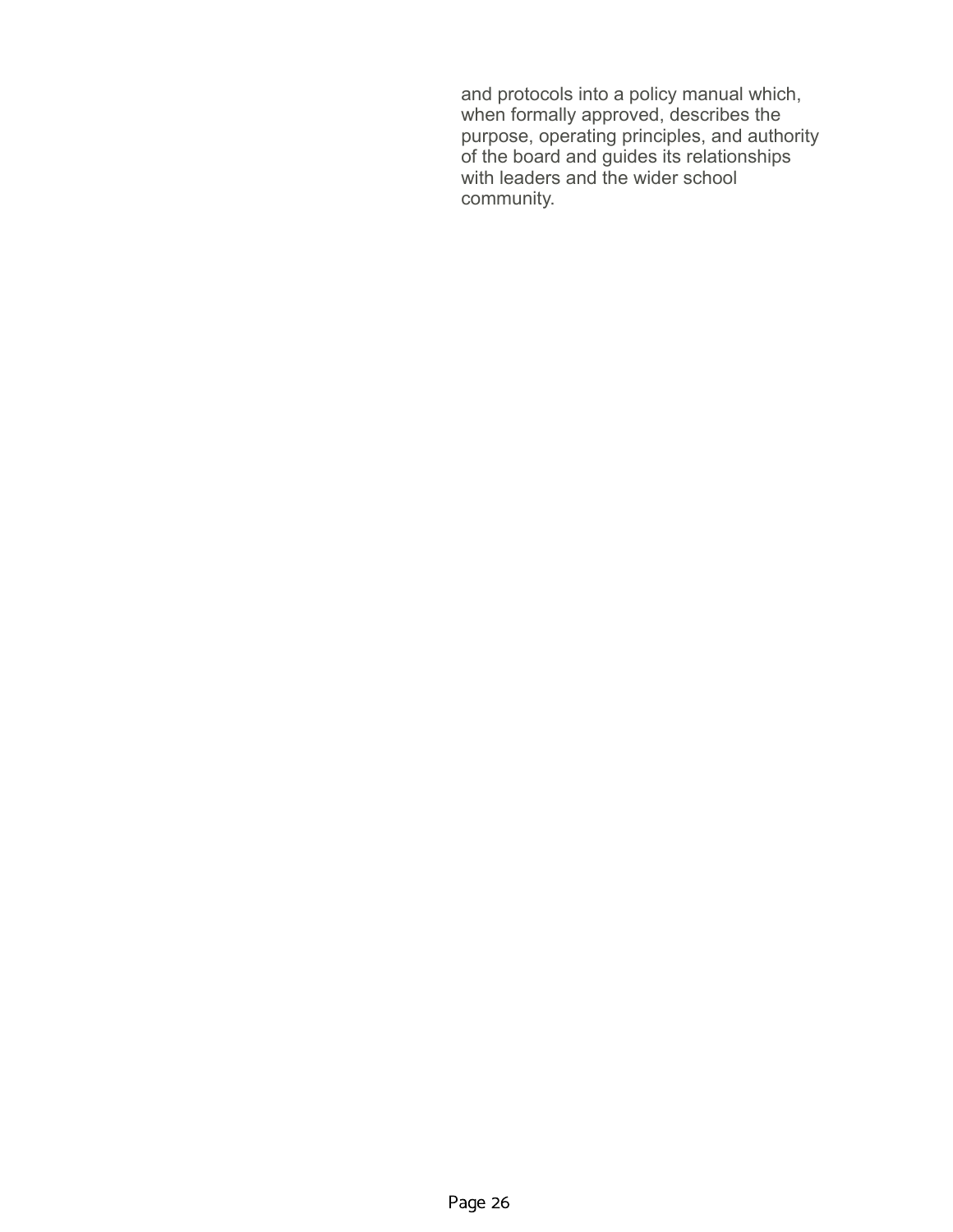and protocols into a policy manual which, when formally approved, describes the purpose, operating principles, and authority of the board and guides its relationships with leaders and the wider school community.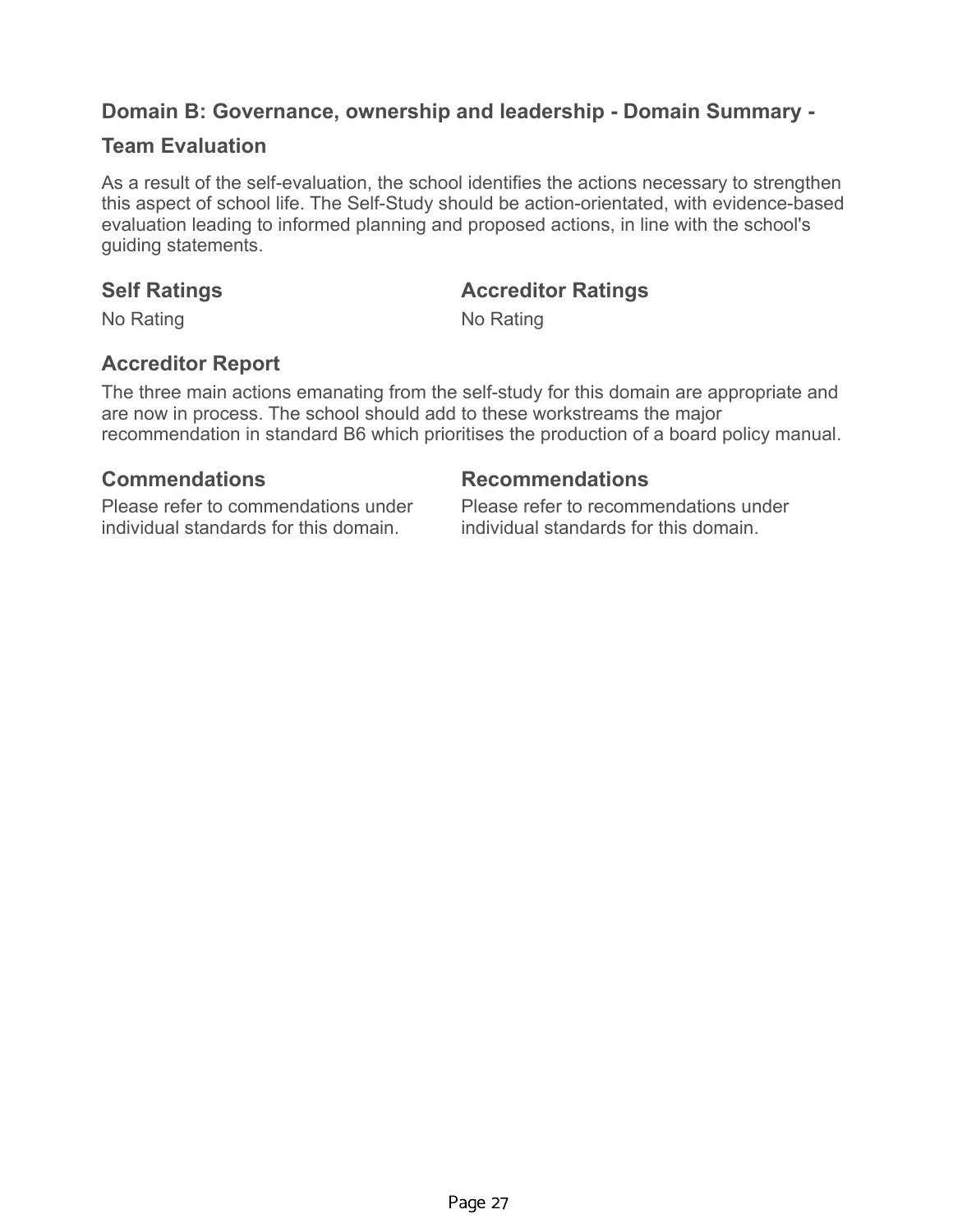## Domain B: Governance, ownership and leadership - Domain Summary - Team Evaluation

As a result of the self-evaluation, the school identifies the actions necessary to strengthen this aspect of school life. The Self-Study should be action-orientated, with evidence-based evaluation leading to informed planning and proposed actions, in line with the school's guiding statements.

### Self Ratings

No Rating

### Accreditor Ratings

No Rating

### Accreditor Report

The three main actions emanating from the self-study for this domain are appropriate and are now in process. The school should add to these workstreams the major recommendation in standard B6 which prioritises the production of a board policy manual.

### Commendations

Please refer to commendations under individual standards for this domain.

### Recommendations

Please refer to recommendations under individual standards for this domain.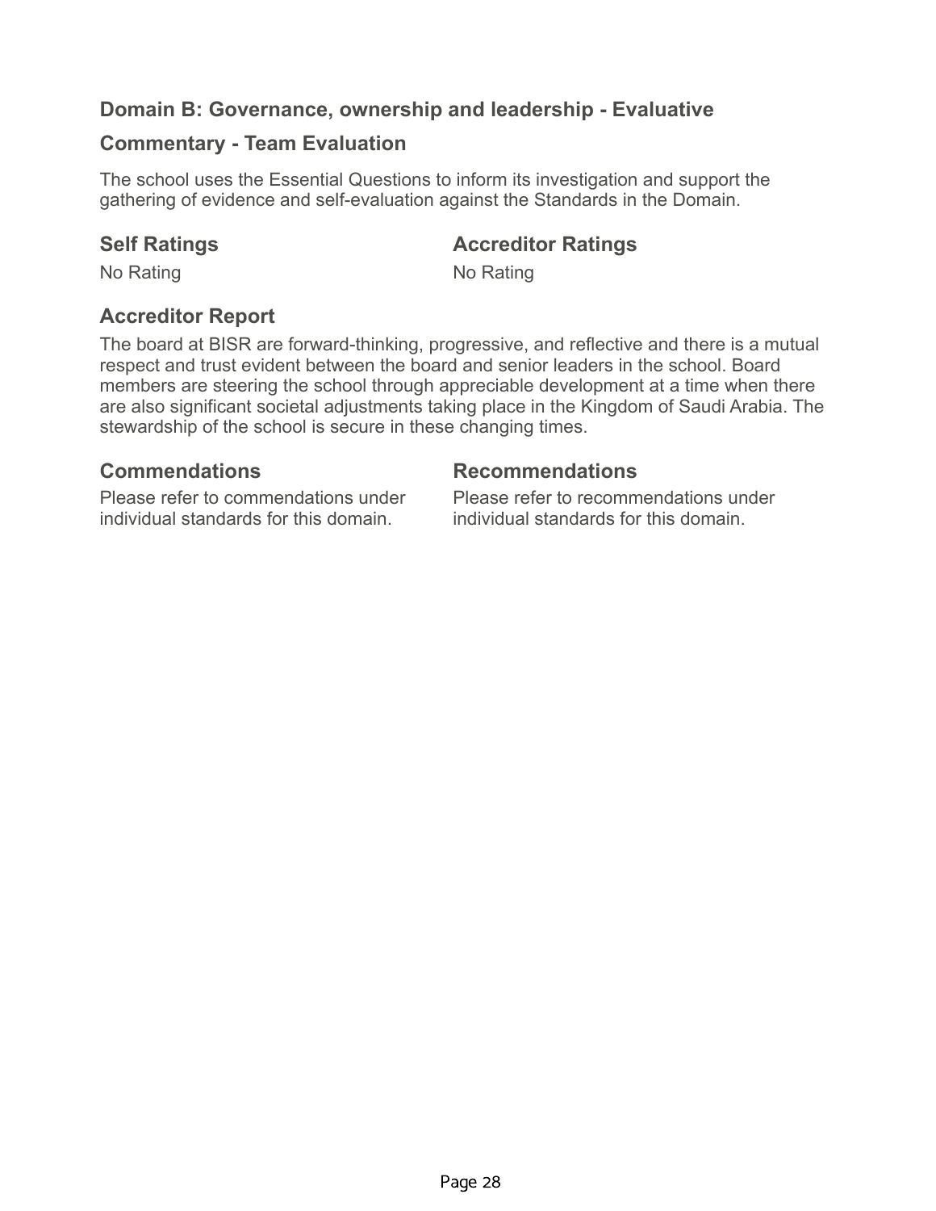## Domain B: Governance, ownership and leadership - Evaluative

## Commentary - Team Evaluation

The school uses the Essential Questions to inform its investigation and support the gathering of evidence and self-evaluation against the Standards in the Domain.

### Self Ratings

No Rating

### Accreditor Ratings

No Rating

### Accreditor Report

The board at BISR are forward-thinking, progressive, and reflective and there is a mutual respect and trust evident between the board and senior leaders in the school. Board members are steering the school through appreciable development at a time when there are also significant societal adjustments taking place in the Kingdom of Saudi Arabia. The stewardship of the school is secure in these changing times.

### Commendations

Please refer to commendations under individual standards for this domain.

### Recommendations

Please refer to recommendations under individual standards for this domain.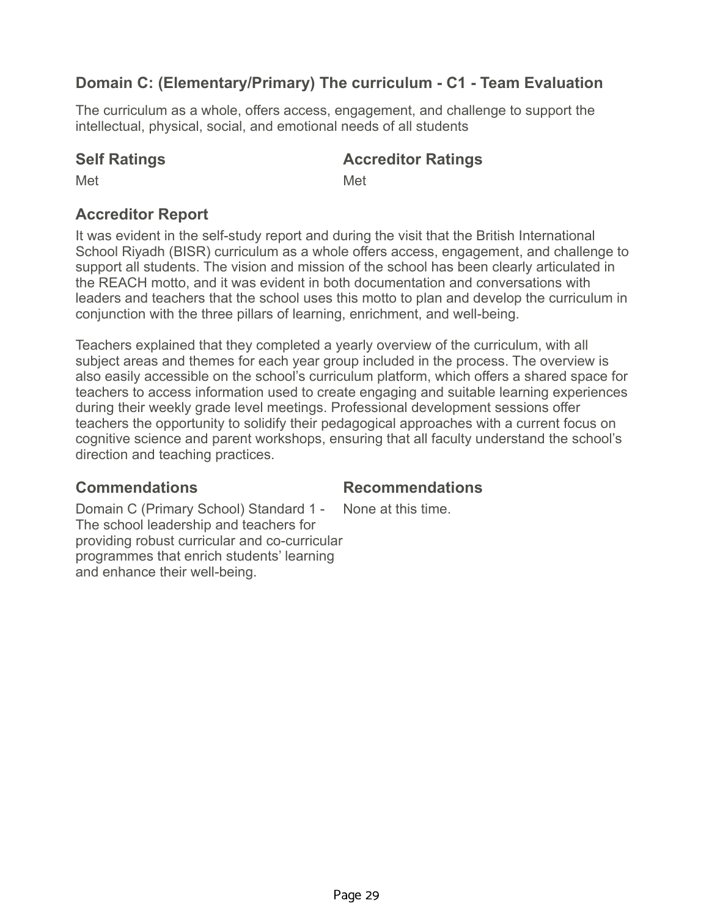## Domain C: (Elementary/Primary) The curriculum - C1 - Team Evaluation

The curriculum as a whole, offers access, engagement, and challenge to support the intellectual, physical, social, and emotional needs of all students

| Self Ratings | Accreditor Ratings |
| --- | --- |
| Met | Met |

### Accreditor Report

It was evident in the self-study report and during the visit that the British International School Riyadh (BISR) curriculum as a whole offers access, engagement, and challenge to support all students. The vision and mission of the school has been clearly articulated in the REACH motto, and it was evident in both documentation and conversations with leaders and teachers that the school uses this motto to plan and develop the curriculum in conjunction with the three pillars of learning, enrichment, and well-being.

Teachers explained that they completed a yearly overview of the curriculum, with all subject areas and themes for each year group included in the process. The overview is also easily accessible on the school's curriculum platform, which offers a shared space for teachers to access information used to create engaging and suitable learning experiences during their weekly grade level meetings. Professional development sessions offer teachers the opportunity to solidify their pedagogical approaches with a current focus on cognitive science and parent workshops, ensuring that all faculty understand the school's direction and teaching practices.

| Commendations | Recommendations |
| --- | --- |
| Domain C (Primary School) Standard 1 - The school leadership and teachers for providing robust curricular and co-curricular programmes that enrich students' learning and enhance their well-being. | None at this time. |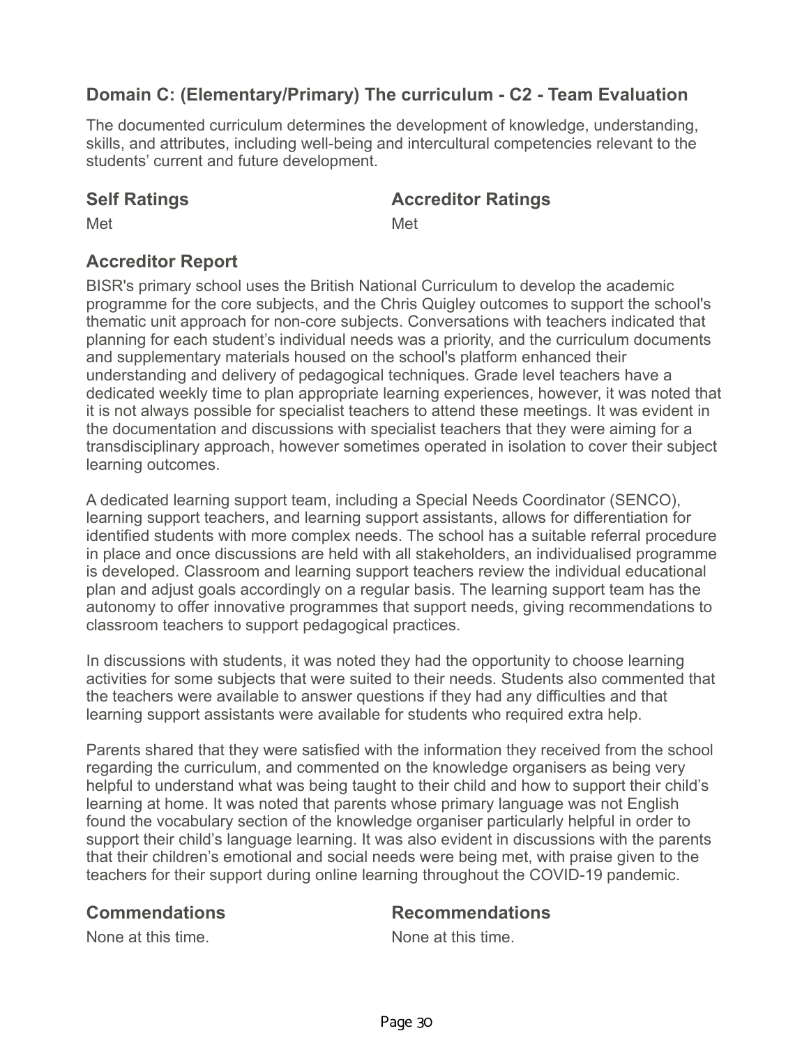## Domain C: (Elementary/Primary) The curriculum - C2 - Team Evaluation

The documented curriculum determines the development of knowledge, understanding, skills, and attributes, including well-being and intercultural competencies relevant to the students' current and future development.

### Self Ratings

Met

### Accreditor Ratings

Met

### Accreditor Report

BISR's primary school uses the British National Curriculum to develop the academic programme for the core subjects, and the Chris Quigley outcomes to support the school's thematic unit approach for non-core subjects. Conversations with teachers indicated that planning for each student's individual needs was a priority, and the curriculum documents and supplementary materials housed on the school's platform enhanced their understanding and delivery of pedagogical techniques. Grade level teachers have a dedicated weekly time to plan appropriate learning experiences, however, it was noted that it is not always possible for specialist teachers to attend these meetings. It was evident in the documentation and discussions with specialist teachers that they were aiming for a transdisciplinary approach, however sometimes operated in isolation to cover their subject learning outcomes.

A dedicated learning support team, including a Special Needs Coordinator (SENCO), learning support teachers, and learning support assistants, allows for differentiation for identified students with more complex needs. The school has a suitable referral procedure in place and once discussions are held with all stakeholders, an individualised programme is developed. Classroom and learning support teachers review the individual educational plan and adjust goals accordingly on a regular basis. The learning support team has the autonomy to offer innovative programmes that support needs, giving recommendations to classroom teachers to support pedagogical practices.

In discussions with students, it was noted they had the opportunity to choose learning activities for some subjects that were suited to their needs. Students also commented that the teachers were available to answer questions if they had any difficulties and that learning support assistants were available for students who required extra help.

Parents shared that they were satisfied with the information they received from the school regarding the curriculum, and commented on the knowledge organisers as being very helpful to understand what was being taught to their child and how to support their child's learning at home. It was noted that parents whose primary language was not English found the vocabulary section of the knowledge organiser particularly helpful in order to support their child's language learning. It was also evident in discussions with the parents that their children's emotional and social needs were being met, with praise given to the teachers for their support during online learning throughout the COVID-19 pandemic.

### Commendations

None at this time.

### Recommendations

None at this time.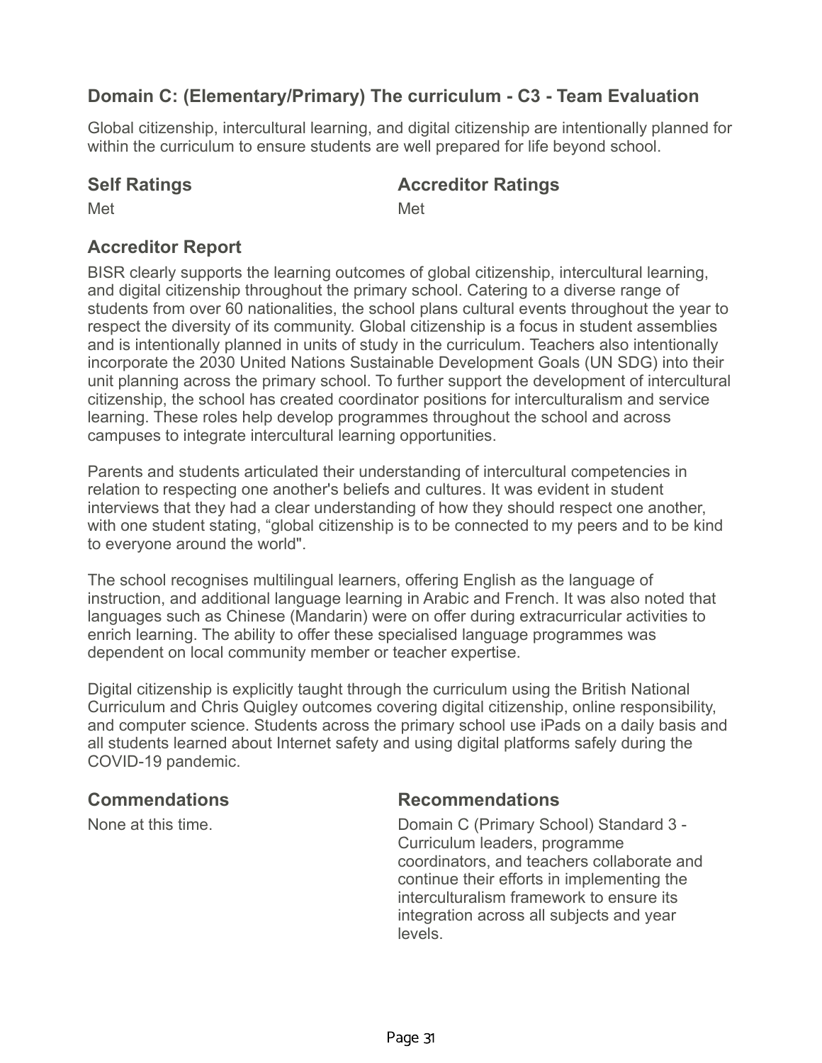## Domain C: (Elementary/Primary) The curriculum - C3 - Team Evaluation

Global citizenship, intercultural learning, and digital citizenship are intentionally planned for within the curriculum to ensure students are well prepared for life beyond school.

### Self Ratings

Met

### Accreditor Ratings

Met

### Accreditor Report

BISR clearly supports the learning outcomes of global citizenship, intercultural learning, and digital citizenship throughout the primary school. Catering to a diverse range of students from over 60 nationalities, the school plans cultural events throughout the year to respect the diversity of its community. Global citizenship is a focus in student assemblies and is intentionally planned in units of study in the curriculum. Teachers also intentionally incorporate the 2030 United Nations Sustainable Development Goals (UN SDG) into their unit planning across the primary school. To further support the development of intercultural citizenship, the school has created coordinator positions for interculturalism and service learning. These roles help develop programmes throughout the school and across campuses to integrate intercultural learning opportunities.

Parents and students articulated their understanding of intercultural competencies in relation to respecting one another's beliefs and cultures. It was evident in student interviews that they had a clear understanding of how they should respect one another, with one student stating, "global citizenship is to be connected to my peers and to be kind to everyone around the world".

The school recognises multilingual learners, offering English as the language of instruction, and additional language learning in Arabic and French. It was also noted that languages such as Chinese (Mandarin) were on offer during extracurricular activities to enrich learning. The ability to offer these specialised language programmes was dependent on local community member or teacher expertise.

Digital citizenship is explicitly taught through the curriculum using the British National Curriculum and Chris Quigley outcomes covering digital citizenship, online responsibility, and computer science. Students across the primary school use iPads on a daily basis and all students learned about Internet safety and using digital platforms safely during the COVID-19 pandemic.

### Commendations

None at this time.

### Recommendations

Domain C (Primary School) Standard 3 - Curriculum leaders, programme coordinators, and teachers collaborate and continue their efforts in implementing the interculturalism framework to ensure its integration across all subjects and year levels.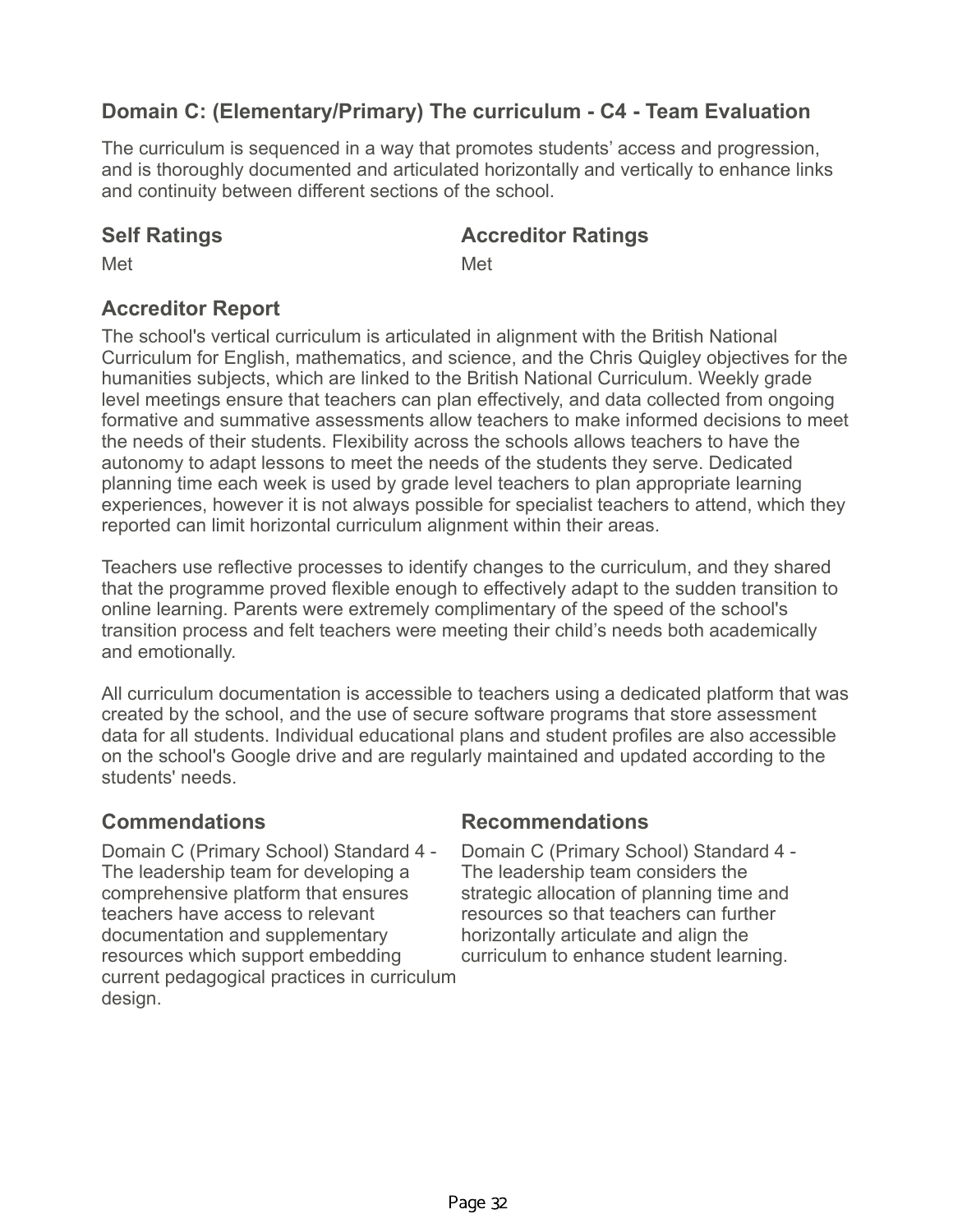## Domain C: (Elementary/Primary) The curriculum - C4 - Team Evaluation

The curriculum is sequenced in a way that promotes students' access and progression, and is thoroughly documented and articulated horizontally and vertically to enhance links and continuity between different sections of the school.

### Self Ratings

Met

### Accreditor Ratings

Met

### Accreditor Report

The school's vertical curriculum is articulated in alignment with the British National Curriculum for English, mathematics, and science, and the Chris Quigley objectives for the humanities subjects, which are linked to the British National Curriculum. Weekly grade level meetings ensure that teachers can plan effectively, and data collected from ongoing formative and summative assessments allow teachers to make informed decisions to meet the needs of their students. Flexibility across the schools allows teachers to have the autonomy to adapt lessons to meet the needs of the students they serve. Dedicated planning time each week is used by grade level teachers to plan appropriate learning experiences, however it is not always possible for specialist teachers to attend, which they reported can limit horizontal curriculum alignment within their areas.

Teachers use reflective processes to identify changes to the curriculum, and they shared that the programme proved flexible enough to effectively adapt to the sudden transition to online learning. Parents were extremely complimentary of the speed of the school's transition process and felt teachers were meeting their child's needs both academically and emotionally.

All curriculum documentation is accessible to teachers using a dedicated platform that was created by the school, and the use of secure software programs that store assessment data for all students. Individual educational plans and student profiles are also accessible on the school's Google drive and are regularly maintained and updated according to the students' needs.

### Commendations

Domain C (Primary School) Standard 4 - The leadership team for developing a comprehensive platform that ensures teachers have access to relevant documentation and supplementary resources which support embedding current pedagogical practices in curriculum design.

### Recommendations

Domain C (Primary School) Standard 4 - The leadership team considers the strategic allocation of planning time and resources so that teachers can further horizontally articulate and align the curriculum to enhance student learning.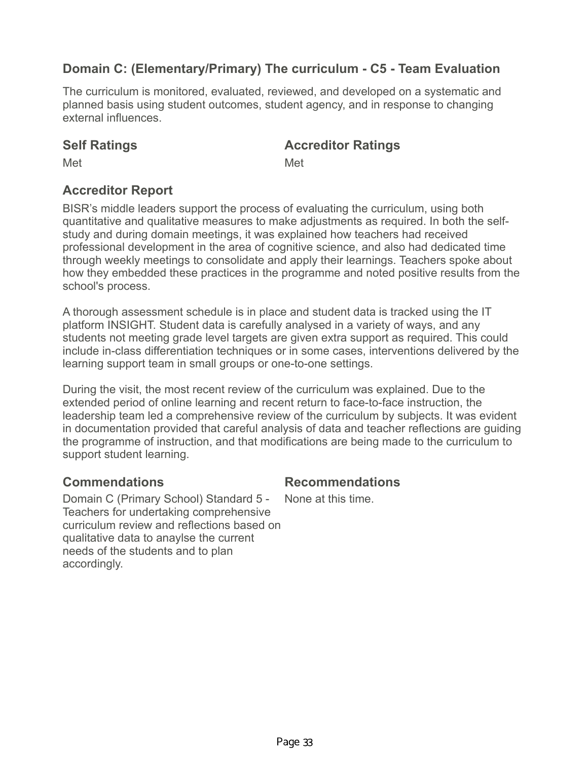## Domain C: (Elementary/Primary) The curriculum - C5 - Team Evaluation

The curriculum is monitored, evaluated, reviewed, and developed on a systematic and planned basis using student outcomes, student agency, and in response to changing external influences.

### Self Ratings

Met

### Accreditor Ratings

Met

### Accreditor Report

BISR's middle leaders support the process of evaluating the curriculum, using both quantitative and qualitative measures to make adjustments as required. In both the self-study and during domain meetings, it was explained how teachers had received professional development in the area of cognitive science, and also had dedicated time through weekly meetings to consolidate and apply their learnings. Teachers spoke about how they embedded these practices in the programme and noted positive results from the school's process.

A thorough assessment schedule is in place and student data is tracked using the IT platform INSIGHT. Student data is carefully analysed in a variety of ways, and any students not meeting grade level targets are given extra support as required. This could include in-class differentiation techniques or in some cases, interventions delivered by the learning support team in small groups or one-to-one settings.

During the visit, the most recent review of the curriculum was explained. Due to the extended period of online learning and recent return to face-to-face instruction, the leadership team led a comprehensive review of the curriculum by subjects. It was evident in documentation provided that careful analysis of data and teacher reflections are guiding the programme of instruction, and that modifications are being made to the curriculum to support student learning.

### Commendations

Domain C (Primary School) Standard 5 - Teachers for undertaking comprehensive curriculum review and reflections based on qualitative data to anaylse the current needs of the students and to plan accordingly.

### Recommendations

None at this time.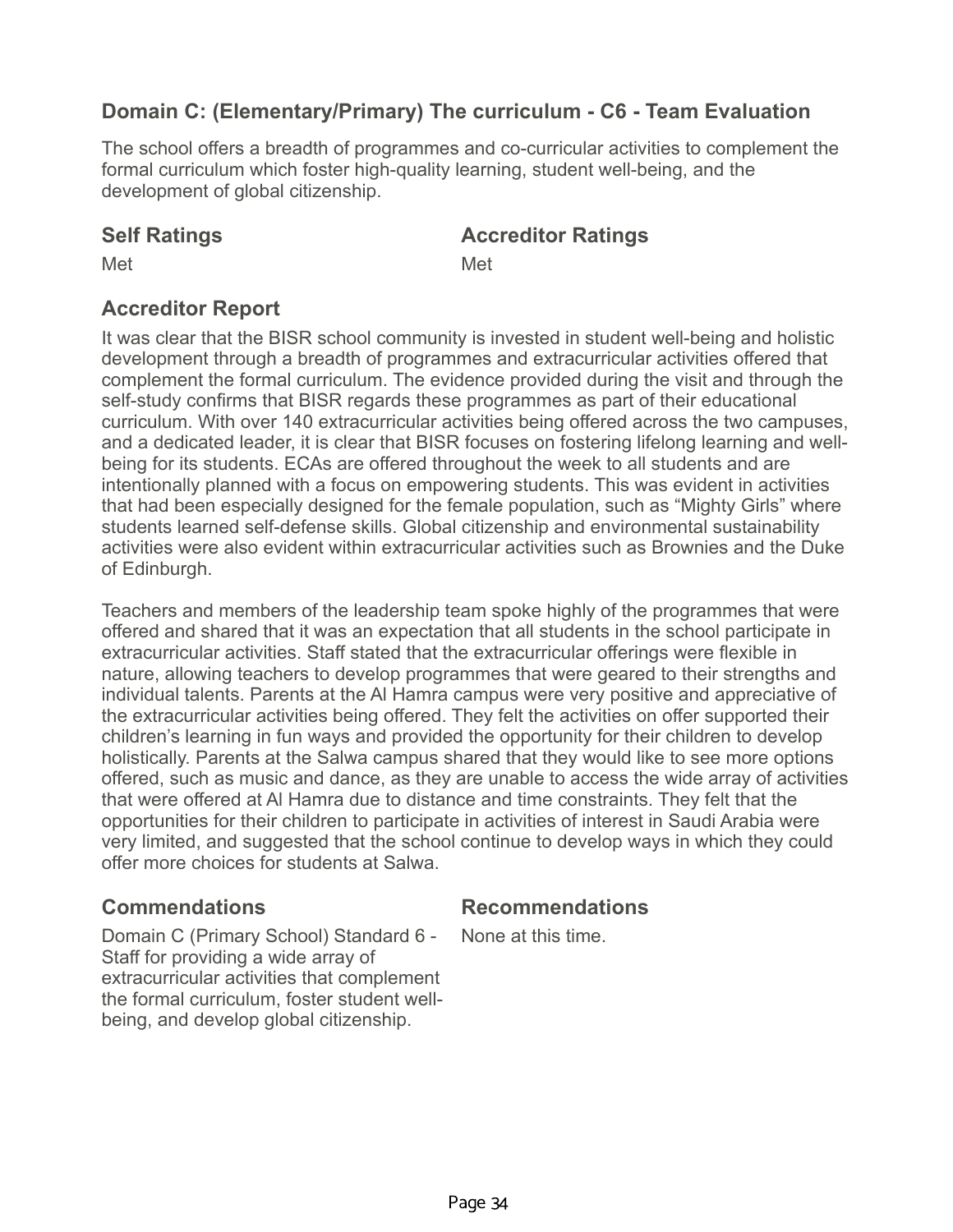## Domain C: (Elementary/Primary) The curriculum - C6 - Team Evaluation

The school offers a breadth of programmes and co-curricular activities to complement the formal curriculum which foster high-quality learning, student well-being, and the development of global citizenship.

### Self Ratings

Met

### Accreditor Ratings

Met

### Accreditor Report

It was clear that the BISR school community is invested in student well-being and holistic development through a breadth of programmes and extracurricular activities offered that complement the formal curriculum. The evidence provided during the visit and through the self-study confirms that BISR regards these programmes as part of their educational curriculum. With over 140 extracurricular activities being offered across the two campuses, and a dedicated leader, it is clear that BISR focuses on fostering lifelong learning and well-being for its students. ECAs are offered throughout the week to all students and are intentionally planned with a focus on empowering students. This was evident in activities that had been especially designed for the female population, such as "Mighty Girls" where students learned self-defense skills. Global citizenship and environmental sustainability activities were also evident within extracurricular activities such as Brownies and the Duke of Edinburgh.

Teachers and members of the leadership team spoke highly of the programmes that were offered and shared that it was an expectation that all students in the school participate in extracurricular activities. Staff stated that the extracurricular offerings were flexible in nature, allowing teachers to develop programmes that were geared to their strengths and individual talents. Parents at the Al Hamra campus were very positive and appreciative of the extracurricular activities being offered. They felt the activities on offer supported their children's learning in fun ways and provided the opportunity for their children to develop holistically. Parents at the Salwa campus shared that they would like to see more options offered, such as music and dance, as they are unable to access the wide array of activities that were offered at Al Hamra due to distance and time constraints. They felt that the opportunities for their children to participate in activities of interest in Saudi Arabia were very limited, and suggested that the school continue to develop ways in which they could offer more choices for students at Salwa.

### Commendations

Domain C (Primary School) Standard 6 - Staff for providing a wide array of extracurricular activities that complement the formal curriculum, foster student well-being, and develop global citizenship.

### Recommendations

None at this time.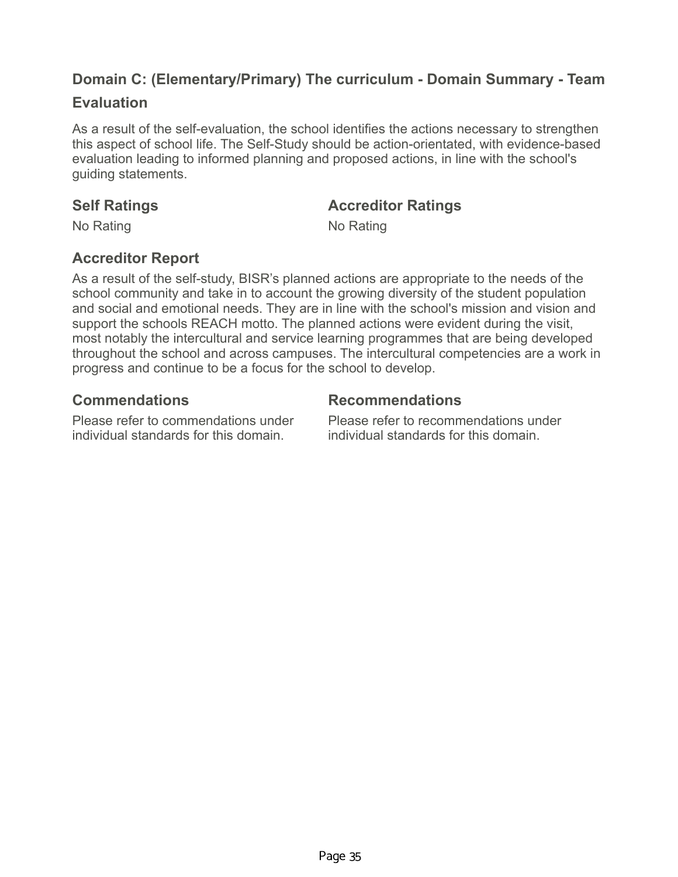## Domain C: (Elementary/Primary) The curriculum - Domain Summary - Team Evaluation

As a result of the self-evaluation, the school identifies the actions necessary to strengthen this aspect of school life. The Self-Study should be action-orientated, with evidence-based evaluation leading to informed planning and proposed actions, in line with the school's guiding statements.

### Self Ratings

No Rating

### Accreditor Ratings

No Rating

### Accreditor Report

As a result of the self-study, BISR's planned actions are appropriate to the needs of the school community and take in to account the growing diversity of the student population and social and emotional needs. They are in line with the school's mission and vision and support the schools REACH motto. The planned actions were evident during the visit, most notably the intercultural and service learning programmes that are being developed throughout the school and across campuses. The intercultural competencies are a work in progress and continue to be a focus for the school to develop.

### Commendations

Please refer to commendations under individual standards for this domain.

### Recommendations

Please refer to recommendations under individual standards for this domain.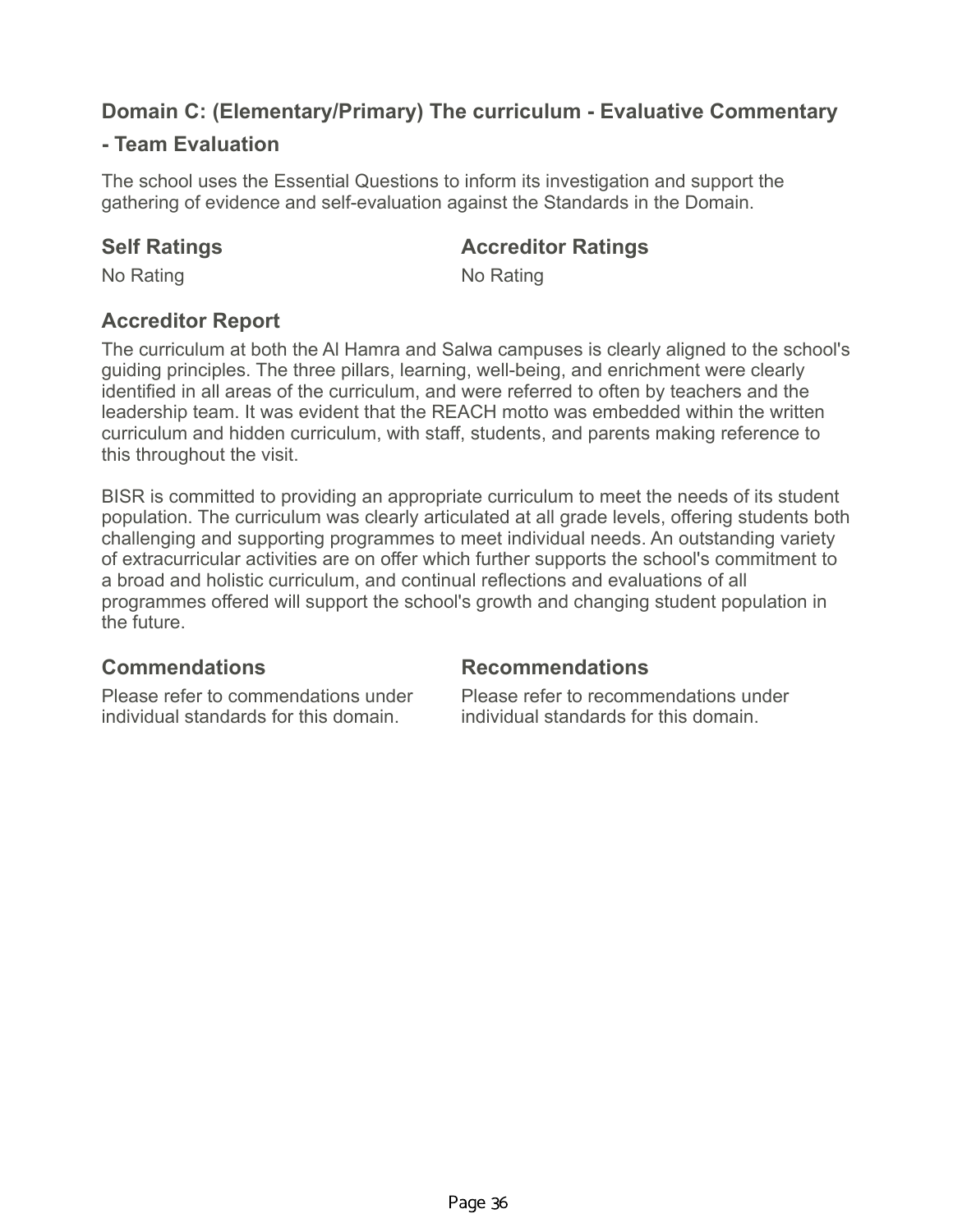## Domain C: (Elementary/Primary) The curriculum - Evaluative Commentary - Team Evaluation

The school uses the Essential Questions to inform its investigation and support the gathering of evidence and self-evaluation against the Standards in the Domain.

### Self Ratings

No Rating

### Accreditor Ratings

No Rating

### Accreditor Report

The curriculum at both the Al Hamra and Salwa campuses is clearly aligned to the school's guiding principles. The three pillars, learning, well-being, and enrichment were clearly identified in all areas of the curriculum, and were referred to often by teachers and the leadership team. It was evident that the REACH motto was embedded within the written curriculum and hidden curriculum, with staff, students, and parents making reference to this throughout the visit.

BISR is committed to providing an appropriate curriculum to meet the needs of its student population. The curriculum was clearly articulated at all grade levels, offering students both challenging and supporting programmes to meet individual needs. An outstanding variety of extracurricular activities are on offer which further supports the school's commitment to a broad and holistic curriculum, and continual reflections and evaluations of all programmes offered will support the school's growth and changing student population in the future.

### Commendations

Please refer to commendations under individual standards for this domain.

### Recommendations

Please refer to recommendations under individual standards for this domain.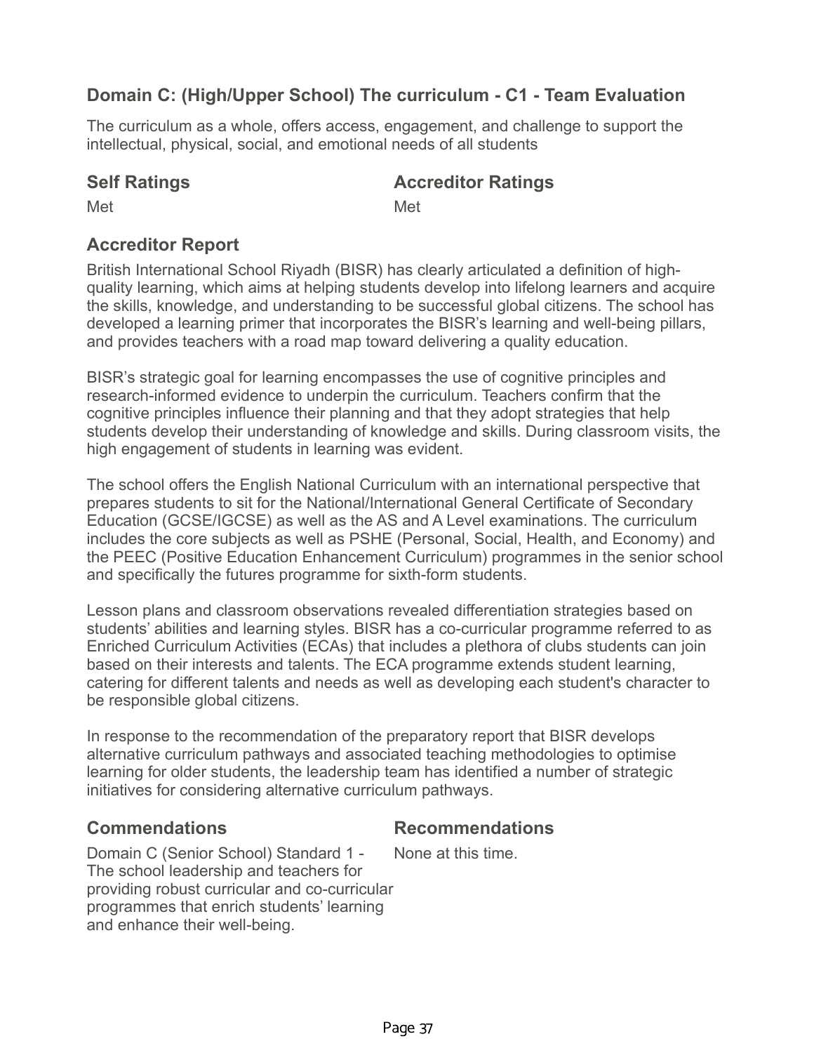## Domain C: (High/Upper School) The curriculum - C1 - Team Evaluation

The curriculum as a whole, offers access, engagement, and challenge to support the intellectual, physical, social, and emotional needs of all students

| Self Ratings | Accreditor Ratings |
| --- | --- |
| Met | Met |

### Accreditor Report

British International School Riyadh (BISR) has clearly articulated a definition of high-quality learning, which aims at helping students develop into lifelong learners and acquire the skills, knowledge, and understanding to be successful global citizens. The school has developed a learning primer that incorporates the BISR's learning and well-being pillars, and provides teachers with a road map toward delivering a quality education.

BISR's strategic goal for learning encompasses the use of cognitive principles and research-informed evidence to underpin the curriculum. Teachers confirm that the cognitive principles influence their planning and that they adopt strategies that help students develop their understanding of knowledge and skills. During classroom visits, the high engagement of students in learning was evident.

The school offers the English National Curriculum with an international perspective that prepares students to sit for the National/International General Certificate of Secondary Education (GCSE/IGCSE) as well as the AS and A Level examinations. The curriculum includes the core subjects as well as PSHE (Personal, Social, Health, and Economy) and the PEEC (Positive Education Enhancement Curriculum) programmes in the senior school and specifically the futures programme for sixth-form students.

Lesson plans and classroom observations revealed differentiation strategies based on students' abilities and learning styles. BISR has a co-curricular programme referred to as Enriched Curriculum Activities (ECAs) that includes a plethora of clubs students can join based on their interests and talents. The ECA programme extends student learning, catering for different talents and needs as well as developing each student's character to be responsible global citizens.

In response to the recommendation of the preparatory report that BISR develops alternative curriculum pathways and associated teaching methodologies to optimise learning for older students, the leadership team has identified a number of strategic initiatives for considering alternative curriculum pathways.

| Commendations | Recommendations |
| --- | --- |
| Domain C (Senior School) Standard 1 - The school leadership and teachers for providing robust curricular and co-curricular programmes that enrich students' learning and enhance their well-being. | None at this time. |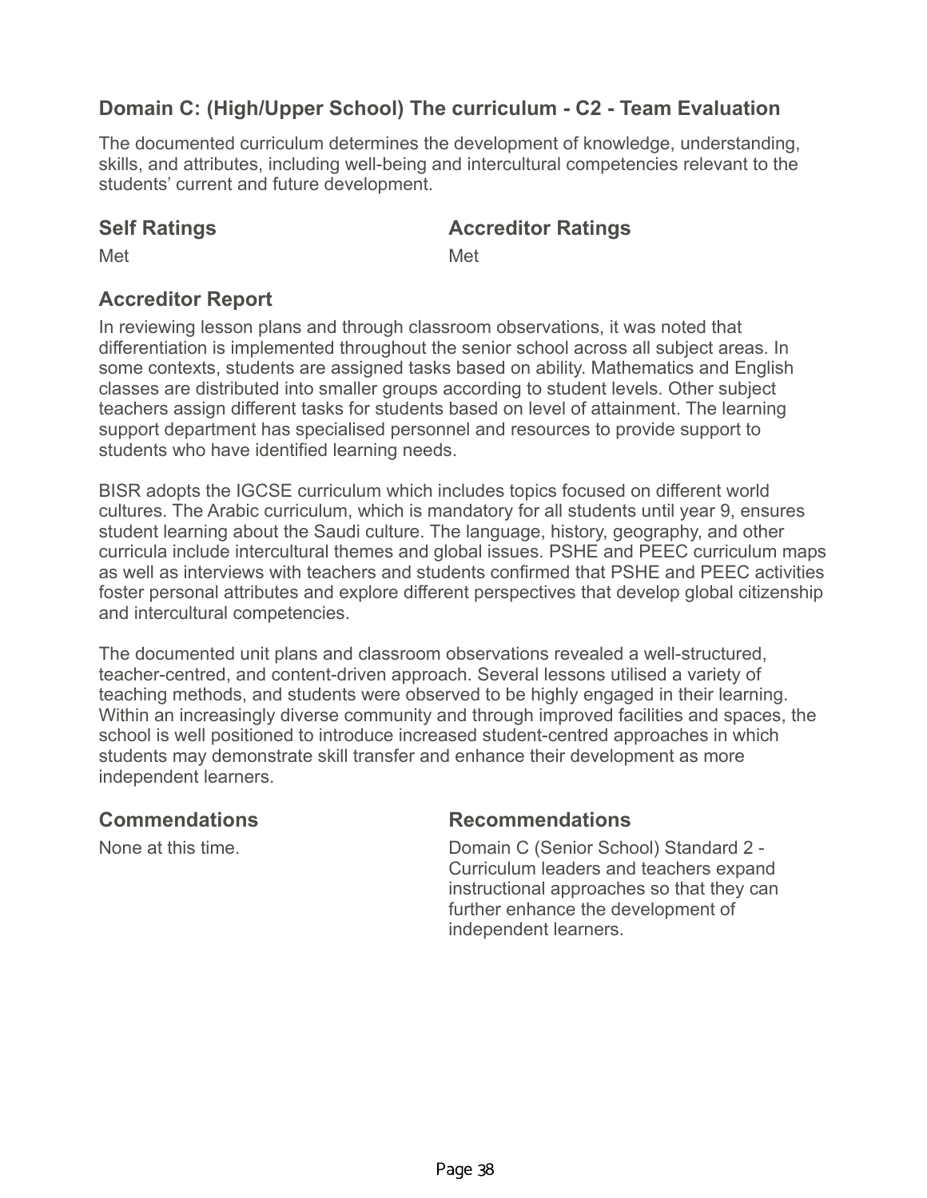## Domain C: (High/Upper School) The curriculum - C2 - Team Evaluation

The documented curriculum determines the development of knowledge, understanding, skills, and attributes, including well-being and intercultural competencies relevant to the students' current and future development.

### Self Ratings

Met

### Accreditor Ratings

Met

### Accreditor Report

In reviewing lesson plans and through classroom observations, it was noted that differentiation is implemented throughout the senior school across all subject areas. In some contexts, students are assigned tasks based on ability. Mathematics and English classes are distributed into smaller groups according to student levels. Other subject teachers assign different tasks for students based on level of attainment. The learning support department has specialised personnel and resources to provide support to students who have identified learning needs.

BISR adopts the IGCSE curriculum which includes topics focused on different world cultures. The Arabic curriculum, which is mandatory for all students until year 9, ensures student learning about the Saudi culture. The language, history, geography, and other curricula include intercultural themes and global issues. PSHE and PEEC curriculum maps as well as interviews with teachers and students confirmed that PSHE and PEEC activities foster personal attributes and explore different perspectives that develop global citizenship and intercultural competencies.

The documented unit plans and classroom observations revealed a well-structured, teacher-centred, and content-driven approach. Several lessons utilised a variety of teaching methods, and students were observed to be highly engaged in their learning. Within an increasingly diverse community and through improved facilities and spaces, the school is well positioned to introduce increased student-centred approaches in which students may demonstrate skill transfer and enhance their development as more independent learners.

### Commendations

None at this time.

### Recommendations

Domain C (Senior School) Standard 2 - Curriculum leaders and teachers expand instructional approaches so that they can further enhance the development of independent learners.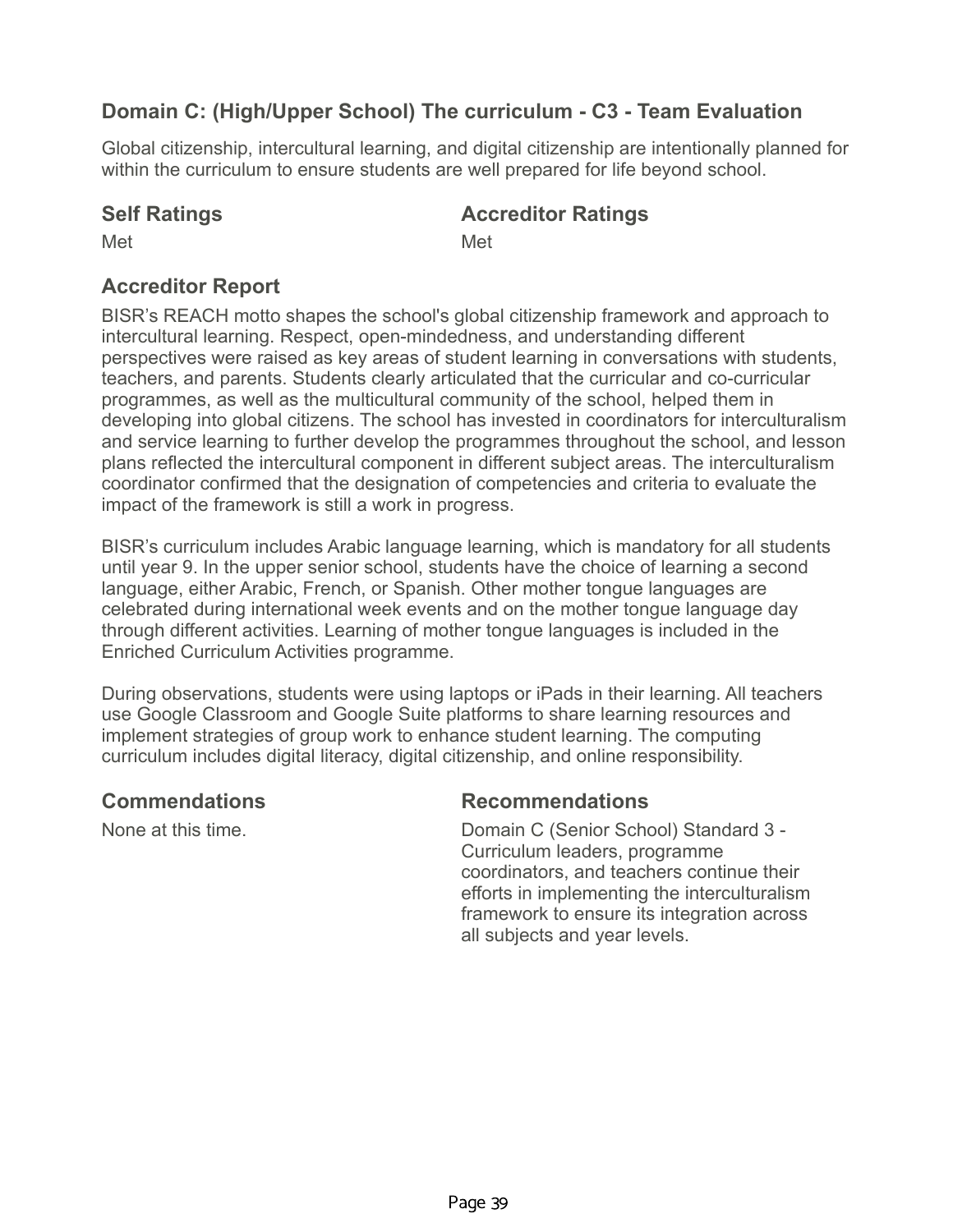## Domain C: (High/Upper School) The curriculum - C3 - Team Evaluation

Global citizenship, intercultural learning, and digital citizenship are intentionally planned for within the curriculum to ensure students are well prepared for life beyond school.

### Self Ratings

Met

### Accreditor Ratings

Met

### Accreditor Report

BISR's REACH motto shapes the school's global citizenship framework and approach to intercultural learning. Respect, open-mindedness, and understanding different perspectives were raised as key areas of student learning in conversations with students, teachers, and parents. Students clearly articulated that the curricular and co-curricular programmes, as well as the multicultural community of the school, helped them in developing into global citizens. The school has invested in coordinators for interculturalism and service learning to further develop the programmes throughout the school, and lesson plans reflected the intercultural component in different subject areas. The interculturalism coordinator confirmed that the designation of competencies and criteria to evaluate the impact of the framework is still a work in progress.

BISR's curriculum includes Arabic language learning, which is mandatory for all students until year 9. In the upper senior school, students have the choice of learning a second language, either Arabic, French, or Spanish. Other mother tongue languages are celebrated during international week events and on the mother tongue language day through different activities. Learning of mother tongue languages is included in the Enriched Curriculum Activities programme.

During observations, students were using laptops or iPads in their learning. All teachers use Google Classroom and Google Suite platforms to share learning resources and implement strategies of group work to enhance student learning. The computing curriculum includes digital literacy, digital citizenship, and online responsibility.

### Commendations

None at this time.

### Recommendations

Domain C (Senior School) Standard 3 - Curriculum leaders, programme coordinators, and teachers continue their efforts in implementing the interculturalism framework to ensure its integration across all subjects and year levels.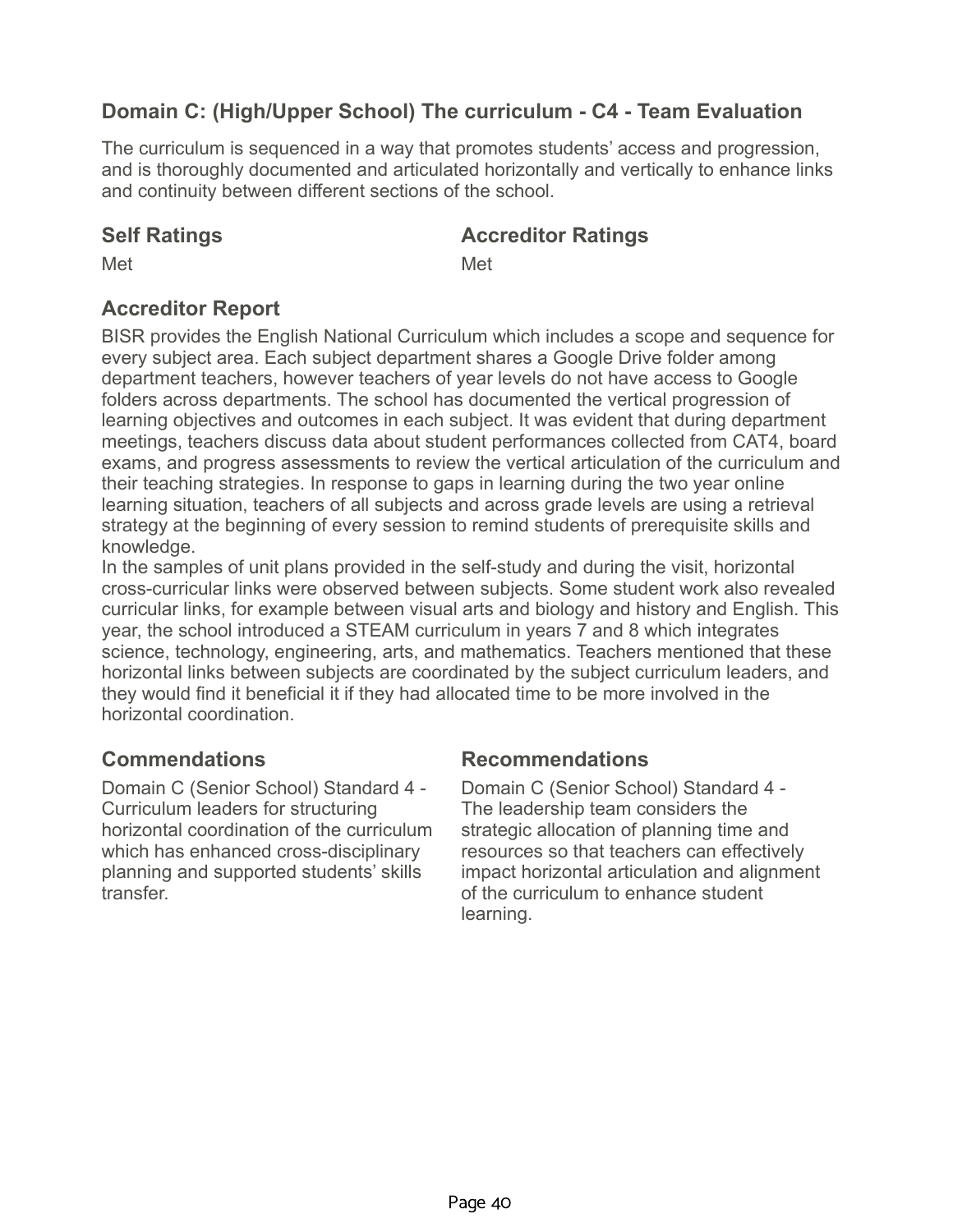## Domain C: (High/Upper School) The curriculum - C4 - Team Evaluation

The curriculum is sequenced in a way that promotes students' access and progression, and is thoroughly documented and articulated horizontally and vertically to enhance links and continuity between different sections of the school.

### Self Ratings

Met

### Accreditor Ratings

Met

### Accreditor Report

BISR provides the English National Curriculum which includes a scope and sequence for every subject area. Each subject department shares a Google Drive folder among department teachers, however teachers of year levels do not have access to Google folders across departments. The school has documented the vertical progression of learning objectives and outcomes in each subject. It was evident that during department meetings, teachers discuss data about student performances collected from CAT4, board exams, and progress assessments to review the vertical articulation of the curriculum and their teaching strategies. In response to gaps in learning during the two year online learning situation, teachers of all subjects and across grade levels are using a retrieval strategy at the beginning of every session to remind students of prerequisite skills and knowledge.

In the samples of unit plans provided in the self-study and during the visit, horizontal cross-curricular links were observed between subjects. Some student work also revealed curricular links, for example between visual arts and biology and history and English. This year, the school introduced a STEAM curriculum in years 7 and 8 which integrates science, technology, engineering, arts, and mathematics. Teachers mentioned that these horizontal links between subjects are coordinated by the subject curriculum leaders, and they would find it beneficial it if they had allocated time to be more involved in the horizontal coordination.

### Commendations

Domain C (Senior School) Standard 4 - Curriculum leaders for structuring horizontal coordination of the curriculum which has enhanced cross-disciplinary planning and supported students' skills transfer.

### Recommendations

Domain C (Senior School) Standard 4 - The leadership team considers the strategic allocation of planning time and resources so that teachers can effectively impact horizontal articulation and alignment of the curriculum to enhance student learning.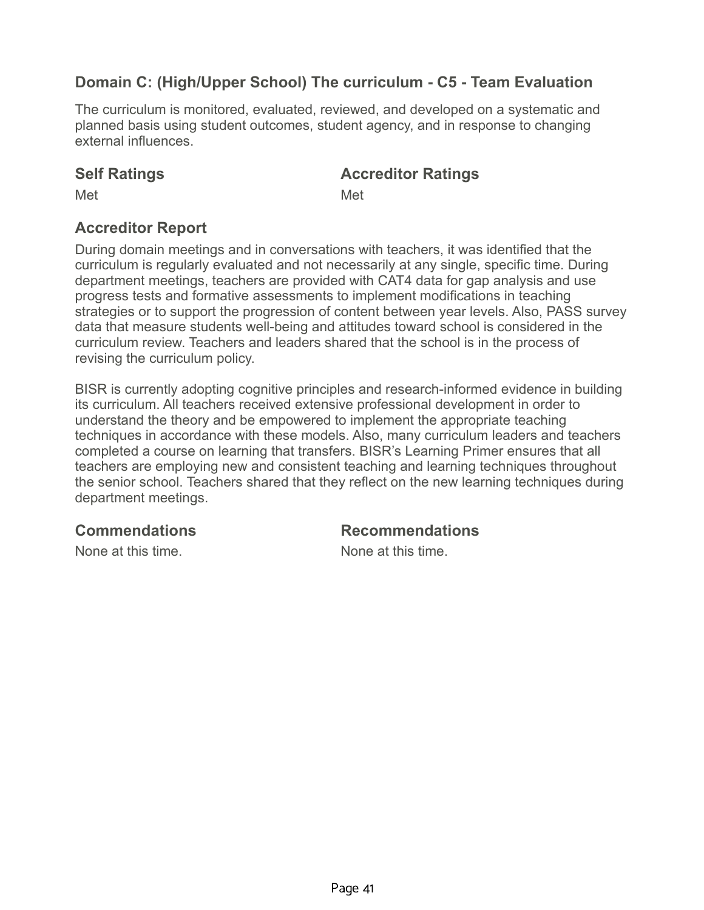## Domain C: (High/Upper School) The curriculum - C5 - Team Evaluation

The curriculum is monitored, evaluated, reviewed, and developed on a systematic and planned basis using student outcomes, student agency, and in response to changing external influences.

### Self Ratings

Met

### Accreditor Ratings

Met

### Accreditor Report

During domain meetings and in conversations with teachers, it was identified that the curriculum is regularly evaluated and not necessarily at any single, specific time. During department meetings, teachers are provided with CAT4 data for gap analysis and use progress tests and formative assessments to implement modifications in teaching strategies or to support the progression of content between year levels. Also, PASS survey data that measure students well-being and attitudes toward school is considered in the curriculum review. Teachers and leaders shared that the school is in the process of revising the curriculum policy.

BISR is currently adopting cognitive principles and research-informed evidence in building its curriculum. All teachers received extensive professional development in order to understand the theory and be empowered to implement the appropriate teaching techniques in accordance with these models. Also, many curriculum leaders and teachers completed a course on learning that transfers. BISR's Learning Primer ensures that all teachers are employing new and consistent teaching and learning techniques throughout the senior school. Teachers shared that they reflect on the new learning techniques during department meetings.

### Commendations

None at this time.

### Recommendations

None at this time.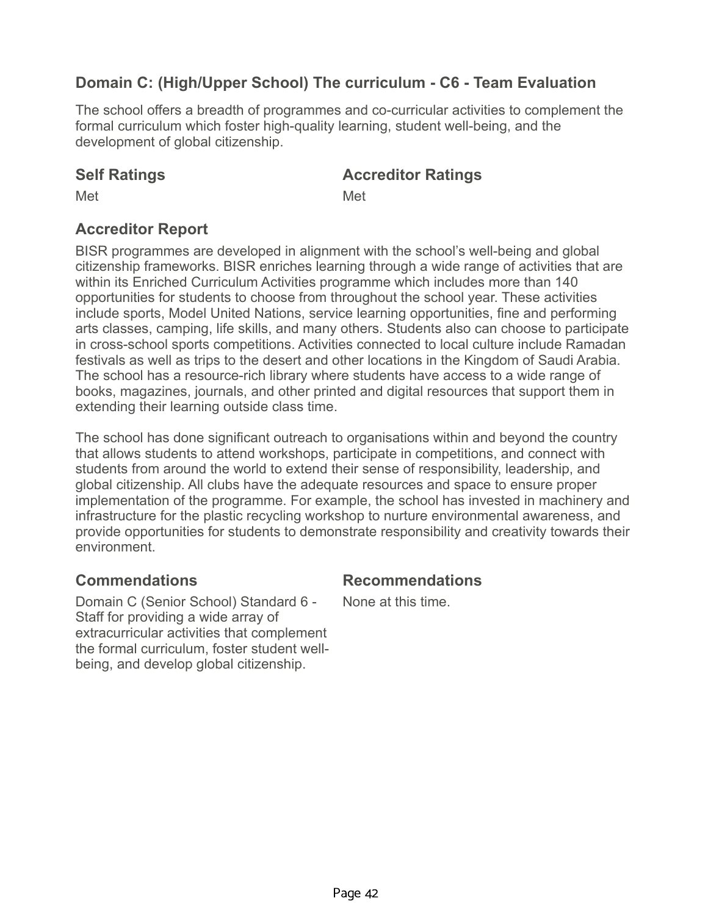## Domain C: (High/Upper School) The curriculum - C6 - Team Evaluation

The school offers a breadth of programmes and co-curricular activities to complement the formal curriculum which foster high-quality learning, student well-being, and the development of global citizenship.

### Self Ratings

Met

### Accreditor Ratings

Met

### Accreditor Report

BISR programmes are developed in alignment with the school's well-being and global citizenship frameworks. BISR enriches learning through a wide range of activities that are within its Enriched Curriculum Activities programme which includes more than 140 opportunities for students to choose from throughout the school year. These activities include sports, Model United Nations, service learning opportunities, fine and performing arts classes, camping, life skills, and many others. Students also can choose to participate in cross-school sports competitions. Activities connected to local culture include Ramadan festivals as well as trips to the desert and other locations in the Kingdom of Saudi Arabia. The school has a resource-rich library where students have access to a wide range of books, magazines, journals, and other printed and digital resources that support them in extending their learning outside class time.

The school has done significant outreach to organisations within and beyond the country that allows students to attend workshops, participate in competitions, and connect with students from around the world to extend their sense of responsibility, leadership, and global citizenship. All clubs have the adequate resources and space to ensure proper implementation of the programme. For example, the school has invested in machinery and infrastructure for the plastic recycling workshop to nurture environmental awareness, and provide opportunities for students to demonstrate responsibility and creativity towards their environment.

### Commendations

Domain C (Senior School) Standard 6 - Staff for providing a wide array of extracurricular activities that complement the formal curriculum, foster student well-being, and develop global citizenship.

### Recommendations

None at this time.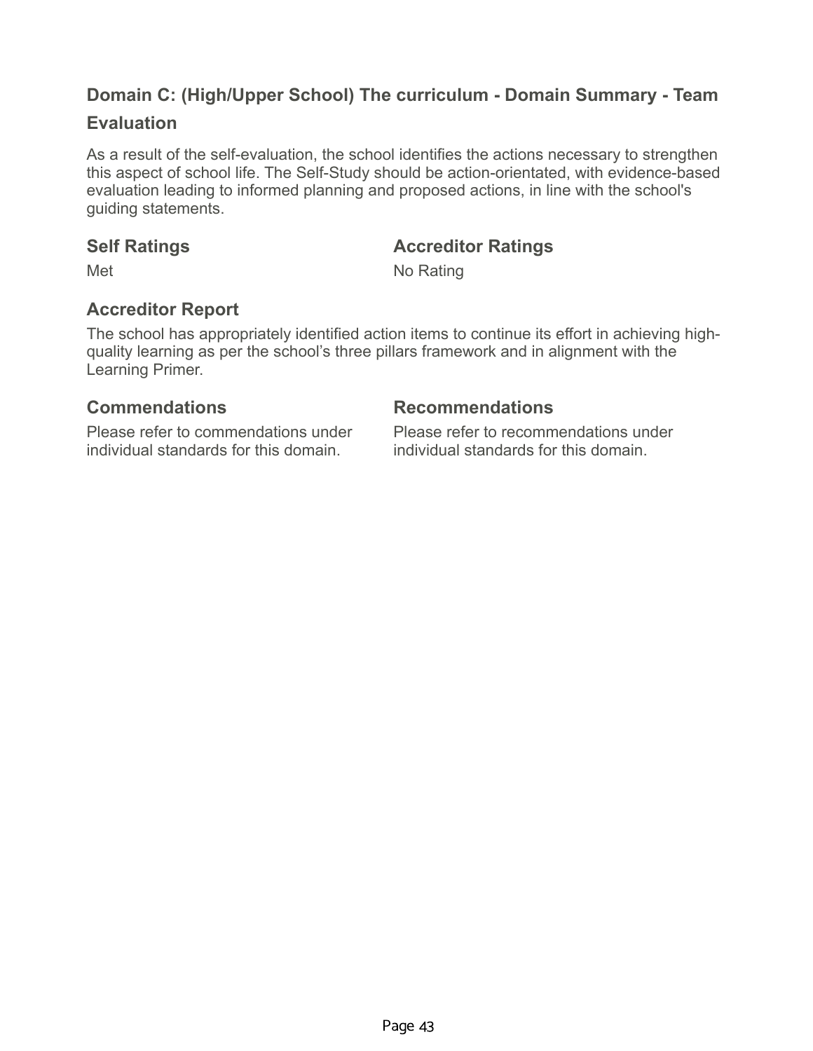## Domain C: (High/Upper School) The curriculum - Domain Summary - Team Evaluation

As a result of the self-evaluation, the school identifies the actions necessary to strengthen this aspect of school life. The Self-Study should be action-orientated, with evidence-based evaluation leading to informed planning and proposed actions, in line with the school's guiding statements.

### Self Ratings

Met

### Accreditor Ratings

No Rating

### Accreditor Report

The school has appropriately identified action items to continue its effort in achieving high-quality learning as per the school's three pillars framework and in alignment with the Learning Primer.

### Commendations

Please refer to commendations under individual standards for this domain.

### Recommendations

Please refer to recommendations under individual standards for this domain.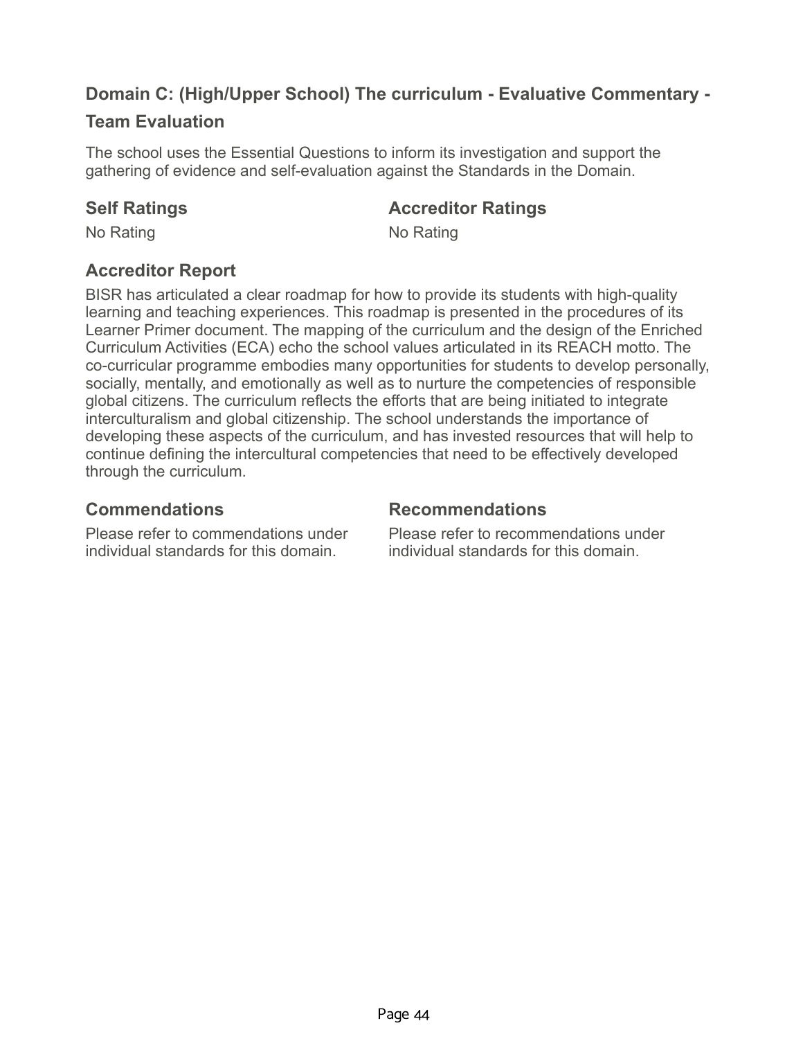## Domain C: (High/Upper School) The curriculum - Evaluative Commentary - Team Evaluation

The school uses the Essential Questions to inform its investigation and support the gathering of evidence and self-evaluation against the Standards in the Domain.

### Self Ratings

No Rating

### Accreditor Ratings

No Rating

### Accreditor Report

BISR has articulated a clear roadmap for how to provide its students with high-quality learning and teaching experiences. This roadmap is presented in the procedures of its Learner Primer document. The mapping of the curriculum and the design of the Enriched Curriculum Activities (ECA) echo the school values articulated in its REACH motto. The co-curricular programme embodies many opportunities for students to develop personally, socially, mentally, and emotionally as well as to nurture the competencies of responsible global citizens. The curriculum reflects the efforts that are being initiated to integrate interculturalism and global citizenship. The school understands the importance of developing these aspects of the curriculum, and has invested resources that will help to continue defining the intercultural competencies that need to be effectively developed through the curriculum.

### Commendations

Please refer to commendations under individual standards for this domain.

### Recommendations

Please refer to recommendations under individual standards for this domain.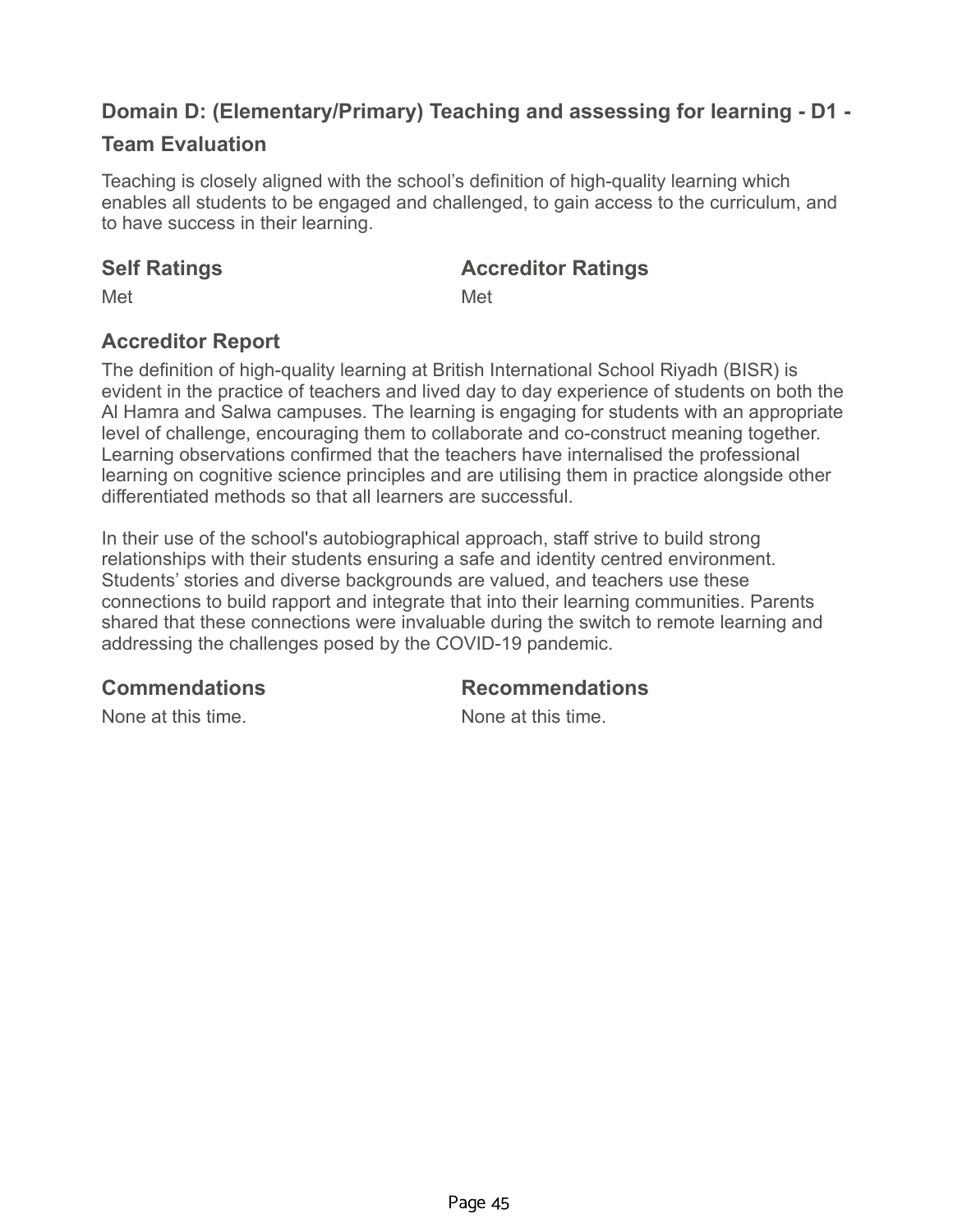## Domain D: (Elementary/Primary) Teaching and assessing for learning - D1 - Team Evaluation

Teaching is closely aligned with the school's definition of high-quality learning which enables all students to be engaged and challenged, to gain access to the curriculum, and to have success in their learning.

| Self Ratings | Accreditor Ratings |
| --- | --- |
| Met | Met |

### Accreditor Report

The definition of high-quality learning at British International School Riyadh (BISR) is evident in the practice of teachers and lived day to day experience of students on both the Al Hamra and Salwa campuses. The learning is engaging for students with an appropriate level of challenge, encouraging them to collaborate and co-construct meaning together. Learning observations confirmed that the teachers have internalised the professional learning on cognitive science principles and are utilising them in practice alongside other differentiated methods so that all learners are successful.

In their use of the school's autobiographical approach, staff strive to build strong relationships with their students ensuring a safe and identity centred environment. Students' stories and diverse backgrounds are valued, and teachers use these connections to build rapport and integrate that into their learning communities. Parents shared that these connections were invaluable during the switch to remote learning and addressing the challenges posed by the COVID-19 pandemic.

| Commendations | Recommendations |
| --- | --- |
| None at this time. | None at this time. |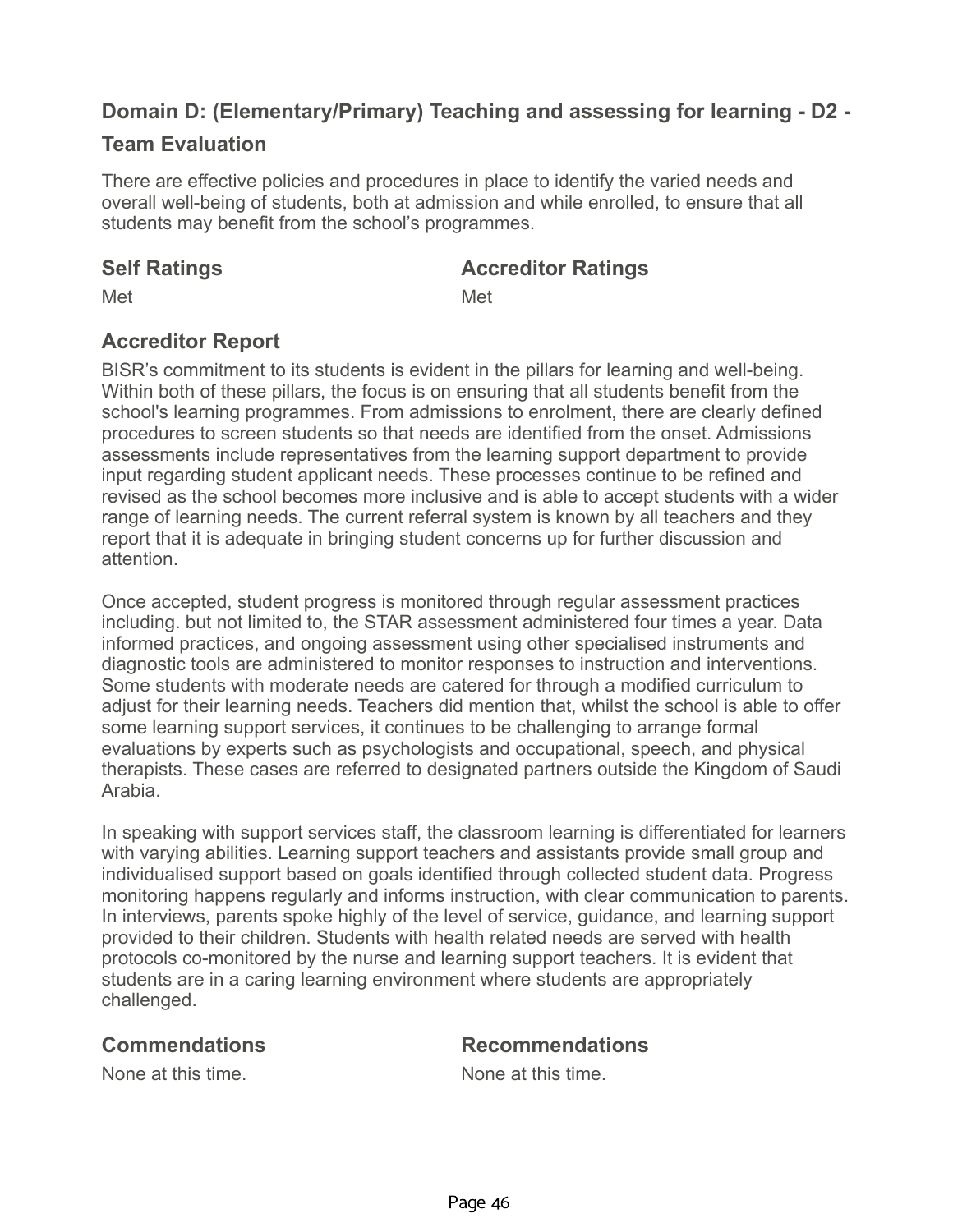## Domain D: (Elementary/Primary) Teaching and assessing for learning - D2 - Team Evaluation

There are effective policies and procedures in place to identify the varied needs and overall well-being of students, both at admission and while enrolled, to ensure that all students may benefit from the school's programmes.

### Self Ratings

Met

### Accreditor Ratings

Met

### Accreditor Report

BISR's commitment to its students is evident in the pillars for learning and well-being. Within both of these pillars, the focus is on ensuring that all students benefit from the school's learning programmes. From admissions to enrolment, there are clearly defined procedures to screen students so that needs are identified from the onset. Admissions assessments include representatives from the learning support department to provide input regarding student applicant needs. These processes continue to be refined and revised as the school becomes more inclusive and is able to accept students with a wider range of learning needs. The current referral system is known by all teachers and they report that it is adequate in bringing student concerns up for further discussion and attention.

Once accepted, student progress is monitored through regular assessment practices including. but not limited to, the STAR assessment administered four times a year. Data informed practices, and ongoing assessment using other specialised instruments and diagnostic tools are administered to monitor responses to instruction and interventions. Some students with moderate needs are catered for through a modified curriculum to adjust for their learning needs. Teachers did mention that, whilst the school is able to offer some learning support services, it continues to be challenging to arrange formal evaluations by experts such as psychologists and occupational, speech, and physical therapists. These cases are referred to designated partners outside the Kingdom of Saudi Arabia.

In speaking with support services staff, the classroom learning is differentiated for learners with varying abilities. Learning support teachers and assistants provide small group and individualised support based on goals identified through collected student data. Progress monitoring happens regularly and informs instruction, with clear communication to parents. In interviews, parents spoke highly of the level of service, guidance, and learning support provided to their children. Students with health related needs are served with health protocols co-monitored by the nurse and learning support teachers. It is evident that students are in a caring learning environment where students are appropriately challenged.

### Commendations

None at this time.

### Recommendations

None at this time.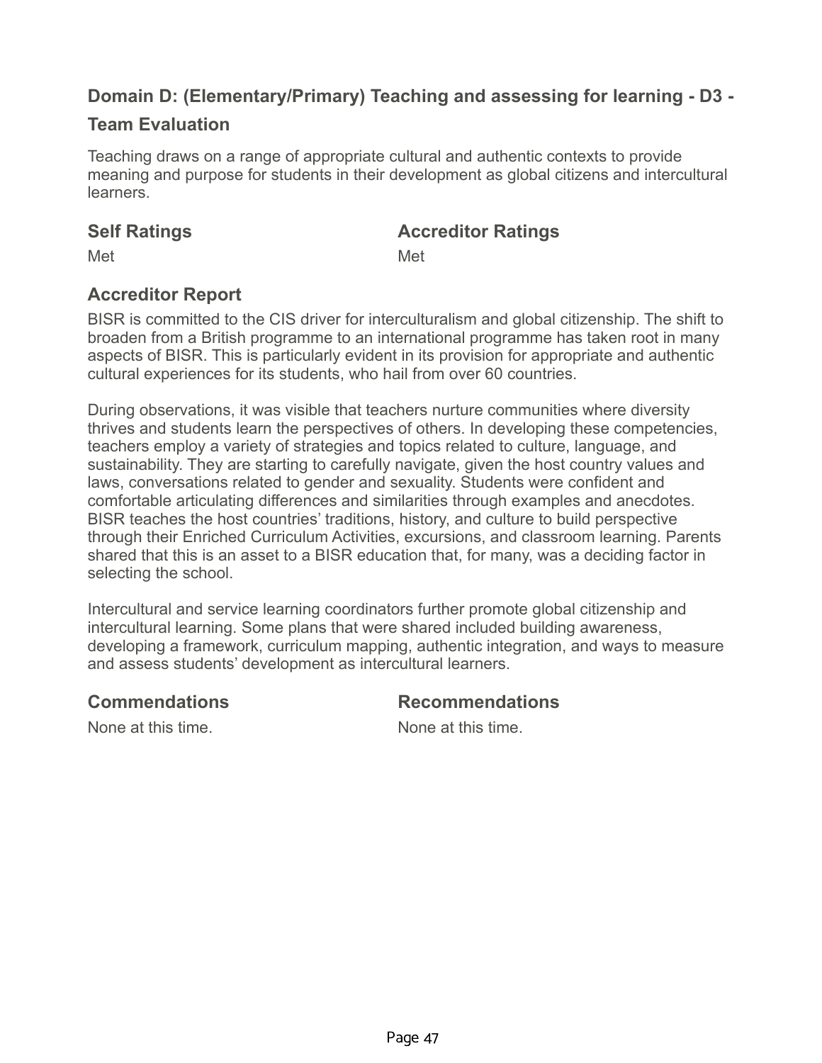## Domain D: (Elementary/Primary) Teaching and assessing for learning - D3 - Team Evaluation

Teaching draws on a range of appropriate cultural and authentic contexts to provide meaning and purpose for students in their development as global citizens and intercultural learners.

### Self Ratings

Met

### Accreditor Ratings

Met

### Accreditor Report

BISR is committed to the CIS driver for interculturalism and global citizenship. The shift to broaden from a British programme to an international programme has taken root in many aspects of BISR. This is particularly evident in its provision for appropriate and authentic cultural experiences for its students, who hail from over 60 countries.

During observations, it was visible that teachers nurture communities where diversity thrives and students learn the perspectives of others. In developing these competencies, teachers employ a variety of strategies and topics related to culture, language, and sustainability. They are starting to carefully navigate, given the host country values and laws, conversations related to gender and sexuality. Students were confident and comfortable articulating differences and similarities through examples and anecdotes. BISR teaches the host countries' traditions, history, and culture to build perspective through their Enriched Curriculum Activities, excursions, and classroom learning. Parents shared that this is an asset to a BISR education that, for many, was a deciding factor in selecting the school.

Intercultural and service learning coordinators further promote global citizenship and intercultural learning. Some plans that were shared included building awareness, developing a framework, curriculum mapping, authentic integration, and ways to measure and assess students' development as intercultural learners.

### Commendations

None at this time.

### Recommendations

None at this time.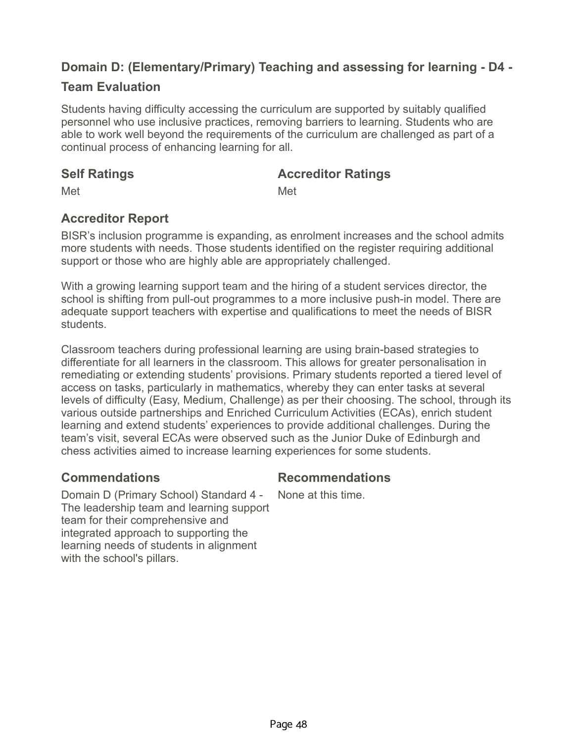## Domain D: (Elementary/Primary) Teaching and assessing for learning - D4 - Team Evaluation

Students having difficulty accessing the curriculum are supported by suitably qualified personnel who use inclusive practices, removing barriers to learning. Students who are able to work well beyond the requirements of the curriculum are challenged as part of a continual process of enhancing learning for all.

### Self Ratings

Met

### Accreditor Ratings

Met

### Accreditor Report

BISR's inclusion programme is expanding, as enrolment increases and the school admits more students with needs. Those students identified on the register requiring additional support or those who are highly able are appropriately challenged.

With a growing learning support team and the hiring of a student services director, the school is shifting from pull-out programmes to a more inclusive push-in model. There are adequate support teachers with expertise and qualifications to meet the needs of BISR students.

Classroom teachers during professional learning are using brain-based strategies to differentiate for all learners in the classroom. This allows for greater personalisation in remediating or extending students' provisions. Primary students reported a tiered level of access on tasks, particularly in mathematics, whereby they can enter tasks at several levels of difficulty (Easy, Medium, Challenge) as per their choosing. The school, through its various outside partnerships and Enriched Curriculum Activities (ECAs), enrich student learning and extend students' experiences to provide additional challenges. During the team's visit, several ECAs were observed such as the Junior Duke of Edinburgh and chess activities aimed to increase learning experiences for some students.

### Commendations

Domain D (Primary School) Standard 4 - The leadership team and learning support team for their comprehensive and integrated approach to supporting the learning needs of students in alignment with the school's pillars.

### Recommendations

None at this time.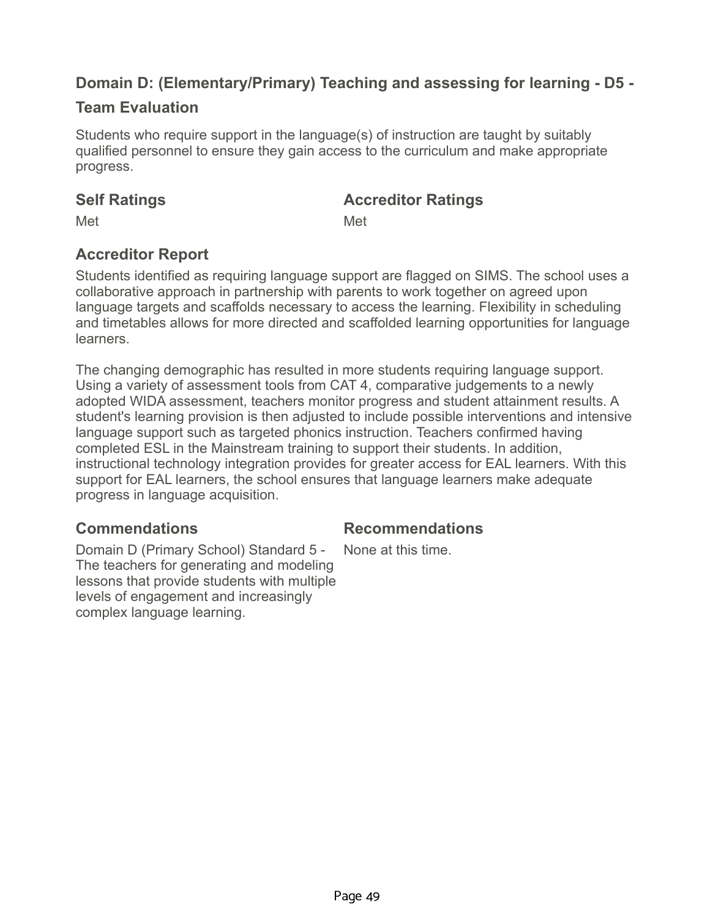## Domain D: (Elementary/Primary) Teaching and assessing for learning - D5 - Team Evaluation

Students who require support in the language(s) of instruction are taught by suitably qualified personnel to ensure they gain access to the curriculum and make appropriate progress.

### Self Ratings

Met

### Accreditor Ratings

Met

### Accreditor Report

Students identified as requiring language support are flagged on SIMS. The school uses a collaborative approach in partnership with parents to work together on agreed upon language targets and scaffolds necessary to access the learning. Flexibility in scheduling and timetables allows for more directed and scaffolded learning opportunities for language learners.

The changing demographic has resulted in more students requiring language support. Using a variety of assessment tools from CAT 4, comparative judgements to a newly adopted WIDA assessment, teachers monitor progress and student attainment results. A student's learning provision is then adjusted to include possible interventions and intensive language support such as targeted phonics instruction. Teachers confirmed having completed ESL in the Mainstream training to support their students. In addition, instructional technology integration provides for greater access for EAL learners. With this support for EAL learners, the school ensures that language learners make adequate progress in language acquisition.

### Commendations

Domain D (Primary School) Standard 5 - The teachers for generating and modeling lessons that provide students with multiple levels of engagement and increasingly complex language learning.

### Recommendations

None at this time.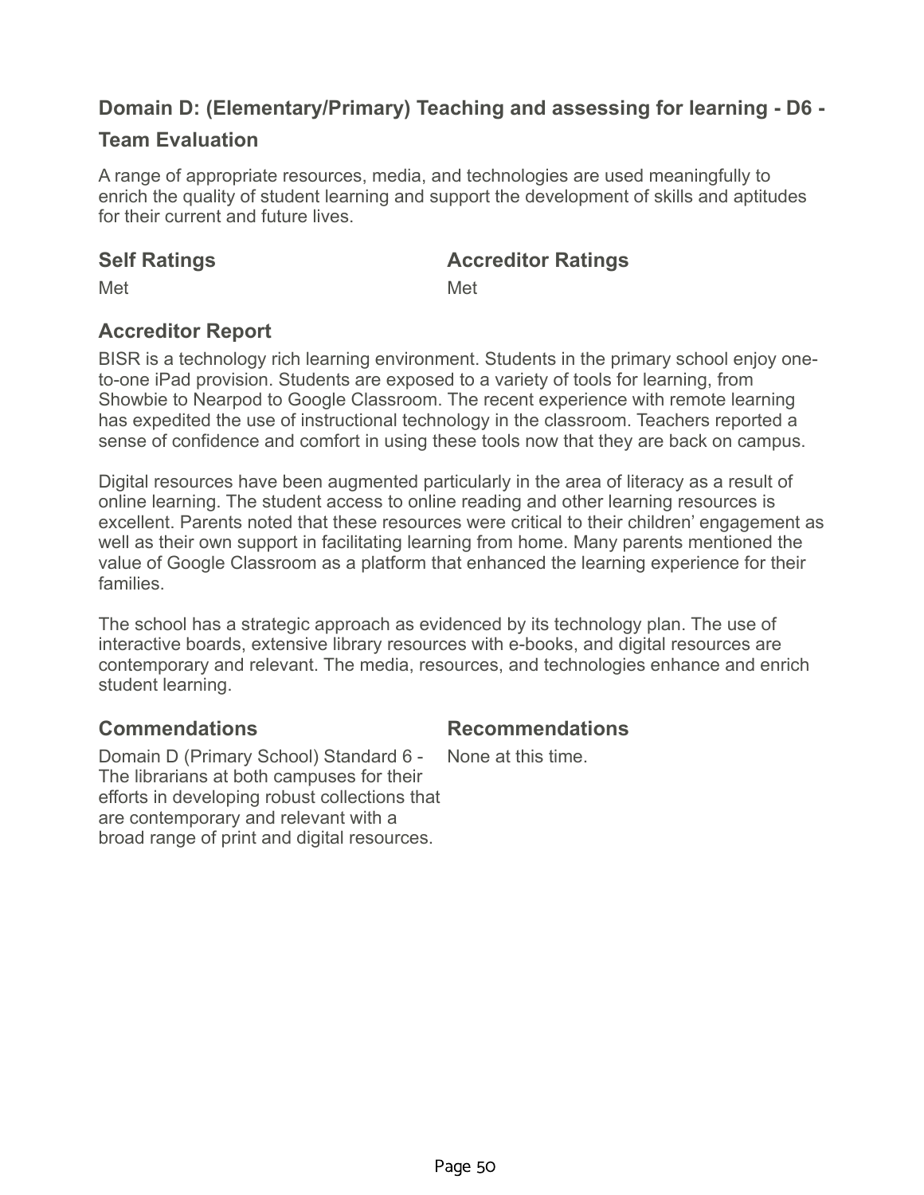## Domain D: (Elementary/Primary) Teaching and assessing for learning - D6 - Team Evaluation

A range of appropriate resources, media, and technologies are used meaningfully to enrich the quality of student learning and support the development of skills and aptitudes for their current and future lives.

### Self Ratings

Met

### Accreditor Ratings

Met

### Accreditor Report

BISR is a technology rich learning environment. Students in the primary school enjoy one-to-one iPad provision. Students are exposed to a variety of tools for learning, from Showbie to Nearpod to Google Classroom. The recent experience with remote learning has expedited the use of instructional technology in the classroom. Teachers reported a sense of confidence and comfort in using these tools now that they are back on campus.

Digital resources have been augmented particularly in the area of literacy as a result of online learning. The student access to online reading and other learning resources is excellent. Parents noted that these resources were critical to their children' engagement as well as their own support in facilitating learning from home. Many parents mentioned the value of Google Classroom as a platform that enhanced the learning experience for their families.

The school has a strategic approach as evidenced by its technology plan. The use of interactive boards, extensive library resources with e-books, and digital resources are contemporary and relevant. The media, resources, and technologies enhance and enrich student learning.

### Commendations

Domain D (Primary School) Standard 6 - The librarians at both campuses for their efforts in developing robust collections that are contemporary and relevant with a broad range of print and digital resources.

### Recommendations

None at this time.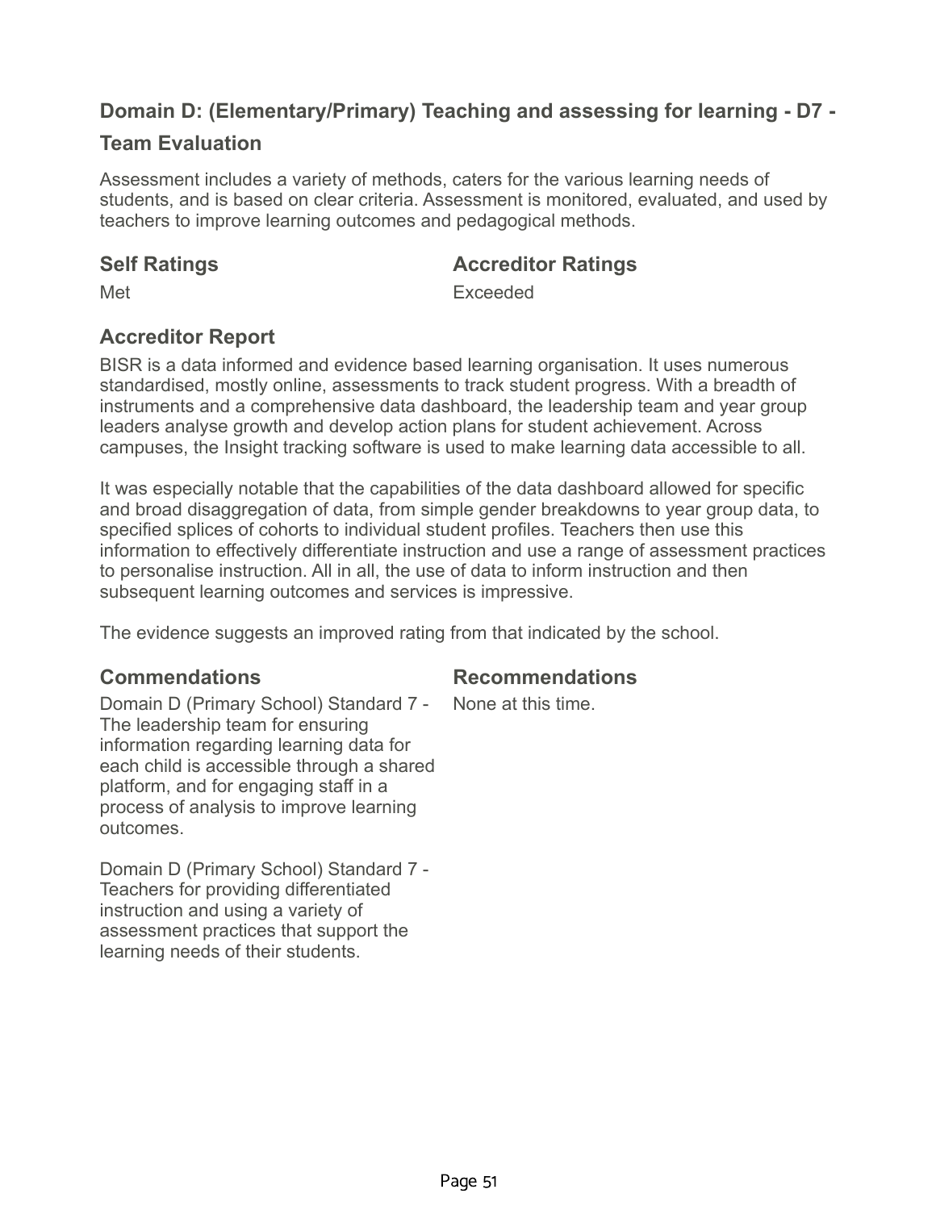## Domain D: (Elementary/Primary) Teaching and assessing for learning - D7 - Team Evaluation

Assessment includes a variety of methods, caters for the various learning needs of students, and is based on clear criteria. Assessment is monitored, evaluated, and used by teachers to improve learning outcomes and pedagogical methods.

### Self Ratings

Met

### Accreditor Ratings

Exceeded

### Accreditor Report

BISR is a data informed and evidence based learning organisation. It uses numerous standardised, mostly online, assessments to track student progress. With a breadth of instruments and a comprehensive data dashboard, the leadership team and year group leaders analyse growth and develop action plans for student achievement. Across campuses, the Insight tracking software is used to make learning data accessible to all.

It was especially notable that the capabilities of the data dashboard allowed for specific and broad disaggregation of data, from simple gender breakdowns to year group data, to specified splices of cohorts to individual student profiles. Teachers then use this information to effectively differentiate instruction and use a range of assessment practices to personalise instruction. All in all, the use of data to inform instruction and then subsequent learning outcomes and services is impressive.

The evidence suggests an improved rating from that indicated by the school.

### Commendations

Domain D (Primary School) Standard 7 - The leadership team for ensuring information regarding learning data for each child is accessible through a shared platform, and for engaging staff in a process of analysis to improve learning outcomes.

Domain D (Primary School) Standard 7 - Teachers for providing differentiated instruction and using a variety of assessment practices that support the learning needs of their students.

### Recommendations

None at this time.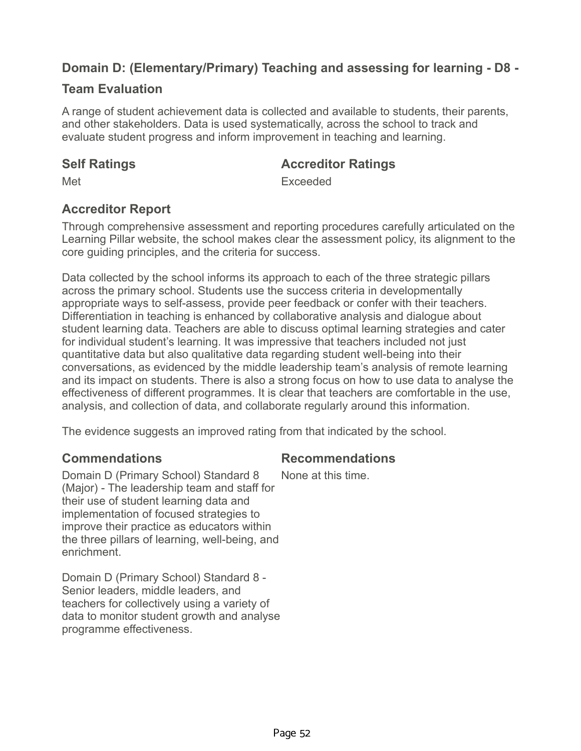## Domain D: (Elementary/Primary) Teaching and assessing for learning - D8 - Team Evaluation

A range of student achievement data is collected and available to students, their parents, and other stakeholders. Data is used systematically, across the school to track and evaluate student progress and inform improvement in teaching and learning.

### Self Ratings

Met

### Accreditor Ratings

Exceeded

### Accreditor Report

Through comprehensive assessment and reporting procedures carefully articulated on the Learning Pillar website, the school makes clear the assessment policy, its alignment to the core guiding principles, and the criteria for success.

Data collected by the school informs its approach to each of the three strategic pillars across the primary school. Students use the success criteria in developmentally appropriate ways to self-assess, provide peer feedback or confer with their teachers. Differentiation in teaching is enhanced by collaborative analysis and dialogue about student learning data. Teachers are able to discuss optimal learning strategies and cater for individual student's learning. It was impressive that teachers included not just quantitative data but also qualitative data regarding student well-being into their conversations, as evidenced by the middle leadership team's analysis of remote learning and its impact on students. There is also a strong focus on how to use data to analyse the effectiveness of different programmes. It is clear that teachers are comfortable in the use, analysis, and collection of data, and collaborate regularly around this information.

The evidence suggests an improved rating from that indicated by the school.

### Commendations

Domain D (Primary School) Standard 8 (Major) - The leadership team and staff for their use of student learning data and implementation of focused strategies to improve their practice as educators within the three pillars of learning, well-being, and enrichment.

Domain D (Primary School) Standard 8 - Senior leaders, middle leaders, and teachers for collectively using a variety of data to monitor student growth and analyse programme effectiveness.

### Recommendations

None at this time.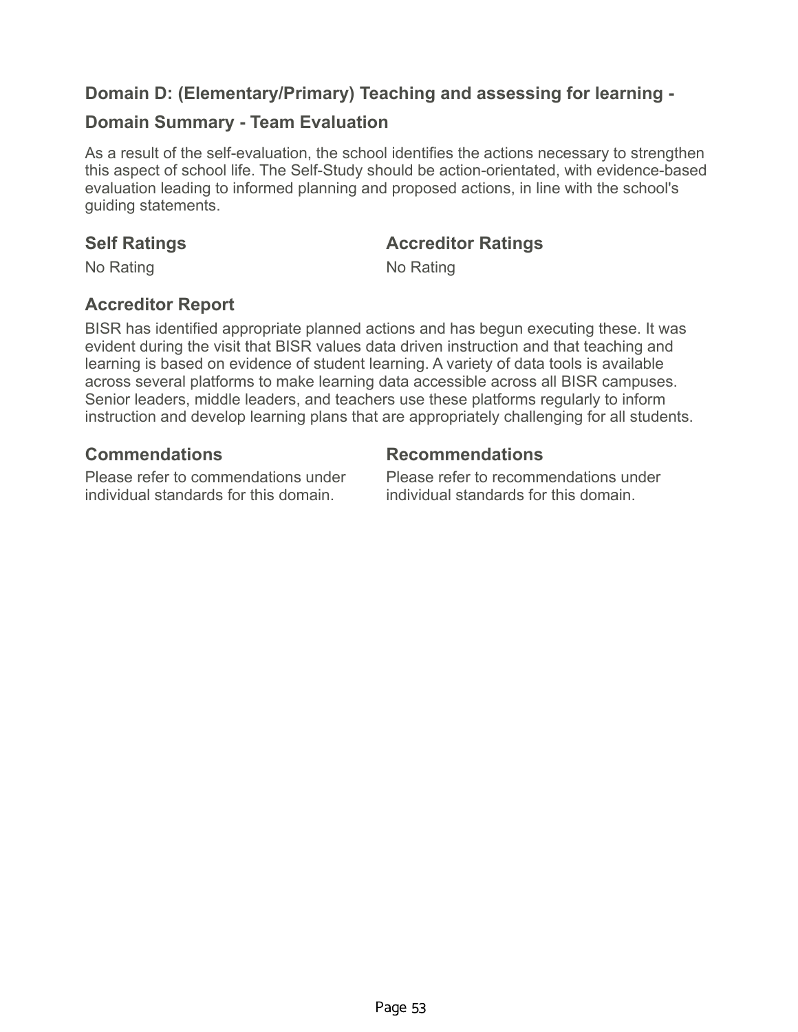## Domain D: (Elementary/Primary) Teaching and assessing for learning -

## Domain Summary - Team Evaluation

As a result of the self-evaluation, the school identifies the actions necessary to strengthen this aspect of school life. The Self-Study should be action-orientated, with evidence-based evaluation leading to informed planning and proposed actions, in line with the school's guiding statements.

### Self Ratings

No Rating

### Accreditor Ratings

No Rating

### Accreditor Report

BISR has identified appropriate planned actions and has begun executing these. It was evident during the visit that BISR values data driven instruction and that teaching and learning is based on evidence of student learning. A variety of data tools is available across several platforms to make learning data accessible across all BISR campuses. Senior leaders, middle leaders, and teachers use these platforms regularly to inform instruction and develop learning plans that are appropriately challenging for all students.

### Commendations

Please refer to commendations under individual standards for this domain.

### Recommendations

Please refer to recommendations under individual standards for this domain.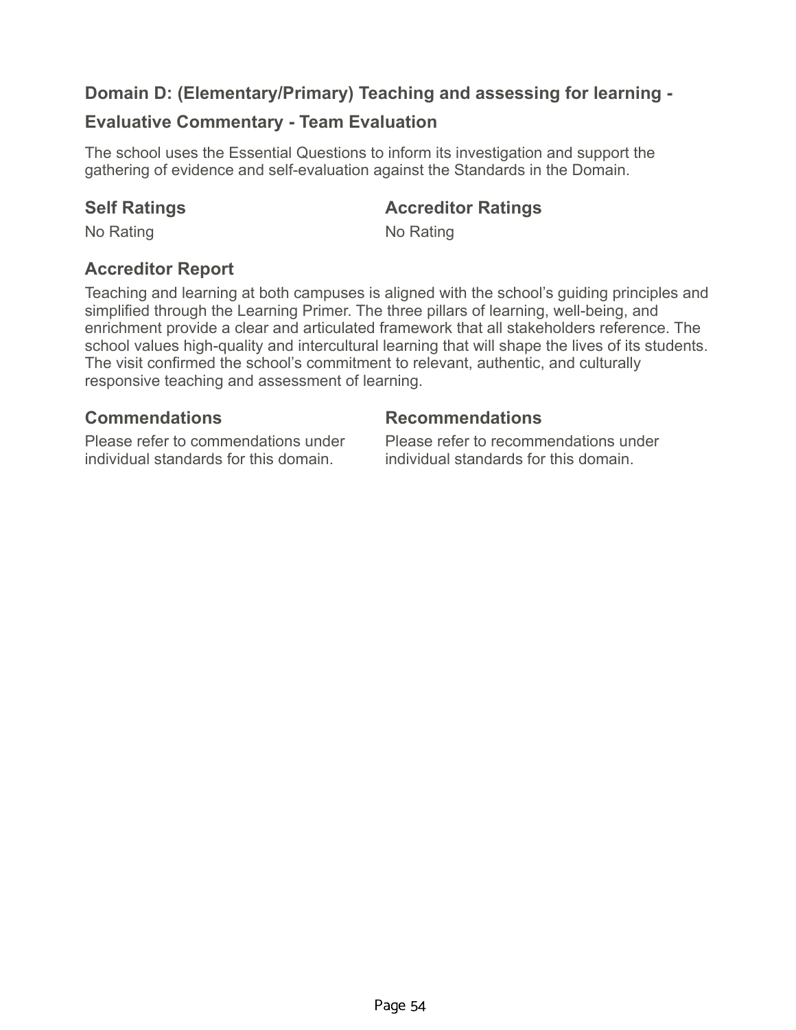## Domain D: (Elementary/Primary) Teaching and assessing for learning -

## Evaluative Commentary - Team Evaluation

The school uses the Essential Questions to inform its investigation and support the gathering of evidence and self-evaluation against the Standards in the Domain.

### Self Ratings

No Rating

### Accreditor Ratings

No Rating

### Accreditor Report

Teaching and learning at both campuses is aligned with the school's guiding principles and simplified through the Learning Primer. The three pillars of learning, well-being, and enrichment provide a clear and articulated framework that all stakeholders reference. The school values high-quality and intercultural learning that will shape the lives of its students. The visit confirmed the school's commitment to relevant, authentic, and culturally responsive teaching and assessment of learning.

### Commendations

Please refer to commendations under individual standards for this domain.

### Recommendations

Please refer to recommendations under individual standards for this domain.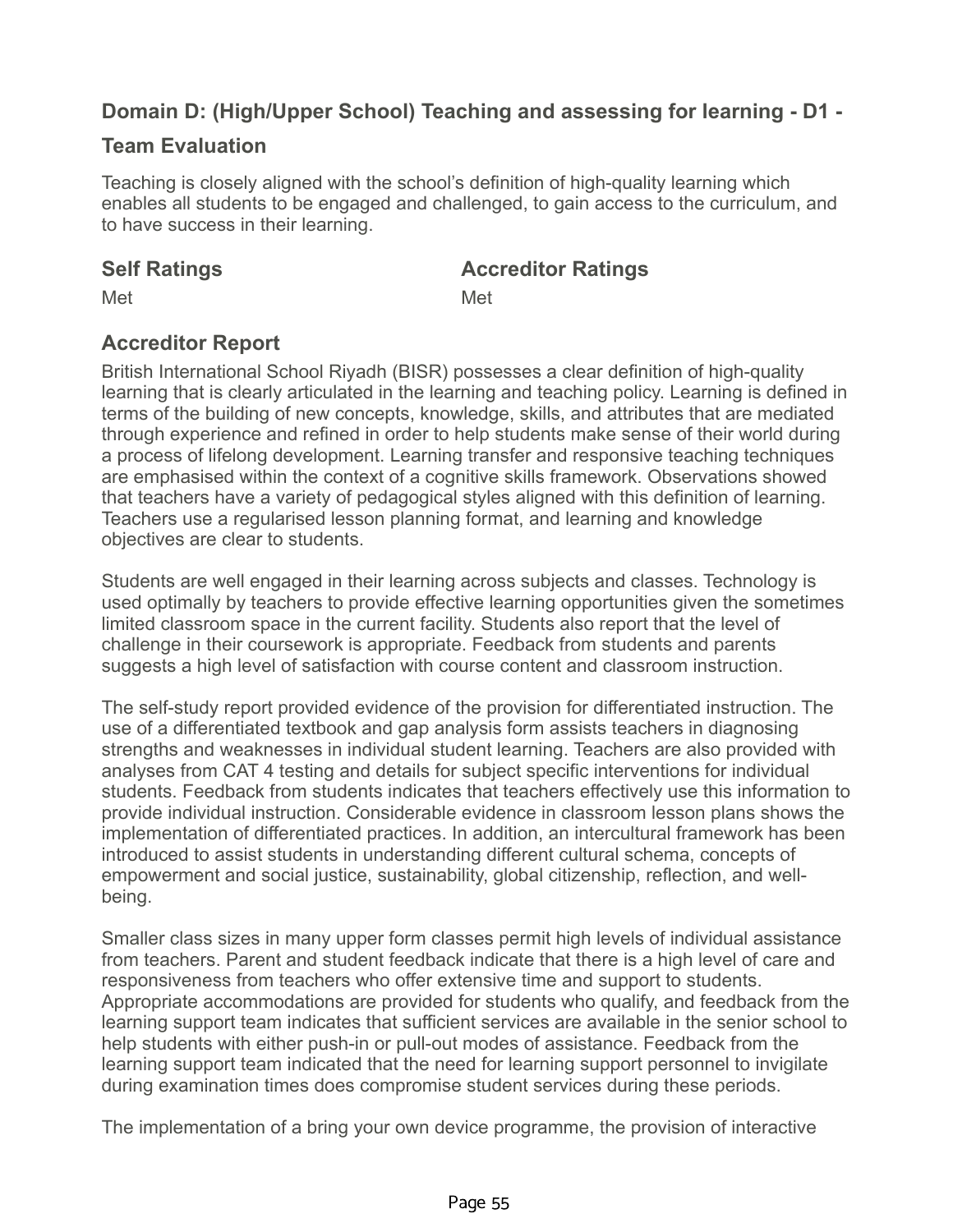## Domain D: (High/Upper School) Teaching and assessing for learning - D1 - Team Evaluation

Teaching is closely aligned with the school's definition of high-quality learning which enables all students to be engaged and challenged, to gain access to the curriculum, and to have success in their learning.

### Self Ratings

Met

### Accreditor Ratings

Met

### Accreditor Report

British International School Riyadh (BISR) possesses a clear definition of high-quality learning that is clearly articulated in the learning and teaching policy. Learning is defined in terms of the building of new concepts, knowledge, skills, and attributes that are mediated through experience and refined in order to help students make sense of their world during a process of lifelong development. Learning transfer and responsive teaching techniques are emphasised within the context of a cognitive skills framework. Observations showed that teachers have a variety of pedagogical styles aligned with this definition of learning. Teachers use a regularised lesson planning format, and learning and knowledge objectives are clear to students.

Students are well engaged in their learning across subjects and classes. Technology is used optimally by teachers to provide effective learning opportunities given the sometimes limited classroom space in the current facility. Students also report that the level of challenge in their coursework is appropriate. Feedback from students and parents suggests a high level of satisfaction with course content and classroom instruction.

The self-study report provided evidence of the provision for differentiated instruction. The use of a differentiated textbook and gap analysis form assists teachers in diagnosing strengths and weaknesses in individual student learning. Teachers are also provided with analyses from CAT 4 testing and details for subject specific interventions for individual students. Feedback from students indicates that teachers effectively use this information to provide individual instruction. Considerable evidence in classroom lesson plans shows the implementation of differentiated practices. In addition, an intercultural framework has been introduced to assist students in understanding different cultural schema, concepts of empowerment and social justice, sustainability, global citizenship, reflection, and well-being.

Smaller class sizes in many upper form classes permit high levels of individual assistance from teachers. Parent and student feedback indicate that there is a high level of care and responsiveness from teachers who offer extensive time and support to students. Appropriate accommodations are provided for students who qualify, and feedback from the learning support team indicates that sufficient services are available in the senior school to help students with either push-in or pull-out modes of assistance. Feedback from the learning support team indicated that the need for learning support personnel to invigilate during examination times does compromise student services during these periods.

The implementation of a bring your own device programme, the provision of interactive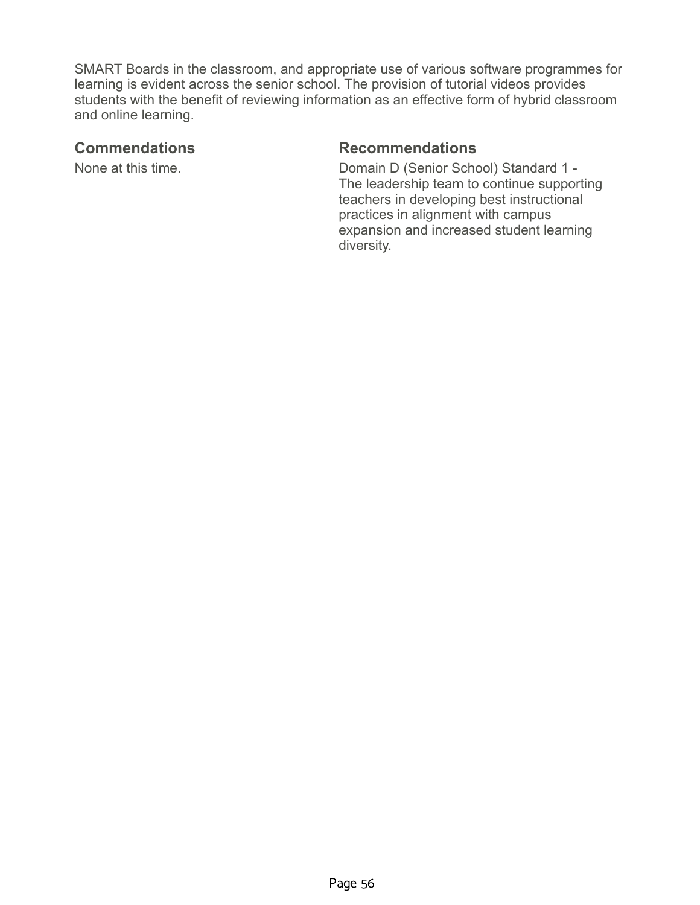SMART Boards in the classroom, and appropriate use of various software programmes for learning is evident across the senior school. The provision of tutorial videos provides students with the benefit of reviewing information as an effective form of hybrid classroom and online learning.

### Commendations

None at this time.

### Recommendations

Domain D (Senior School) Standard 1 - The leadership team to continue supporting teachers in developing best instructional practices in alignment with campus expansion and increased student learning diversity.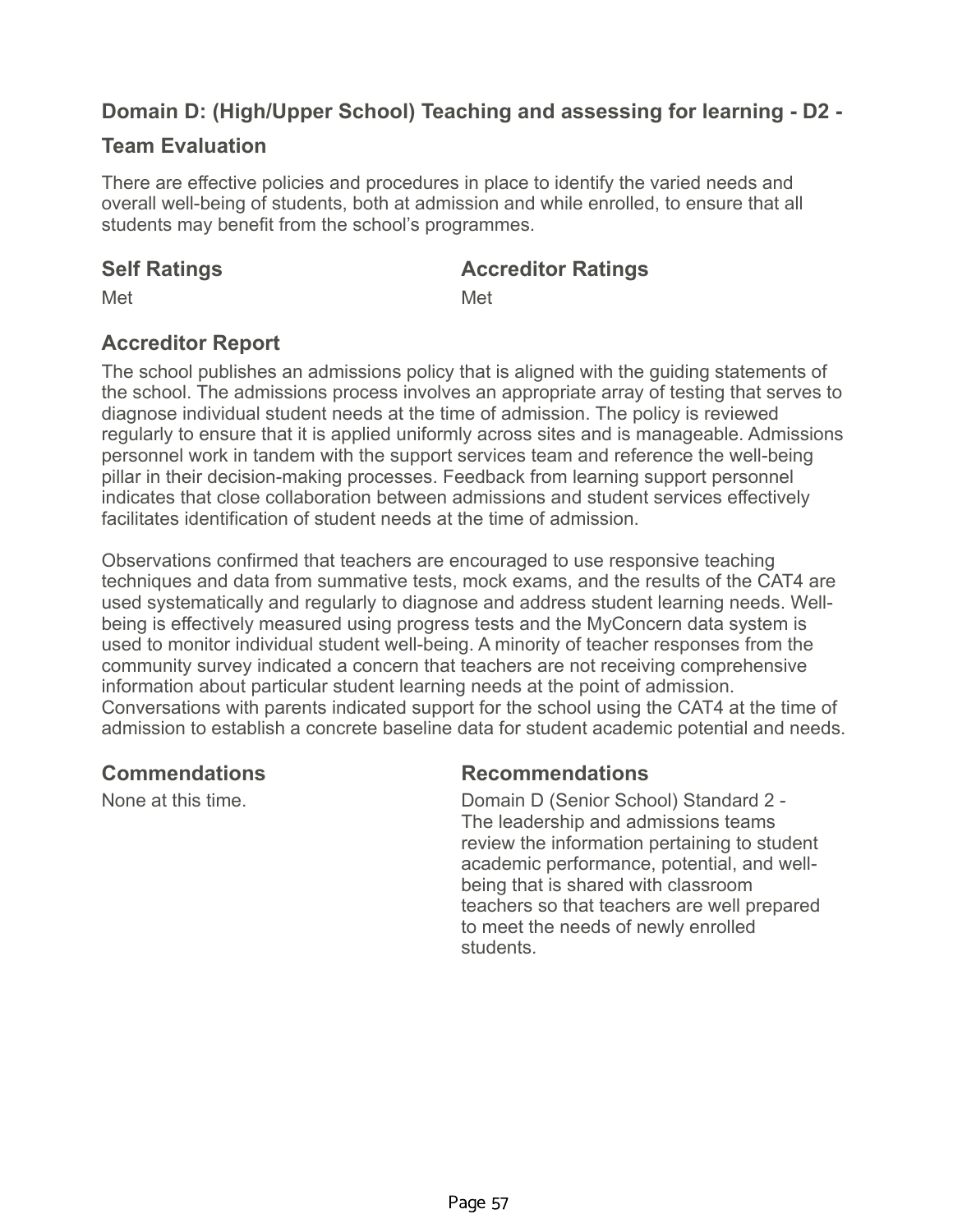### Domain D: (High/Upper School) Teaching and assessing for learning - D2 - Team Evaluation

There are effective policies and procedures in place to identify the varied needs and overall well-being of students, both at admission and while enrolled, to ensure that all students may benefit from the school's programmes.

| Self Ratings | Accreditor Ratings |
| --- | --- |
| Met | Met |

### Accreditor Report

The school publishes an admissions policy that is aligned with the guiding statements of the school. The admissions process involves an appropriate array of testing that serves to diagnose individual student needs at the time of admission. The policy is reviewed regularly to ensure that it is applied uniformly across sites and is manageable. Admissions personnel work in tandem with the support services team and reference the well-being pillar in their decision-making processes. Feedback from learning support personnel indicates that close collaboration between admissions and student services effectively facilitates identification of student needs at the time of admission.

Observations confirmed that teachers are encouraged to use responsive teaching techniques and data from summative tests, mock exams, and the results of the CAT4 are used systematically and regularly to diagnose and address student learning needs. Well-being is effectively measured using progress tests and the MyConcern data system is used to monitor individual student well-being. A minority of teacher responses from the community survey indicated a concern that teachers are not receiving comprehensive information about particular student learning needs at the point of admission. Conversations with parents indicated support for the school using the CAT4 at the time of admission to establish a concrete baseline data for student academic potential and needs.

### Commendations

None at this time.

### Recommendations

Domain D (Senior School) Standard 2 - The leadership and admissions teams review the information pertaining to student academic performance, potential, and well-being that is shared with classroom teachers so that teachers are well prepared to meet the needs of newly enrolled students.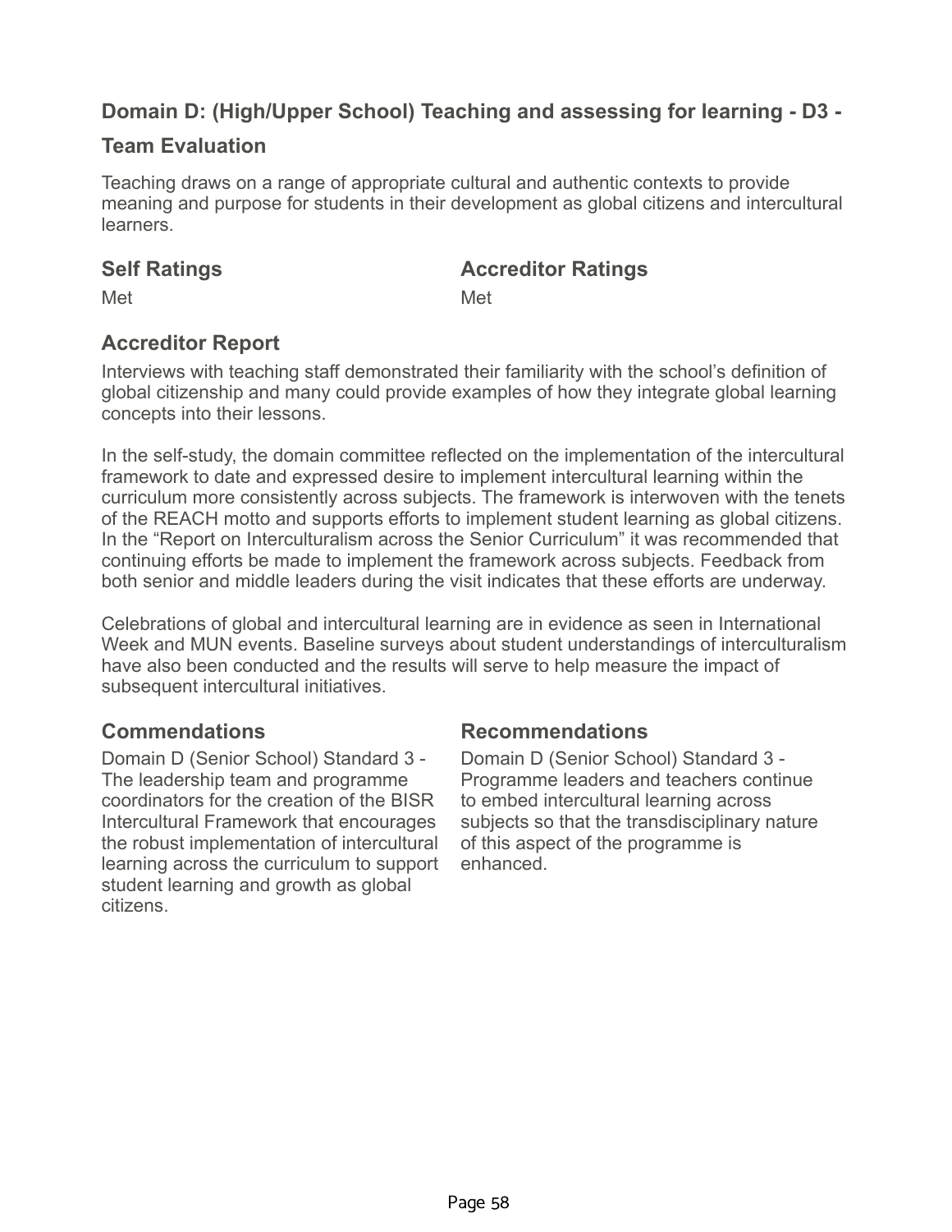## Domain D: (High/Upper School) Teaching and assessing for learning - D3 - Team Evaluation

Teaching draws on a range of appropriate cultural and authentic contexts to provide meaning and purpose for students in their development as global citizens and intercultural learners.

### Self Ratings

Met

### Accreditor Ratings

Met

### Accreditor Report

Interviews with teaching staff demonstrated their familiarity with the school's definition of global citizenship and many could provide examples of how they integrate global learning concepts into their lessons.

In the self-study, the domain committee reflected on the implementation of the intercultural framework to date and expressed desire to implement intercultural learning within the curriculum more consistently across subjects. The framework is interwoven with the tenets of the REACH motto and supports efforts to implement student learning as global citizens. In the "Report on Interculturalism across the Senior Curriculum" it was recommended that continuing efforts be made to implement the framework across subjects. Feedback from both senior and middle leaders during the visit indicates that these efforts are underway.

Celebrations of global and intercultural learning are in evidence as seen in International Week and MUN events. Baseline surveys about student understandings of interculturalism have also been conducted and the results will serve to help measure the impact of subsequent intercultural initiatives.

### Commendations

Domain D (Senior School) Standard 3 - The leadership team and programme coordinators for the creation of the BISR Intercultural Framework that encourages the robust implementation of intercultural learning across the curriculum to support student learning and growth as global citizens.

### Recommendations

Domain D (Senior School) Standard 3 - Programme leaders and teachers continue to embed intercultural learning across subjects so that the transdisciplinary nature of this aspect of the programme is enhanced.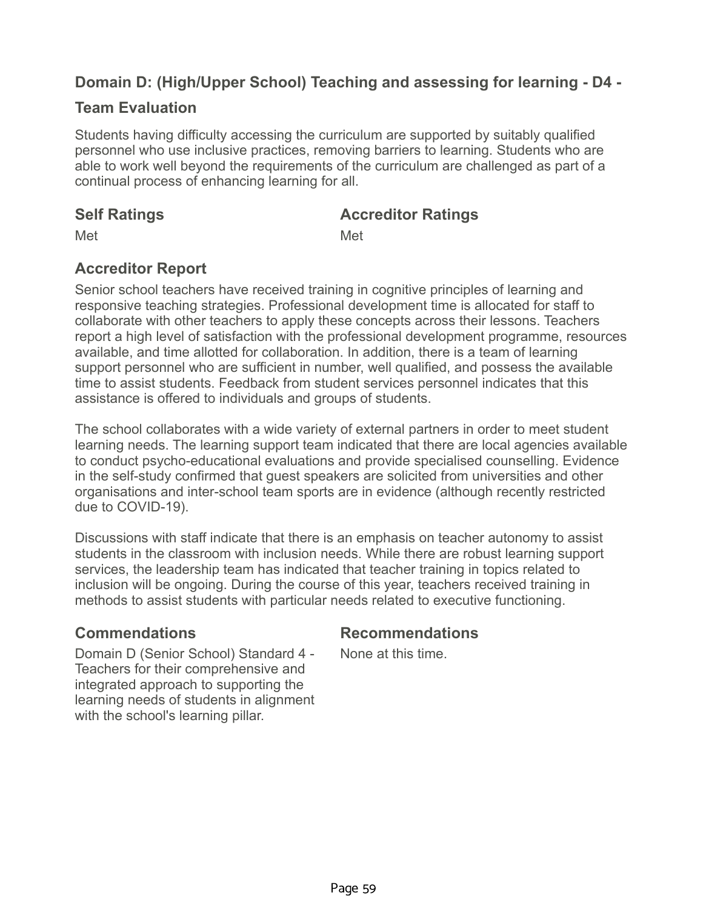## Domain D: (High/Upper School) Teaching and assessing for learning - D4 -

## Team Evaluation

Students having difficulty accessing the curriculum are supported by suitably qualified personnel who use inclusive practices, removing barriers to learning. Students who are able to work well beyond the requirements of the curriculum are challenged as part of a continual process of enhancing learning for all.

### Self Ratings

Met

### Accreditor Ratings

Met

### Accreditor Report

Senior school teachers have received training in cognitive principles of learning and responsive teaching strategies. Professional development time is allocated for staff to collaborate with other teachers to apply these concepts across their lessons. Teachers report a high level of satisfaction with the professional development programme, resources available, and time allotted for collaboration. In addition, there is a team of learning support personnel who are sufficient in number, well qualified, and possess the available time to assist students. Feedback from student services personnel indicates that this assistance is offered to individuals and groups of students.

The school collaborates with a wide variety of external partners in order to meet student learning needs. The learning support team indicated that there are local agencies available to conduct psycho-educational evaluations and provide specialised counselling. Evidence in the self-study confirmed that guest speakers are solicited from universities and other organisations and inter-school team sports are in evidence (although recently restricted due to COVID-19).

Discussions with staff indicate that there is an emphasis on teacher autonomy to assist students in the classroom with inclusion needs. While there are robust learning support services, the leadership team has indicated that teacher training in topics related to inclusion will be ongoing. During the course of this year, teachers received training in methods to assist students with particular needs related to executive functioning.

### Commendations

Domain D (Senior School) Standard 4 - Teachers for their comprehensive and integrated approach to supporting the learning needs of students in alignment with the school's learning pillar.

### Recommendations

None at this time.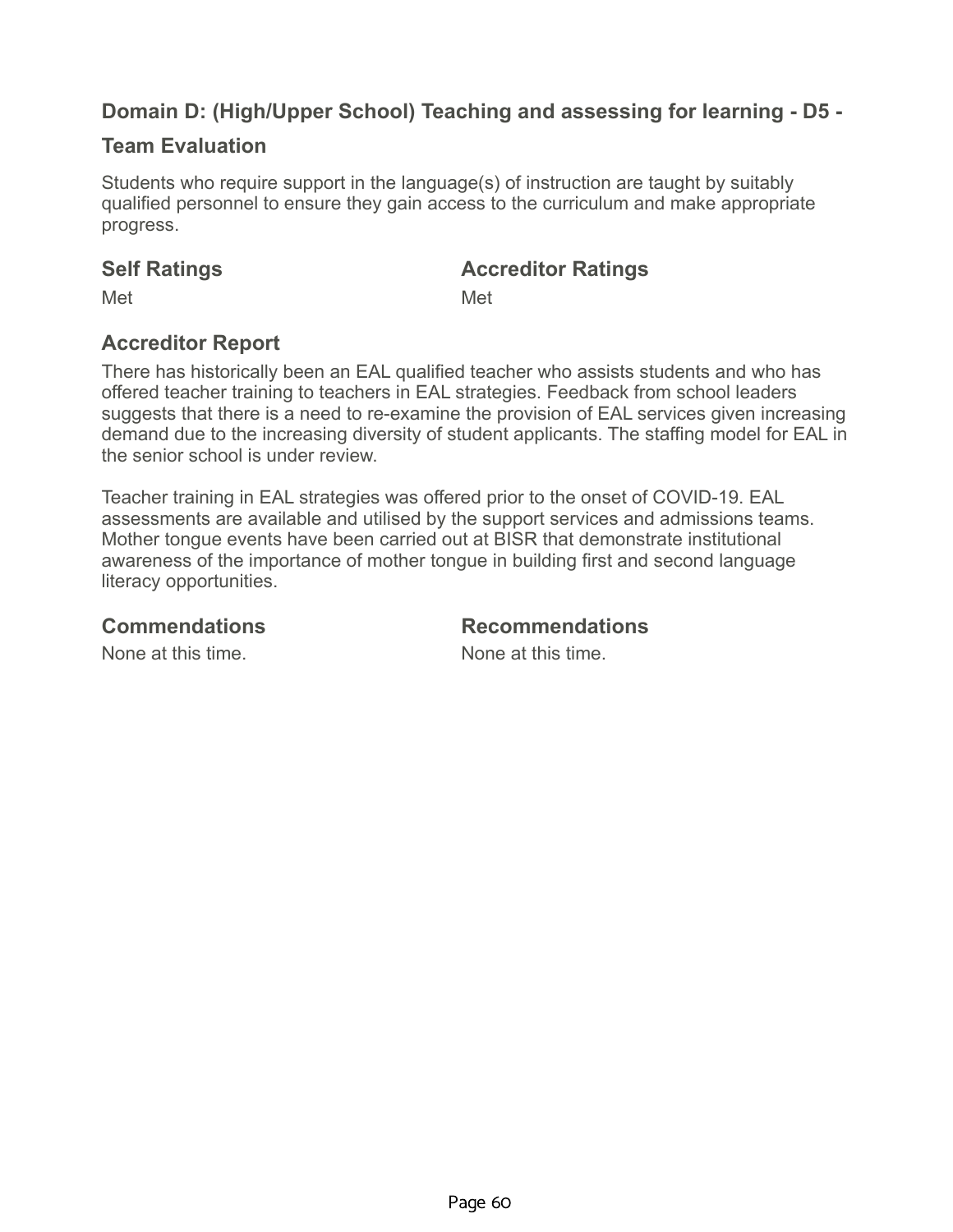## Domain D: (High/Upper School) Teaching and assessing for learning - D5 - Team Evaluation

Students who require support in the language(s) of instruction are taught by suitably qualified personnel to ensure they gain access to the curriculum and make appropriate progress.

### Self Ratings

Met

### Accreditor Ratings

Met

### Accreditor Report

There has historically been an EAL qualified teacher who assists students and who has offered teacher training to teachers in EAL strategies. Feedback from school leaders suggests that there is a need to re-examine the provision of EAL services given increasing demand due to the increasing diversity of student applicants. The staffing model for EAL in the senior school is under review.

Teacher training in EAL strategies was offered prior to the onset of COVID-19. EAL assessments are available and utilised by the support services and admissions teams. Mother tongue events have been carried out at BISR that demonstrate institutional awareness of the importance of mother tongue in building first and second language literacy opportunities.

### Commendations

None at this time.

### Recommendations

None at this time.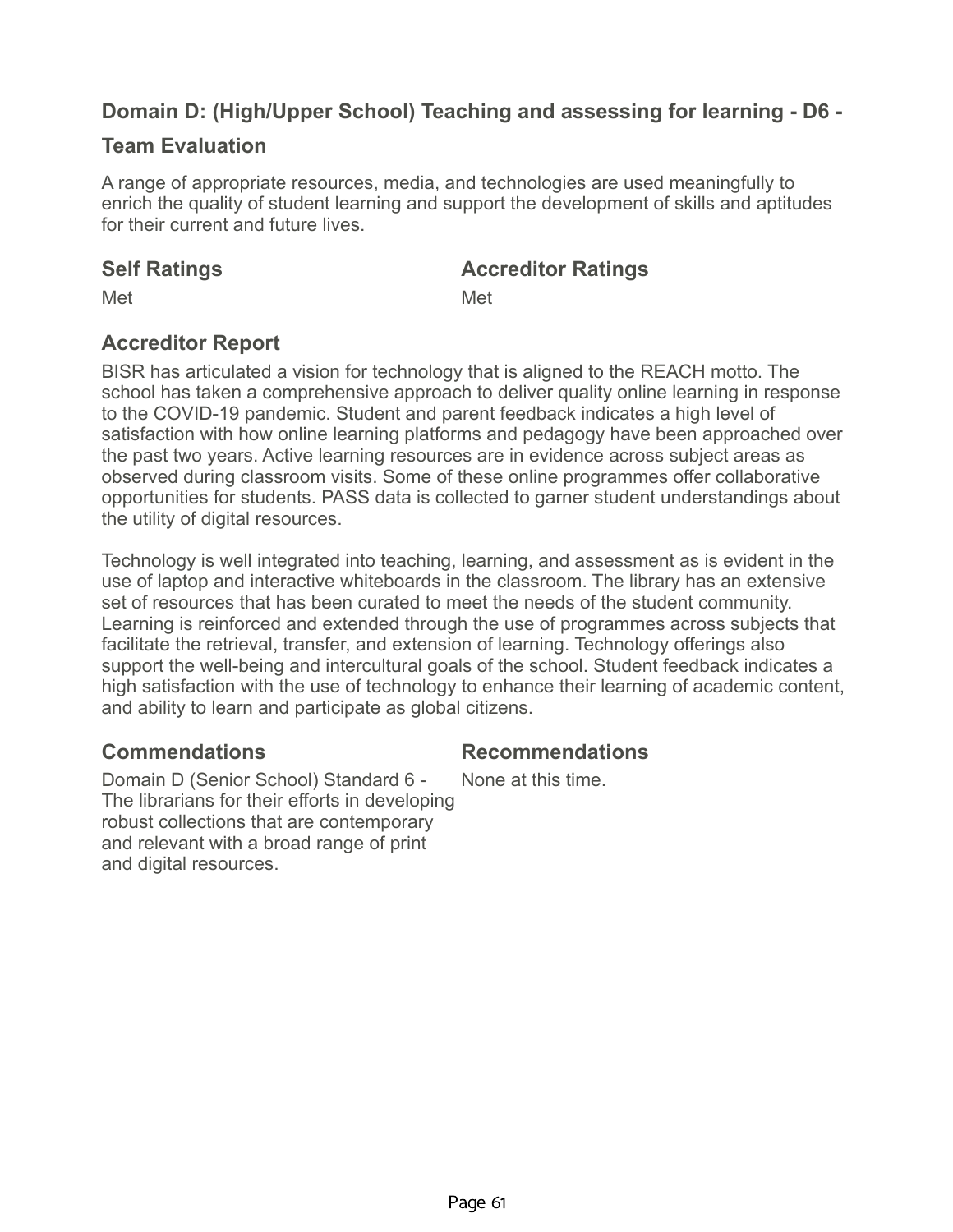## Domain D: (High/Upper School) Teaching and assessing for learning - D6 - Team Evaluation

A range of appropriate resources, media, and technologies are used meaningfully to enrich the quality of student learning and support the development of skills and aptitudes for their current and future lives.

| Self Ratings | Accreditor Ratings |
|---|---|
| Met | Met |

### Accreditor Report

BISR has articulated a vision for technology that is aligned to the REACH motto. The school has taken a comprehensive approach to deliver quality online learning in response to the COVID-19 pandemic. Student and parent feedback indicates a high level of satisfaction with how online learning platforms and pedagogy have been approached over the past two years. Active learning resources are in evidence across subject areas as observed during classroom visits. Some of these online programmes offer collaborative opportunities for students. PASS data is collected to garner student understandings about the utility of digital resources.

Technology is well integrated into teaching, learning, and assessment as is evident in the use of laptop and interactive whiteboards in the classroom. The library has an extensive set of resources that has been curated to meet the needs of the student community. Learning is reinforced and extended through the use of programmes across subjects that facilitate the retrieval, transfer, and extension of learning. Technology offerings also support the well-being and intercultural goals of the school. Student feedback indicates a high satisfaction with the use of technology to enhance their learning of academic content, and ability to learn and participate as global citizens.

| Commendations | Recommendations |
|---|---|
| Domain D (Senior School) Standard 6 - The librarians for their efforts in developing robust collections that are contemporary and relevant with a broad range of print and digital resources. | None at this time. |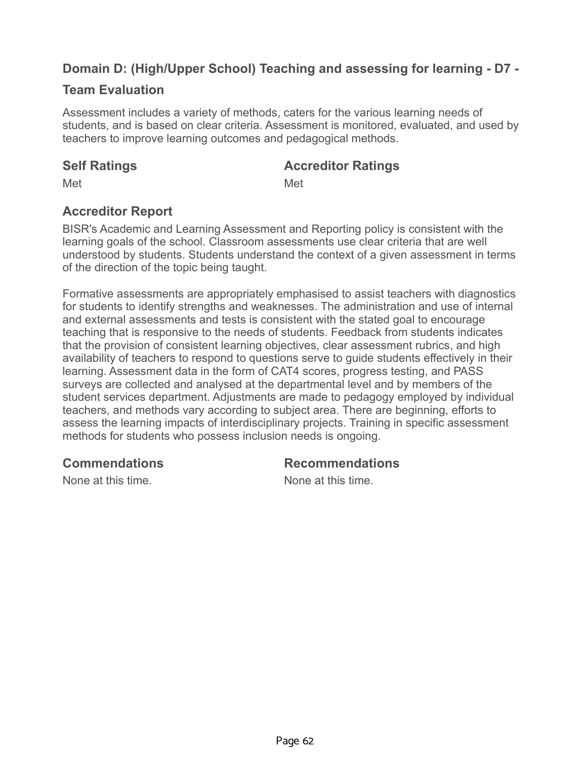## Domain D: (High/Upper School) Teaching and assessing for learning - D7 - Team Evaluation

Assessment includes a variety of methods, caters for the various learning needs of students, and is based on clear criteria. Assessment is monitored, evaluated, and used by teachers to improve learning outcomes and pedagogical methods.

### Self Ratings

Met

### Accreditor Ratings

Met

### Accreditor Report

BISR's Academic and Learning Assessment and Reporting policy is consistent with the learning goals of the school. Classroom assessments use clear criteria that are well understood by students. Students understand the context of a given assessment in terms of the direction of the topic being taught.

Formative assessments are appropriately emphasised to assist teachers with diagnostics for students to identify strengths and weaknesses. The administration and use of internal and external assessments and tests is consistent with the stated goal to encourage teaching that is responsive to the needs of students. Feedback from students indicates that the provision of consistent learning objectives, clear assessment rubrics, and high availability of teachers to respond to questions serve to guide students effectively in their learning. Assessment data in the form of CAT4 scores, progress testing, and PASS surveys are collected and analysed at the departmental level and by members of the student services department. Adjustments are made to pedagogy employed by individual teachers, and methods vary according to subject area. There are beginning, efforts to assess the learning impacts of interdisciplinary projects. Training in specific assessment methods for students who possess inclusion needs is ongoing.

### Commendations

None at this time.

### Recommendations

None at this time.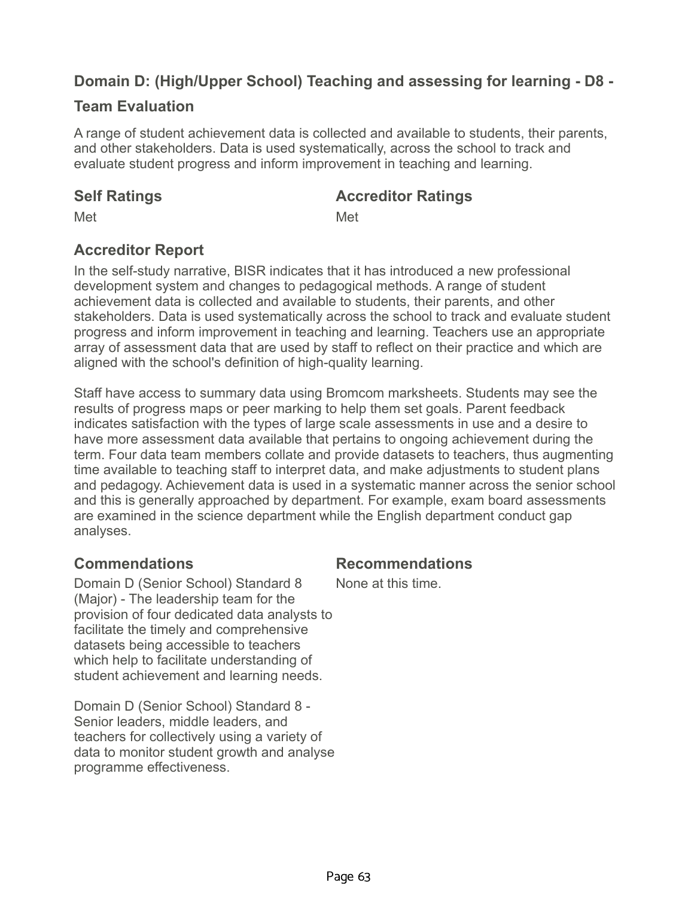## Domain D: (High/Upper School) Teaching and assessing for learning - D8 - Team Evaluation

A range of student achievement data is collected and available to students, their parents, and other stakeholders. Data is used systematically, across the school to track and evaluate student progress and inform improvement in teaching and learning.

### Self Ratings

Met

### Accreditor Ratings

Met

### Accreditor Report

In the self-study narrative, BISR indicates that it has introduced a new professional development system and changes to pedagogical methods. A range of student achievement data is collected and available to students, their parents, and other stakeholders. Data is used systematically across the school to track and evaluate student progress and inform improvement in teaching and learning. Teachers use an appropriate array of assessment data that are used by staff to reflect on their practice and which are aligned with the school's definition of high-quality learning.

Staff have access to summary data using Bromcom marksheets. Students may see the results of progress maps or peer marking to help them set goals. Parent feedback indicates satisfaction with the types of large scale assessments in use and a desire to have more assessment data available that pertains to ongoing achievement during the term. Four data team members collate and provide datasets to teachers, thus augmenting time available to teaching staff to interpret data, and make adjustments to student plans and pedagogy. Achievement data is used in a systematic manner across the senior school and this is generally approached by department. For example, exam board assessments are examined in the science department while the English department conduct gap analyses.

### Commendations

Domain D (Senior School) Standard 8 (Major) - The leadership team for the provision of four dedicated data analysts to facilitate the timely and comprehensive datasets being accessible to teachers which help to facilitate understanding of student achievement and learning needs.

Domain D (Senior School) Standard 8 - Senior leaders, middle leaders, and teachers for collectively using a variety of data to monitor student growth and analyse programme effectiveness.

### Recommendations

None at this time.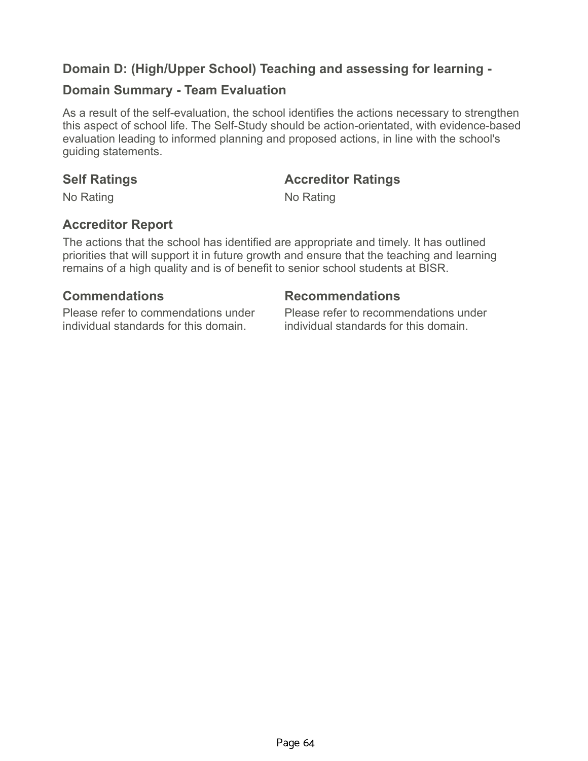### Domain D: (High/Upper School) Teaching and assessing for learning -

### Domain Summary - Team Evaluation

As a result of the self-evaluation, the school identifies the actions necessary to strengthen this aspect of school life. The Self-Study should be action-orientated, with evidence-based evaluation leading to informed planning and proposed actions, in line with the school's guiding statements.

#### Self Ratings

No Rating

#### Accreditor Ratings

No Rating

#### Accreditor Report

The actions that the school has identified are appropriate and timely. It has outlined priorities that will support it in future growth and ensure that the teaching and learning remains of a high quality and is of benefit to senior school students at BISR.

#### Commendations

Please refer to commendations under individual standards for this domain.

#### Recommendations

Please refer to recommendations under individual standards for this domain.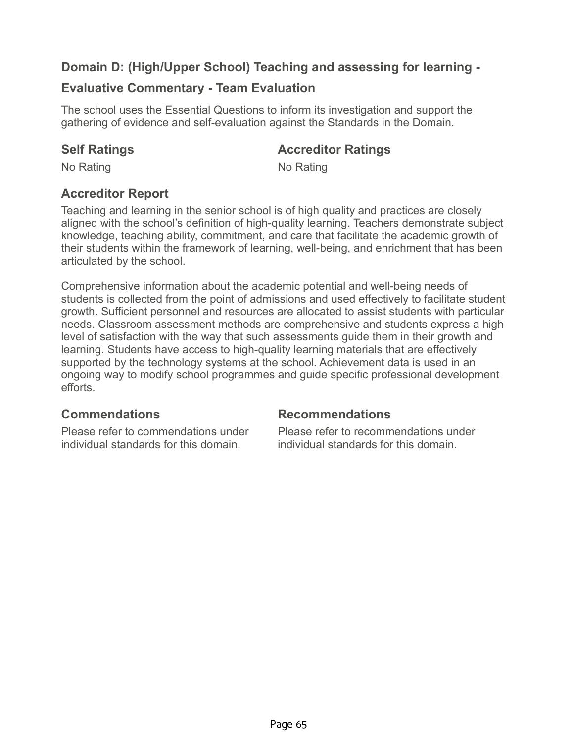## Domain D: (High/Upper School) Teaching and assessing for learning - Evaluative Commentary - Team Evaluation

The school uses the Essential Questions to inform its investigation and support the gathering of evidence and self-evaluation against the Standards in the Domain.

### Self Ratings

No Rating

### Accreditor Ratings

No Rating

### Accreditor Report

Teaching and learning in the senior school is of high quality and practices are closely aligned with the school's definition of high-quality learning. Teachers demonstrate subject knowledge, teaching ability, commitment, and care that facilitate the academic growth of their students within the framework of learning, well-being, and enrichment that has been articulated by the school.

Comprehensive information about the academic potential and well-being needs of students is collected from the point of admissions and used effectively to facilitate student growth. Sufficient personnel and resources are allocated to assist students with particular needs. Classroom assessment methods are comprehensive and students express a high level of satisfaction with the way that such assessments guide them in their growth and learning. Students have access to high-quality learning materials that are effectively supported by the technology systems at the school. Achievement data is used in an ongoing way to modify school programmes and guide specific professional development efforts.

### Commendations

Please refer to commendations under individual standards for this domain.

### Recommendations

Please refer to recommendations under individual standards for this domain.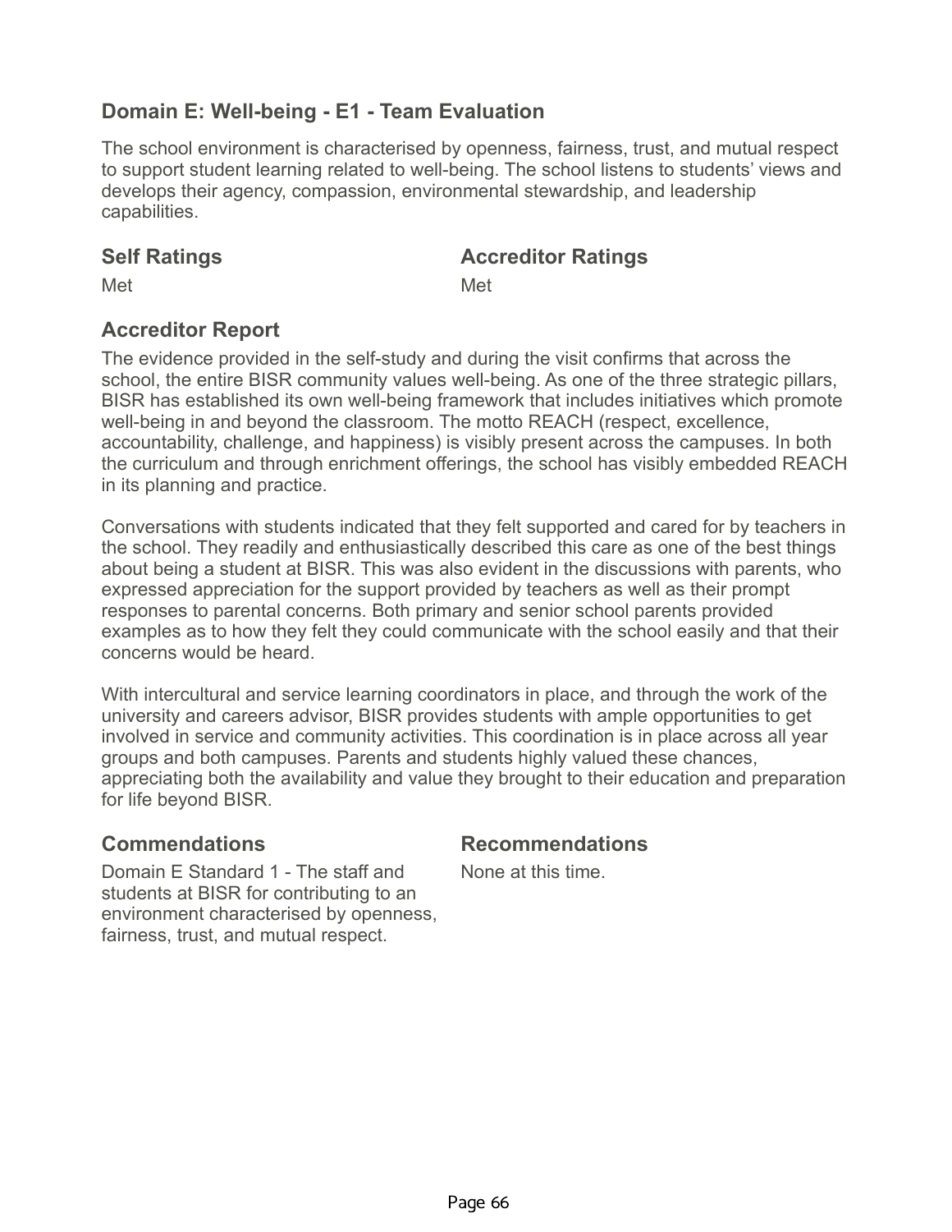## Domain E: Well-being - E1 - Team Evaluation

The school environment is characterised by openness, fairness, trust, and mutual respect to support student learning related to well-being. The school listens to students' views and develops their agency, compassion, environmental stewardship, and leadership capabilities.

| Self Ratings | Accreditor Ratings |
|---|---|
| Met | Met |

### Accreditor Report

The evidence provided in the self-study and during the visit confirms that across the school, the entire BISR community values well-being. As one of the three strategic pillars, BISR has established its own well-being framework that includes initiatives which promote well-being in and beyond the classroom. The motto REACH (respect, excellence, accountability, challenge, and happiness) is visibly present across the campuses. In both the curriculum and through enrichment offerings, the school has visibly embedded REACH in its planning and practice.

Conversations with students indicated that they felt supported and cared for by teachers in the school. They readily and enthusiastically described this care as one of the best things about being a student at BISR. This was also evident in the discussions with parents, who expressed appreciation for the support provided by teachers as well as their prompt responses to parental concerns. Both primary and senior school parents provided examples as to how they felt they could communicate with the school easily and that their concerns would be heard.

With intercultural and service learning coordinators in place, and through the work of the university and careers advisor, BISR provides students with ample opportunities to get involved in service and community activities. This coordination is in place across all year groups and both campuses. Parents and students highly valued these chances, appreciating both the availability and value they brought to their education and preparation for life beyond BISR.

| Commendations | Recommendations |
|---|---|
| Domain E Standard 1 - The staff and students at BISR for contributing to an environment characterised by openness, fairness, trust, and mutual respect. | None at this time. |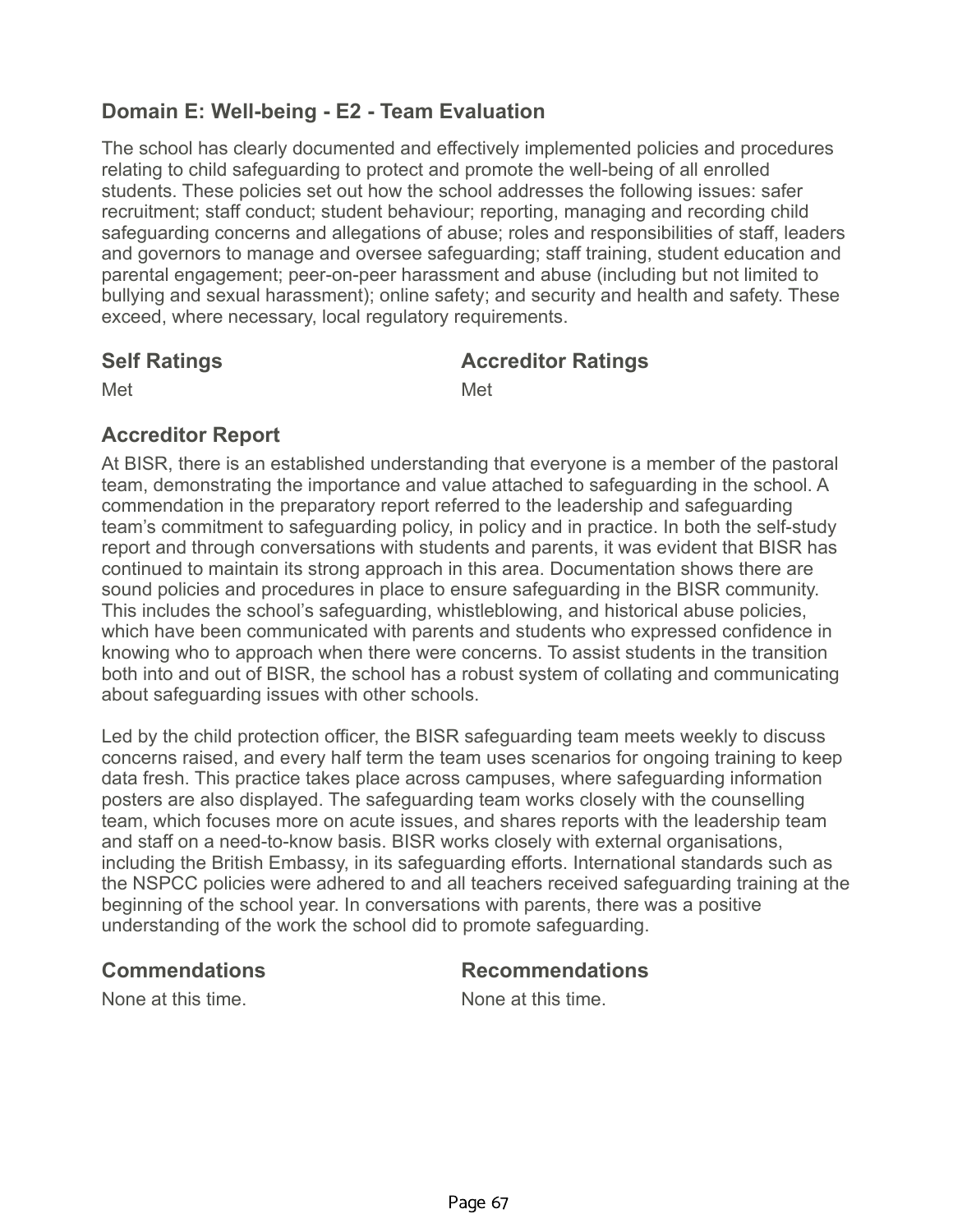## Domain E: Well-being - E2 - Team Evaluation

The school has clearly documented and effectively implemented policies and procedures relating to child safeguarding to protect and promote the well-being of all enrolled students. These policies set out how the school addresses the following issues: safer recruitment; staff conduct; student behaviour; reporting, managing and recording child safeguarding concerns and allegations of abuse; roles and responsibilities of staff, leaders and governors to manage and oversee safeguarding; staff training, student education and parental engagement; peer-on-peer harassment and abuse (including but not limited to bullying and sexual harassment); online safety; and security and health and safety. These exceed, where necessary, local regulatory requirements.

### Self Ratings

Met

### Accreditor Ratings

Met

### Accreditor Report

At BISR, there is an established understanding that everyone is a member of the pastoral team, demonstrating the importance and value attached to safeguarding in the school. A commendation in the preparatory report referred to the leadership and safeguarding team's commitment to safeguarding policy, in policy and in practice. In both the self-study report and through conversations with students and parents, it was evident that BISR has continued to maintain its strong approach in this area. Documentation shows there are sound policies and procedures in place to ensure safeguarding in the BISR community. This includes the school's safeguarding, whistleblowing, and historical abuse policies, which have been communicated with parents and students who expressed confidence in knowing who to approach when there were concerns. To assist students in the transition both into and out of BISR, the school has a robust system of collating and communicating about safeguarding issues with other schools.

Led by the child protection officer, the BISR safeguarding team meets weekly to discuss concerns raised, and every half term the team uses scenarios for ongoing training to keep data fresh. This practice takes place across campuses, where safeguarding information posters are also displayed. The safeguarding team works closely with the counselling team, which focuses more on acute issues, and shares reports with the leadership team and staff on a need-to-know basis. BISR works closely with external organisations, including the British Embassy, in its safeguarding efforts. International standards such as the NSPCC policies were adhered to and all teachers received safeguarding training at the beginning of the school year. In conversations with parents, there was a positive understanding of the work the school did to promote safeguarding.

### Commendations

None at this time.

### Recommendations

None at this time.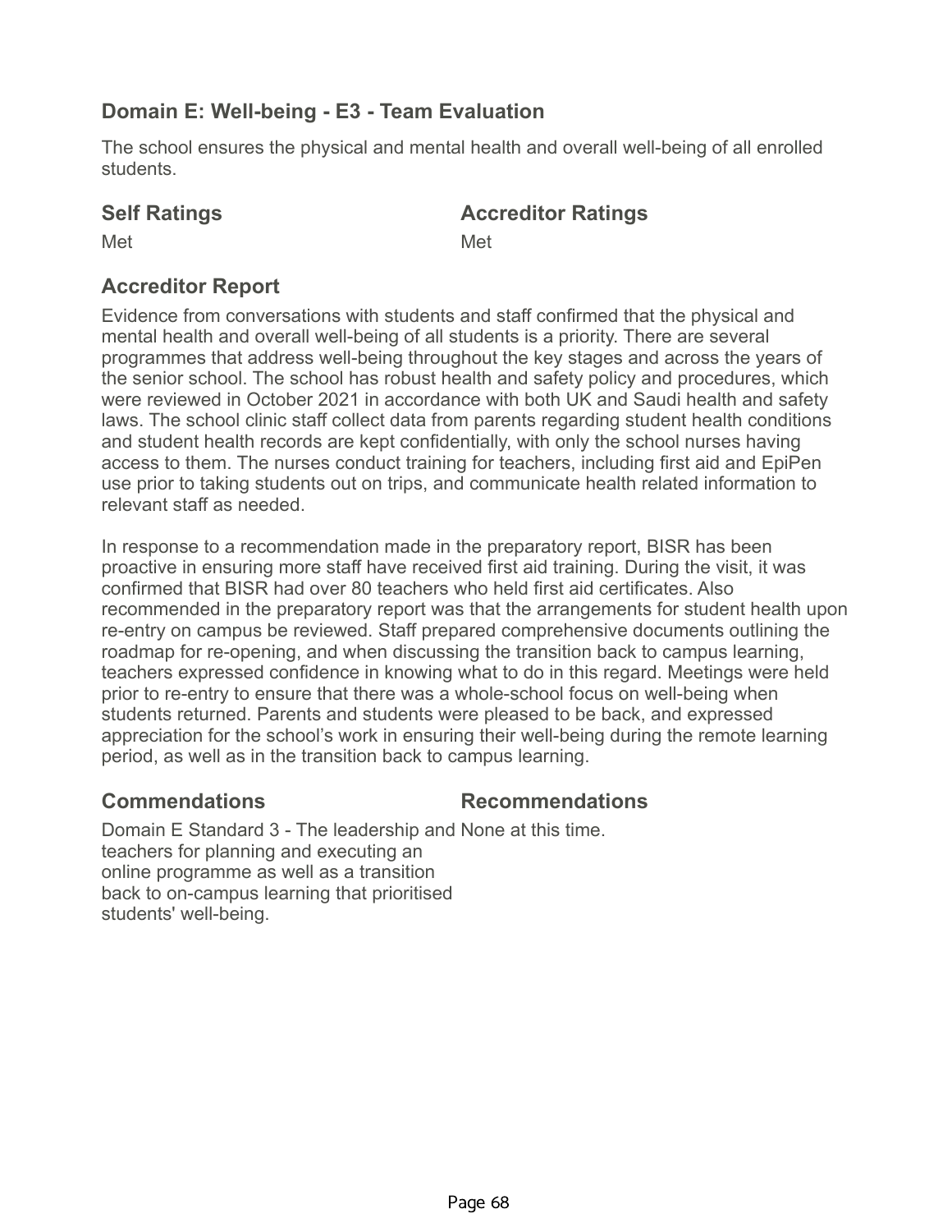## Domain E: Well-being - E3 - Team Evaluation

The school ensures the physical and mental health and overall well-being of all enrolled students.

| Self Ratings | Accreditor Ratings |
| --- | --- |
| Met | Met |

### Accreditor Report

Evidence from conversations with students and staff confirmed that the physical and mental health and overall well-being of all students is a priority. There are several programmes that address well-being throughout the key stages and across the years of the senior school. The school has robust health and safety policy and procedures, which were reviewed in October 2021 in accordance with both UK and Saudi health and safety laws. The school clinic staff collect data from parents regarding student health conditions and student health records are kept confidentially, with only the school nurses having access to them. The nurses conduct training for teachers, including first aid and EpiPen use prior to taking students out on trips, and communicate health related information to relevant staff as needed.

In response to a recommendation made in the preparatory report, BISR has been proactive in ensuring more staff have received first aid training. During the visit, it was confirmed that BISR had over 80 teachers who held first aid certificates. Also recommended in the preparatory report was that the arrangements for student health upon re-entry on campus be reviewed. Staff prepared comprehensive documents outlining the roadmap for re-opening, and when discussing the transition back to campus learning, teachers expressed confidence in knowing what to do in this regard. Meetings were held prior to re-entry to ensure that there was a whole-school focus on well-being when students returned. Parents and students were pleased to be back, and expressed appreciation for the school's work in ensuring their well-being during the remote learning period, as well as in the transition back to campus learning.

| Commendations | Recommendations |
| --- | --- |
| Domain E Standard 3 - The leadership and teachers for planning and executing an online programme as well as a transition back to on-campus learning that prioritised students' well-being. | None at this time. |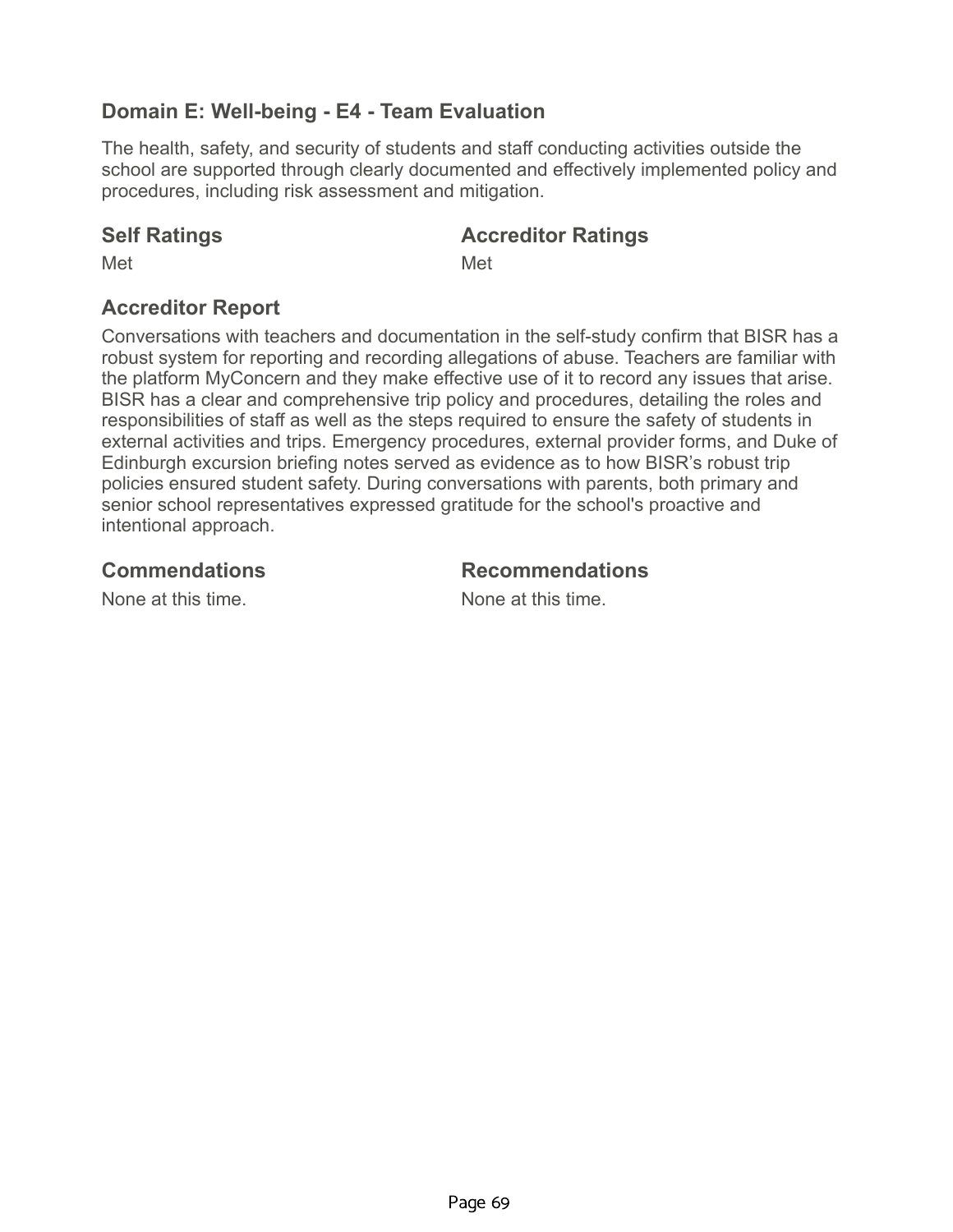## Domain E: Well-being - E4 - Team Evaluation

The health, safety, and security of students and staff conducting activities outside the school are supported through clearly documented and effectively implemented policy and procedures, including risk assessment and mitigation.

### Self Ratings

Met

### Accreditor Ratings

Met

### Accreditor Report

Conversations with teachers and documentation in the self-study confirm that BISR has a robust system for reporting and recording allegations of abuse. Teachers are familiar with the platform MyConcern and they make effective use of it to record any issues that arise. BISR has a clear and comprehensive trip policy and procedures, detailing the roles and responsibilities of staff as well as the steps required to ensure the safety of students in external activities and trips. Emergency procedures, external provider forms, and Duke of Edinburgh excursion briefing notes served as evidence as to how BISR's robust trip policies ensured student safety. During conversations with parents, both primary and senior school representatives expressed gratitude for the school's proactive and intentional approach.

### Commendations

None at this time.

### Recommendations

None at this time.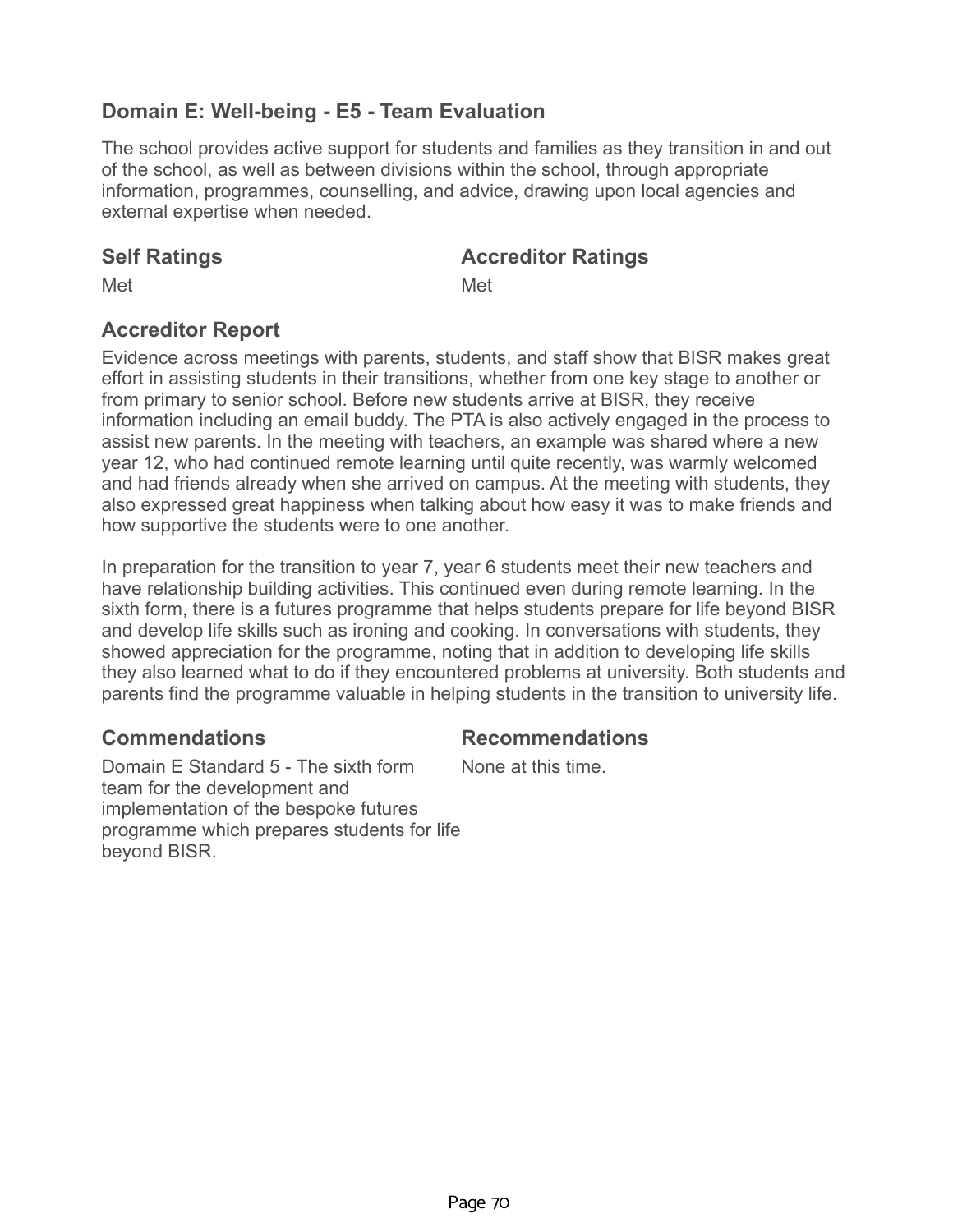## Domain E: Well-being - E5 - Team Evaluation

The school provides active support for students and families as they transition in and out of the school, as well as between divisions within the school, through appropriate information, programmes, counselling, and advice, drawing upon local agencies and external expertise when needed.

### Self Ratings

Met

### Accreditor Ratings

Met

### Accreditor Report

Evidence across meetings with parents, students, and staff show that BISR makes great effort in assisting students in their transitions, whether from one key stage to another or from primary to senior school. Before new students arrive at BISR, they receive information including an email buddy. The PTA is also actively engaged in the process to assist new parents. In the meeting with teachers, an example was shared where a new year 12, who had continued remote learning until quite recently, was warmly welcomed and had friends already when she arrived on campus. At the meeting with students, they also expressed great happiness when talking about how easy it was to make friends and how supportive the students were to one another.

In preparation for the transition to year 7, year 6 students meet their new teachers and have relationship building activities. This continued even during remote learning. In the sixth form, there is a futures programme that helps students prepare for life beyond BISR and develop life skills such as ironing and cooking. In conversations with students, they showed appreciation for the programme, noting that in addition to developing life skills they also learned what to do if they encountered problems at university. Both students and parents find the programme valuable in helping students in the transition to university life.

### Commendations

Domain E Standard 5 - The sixth form team for the development and implementation of the bespoke futures programme which prepares students for life beyond BISR.

### Recommendations

None at this time.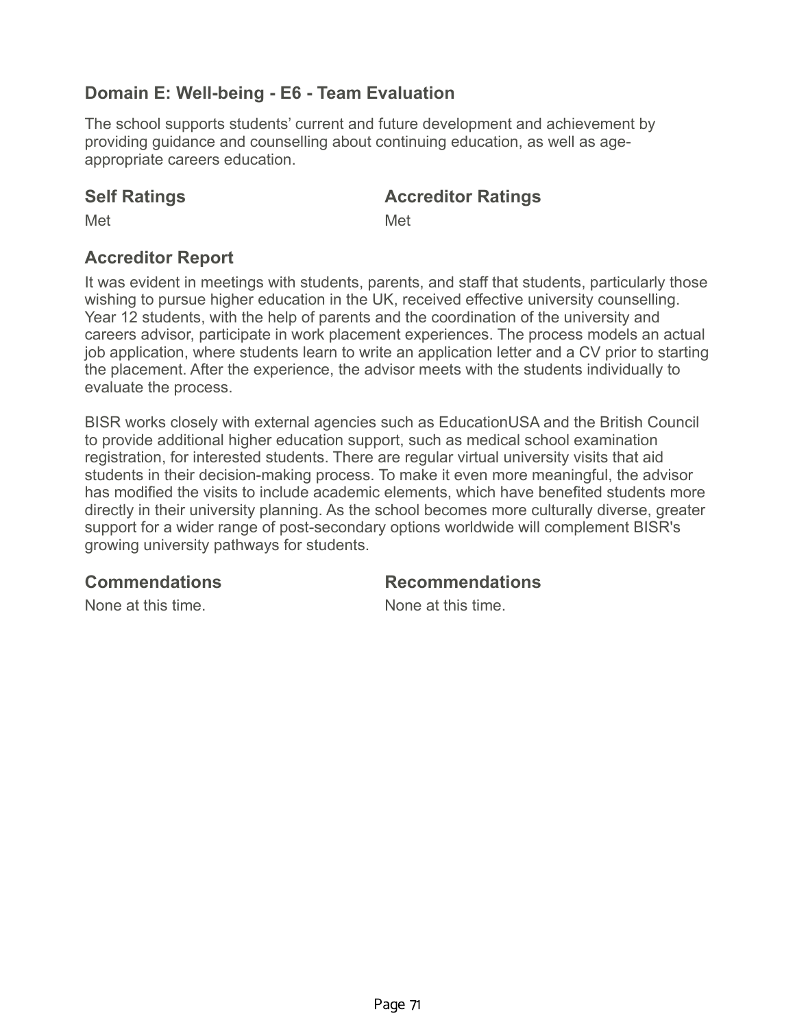## Domain E: Well-being - E6 - Team Evaluation

The school supports students' current and future development and achievement by providing guidance and counselling about continuing education, as well as age-appropriate careers education.

### Self Ratings

Met

### Accreditor Ratings

Met

### Accreditor Report

It was evident in meetings with students, parents, and staff that students, particularly those wishing to pursue higher education in the UK, received effective university counselling. Year 12 students, with the help of parents and the coordination of the university and careers advisor, participate in work placement experiences. The process models an actual job application, where students learn to write an application letter and a CV prior to starting the placement. After the experience, the advisor meets with the students individually to evaluate the process.

BISR works closely with external agencies such as EducationUSA and the British Council to provide additional higher education support, such as medical school examination registration, for interested students. There are regular virtual university visits that aid students in their decision-making process. To make it even more meaningful, the advisor has modified the visits to include academic elements, which have benefited students more directly in their university planning. As the school becomes more culturally diverse, greater support for a wider range of post-secondary options worldwide will complement BISR's growing university pathways for students.

### Commendations

None at this time.

### Recommendations

None at this time.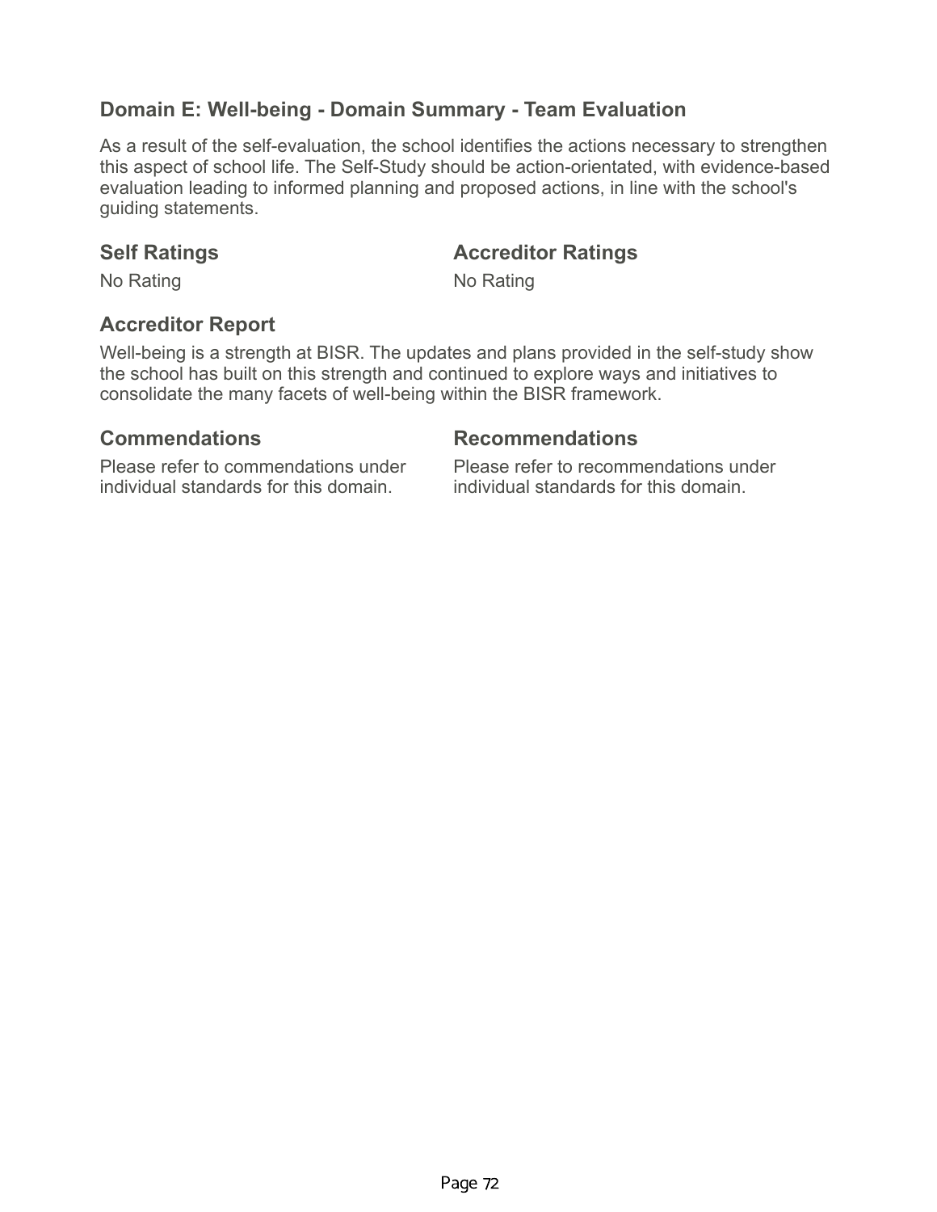## Domain E: Well-being - Domain Summary - Team Evaluation

As a result of the self-evaluation, the school identifies the actions necessary to strengthen this aspect of school life. The Self-Study should be action-orientated, with evidence-based evaluation leading to informed planning and proposed actions, in line with the school's guiding statements.

### Self Ratings

No Rating

### Accreditor Ratings

No Rating

### Accreditor Report

Well-being is a strength at BISR. The updates and plans provided in the self-study show the school has built on this strength and continued to explore ways and initiatives to consolidate the many facets of well-being within the BISR framework.

### Commendations

Please refer to commendations under individual standards for this domain.

### Recommendations

Please refer to recommendations under individual standards for this domain.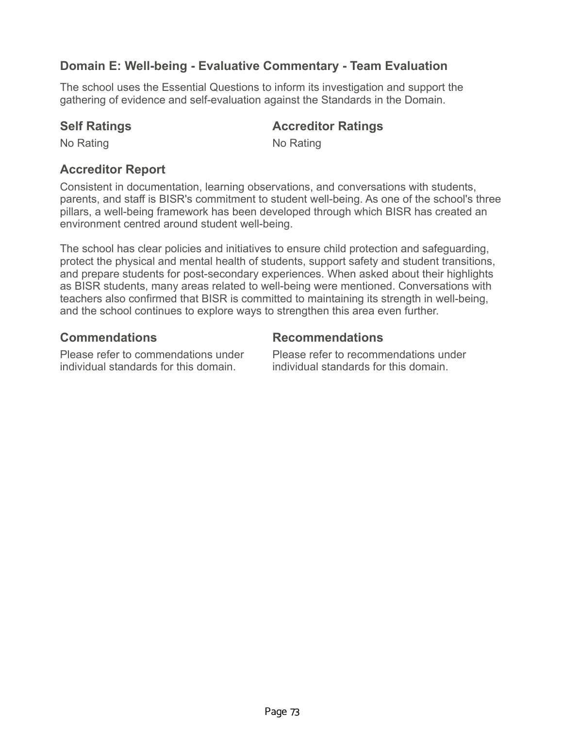## Domain E: Well-being - Evaluative Commentary - Team Evaluation

The school uses the Essential Questions to inform its investigation and support the gathering of evidence and self-evaluation against the Standards in the Domain.

### Self Ratings

No Rating

### Accreditor Ratings

No Rating

### Accreditor Report

Consistent in documentation, learning observations, and conversations with students, parents, and staff is BISR's commitment to student well-being. As one of the school's three pillars, a well-being framework has been developed through which BISR has created an environment centred around student well-being.

The school has clear policies and initiatives to ensure child protection and safeguarding, protect the physical and mental health of students, support safety and student transitions, and prepare students for post-secondary experiences. When asked about their highlights as BISR students, many areas related to well-being were mentioned. Conversations with teachers also confirmed that BISR is committed to maintaining its strength in well-being, and the school continues to explore ways to strengthen this area even further.

### Commendations

Please refer to commendations under individual standards for this domain.

### Recommendations

Please refer to recommendations under individual standards for this domain.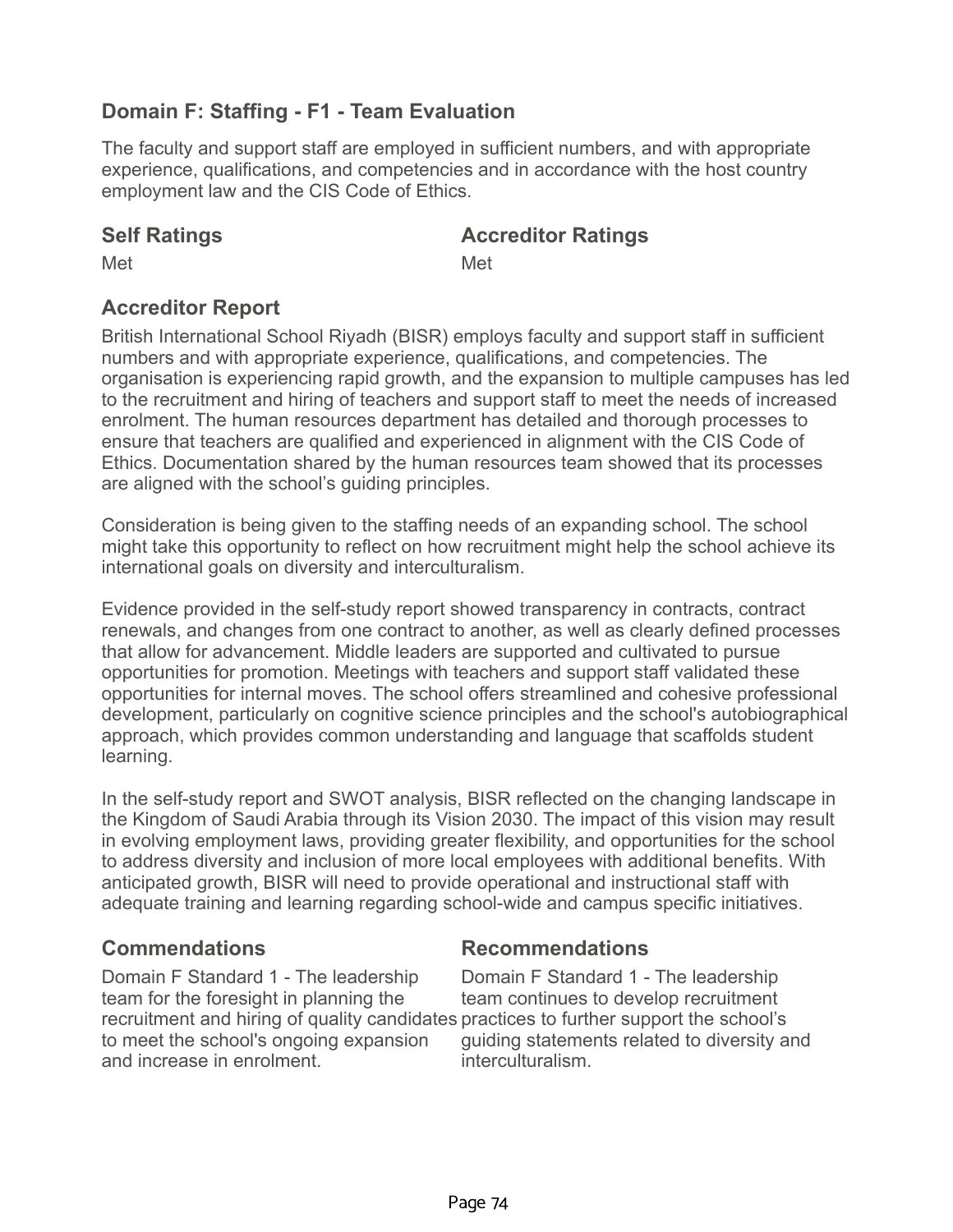## Domain F: Staffing - F1 - Team Evaluation

The faculty and support staff are employed in sufficient numbers, and with appropriate experience, qualifications, and competencies and in accordance with the host country employment law and the CIS Code of Ethics.

### Self Ratings

Met

### Accreditor Ratings

Met

### Accreditor Report

British International School Riyadh (BISR) employs faculty and support staff in sufficient numbers and with appropriate experience, qualifications, and competencies. The organisation is experiencing rapid growth, and the expansion to multiple campuses has led to the recruitment and hiring of teachers and support staff to meet the needs of increased enrolment. The human resources department has detailed and thorough processes to ensure that teachers are qualified and experienced in alignment with the CIS Code of Ethics. Documentation shared by the human resources team showed that its processes are aligned with the school's guiding principles.

Consideration is being given to the staffing needs of an expanding school. The school might take this opportunity to reflect on how recruitment might help the school achieve its international goals on diversity and interculturalism.

Evidence provided in the self-study report showed transparency in contracts, contract renewals, and changes from one contract to another, as well as clearly defined processes that allow for advancement. Middle leaders are supported and cultivated to pursue opportunities for promotion. Meetings with teachers and support staff validated these opportunities for internal moves. The school offers streamlined and cohesive professional development, particularly on cognitive science principles and the school's autobiographical approach, which provides common understanding and language that scaffolds student learning.

In the self-study report and SWOT analysis, BISR reflected on the changing landscape in the Kingdom of Saudi Arabia through its Vision 2030. The impact of this vision may result in evolving employment laws, providing greater flexibility, and opportunities for the school to address diversity and inclusion of more local employees with additional benefits. With anticipated growth, BISR will need to provide operational and instructional staff with adequate training and learning regarding school-wide and campus specific initiatives.

### Commendations

Domain F Standard 1 - The leadership team for the foresight in planning the recruitment and hiring of quality candidates to meet the school's ongoing expansion and increase in enrolment.

### Recommendations

Domain F Standard 1 - The leadership team continues to develop recruitment practices to further support the school's guiding statements related to diversity and interculturalism.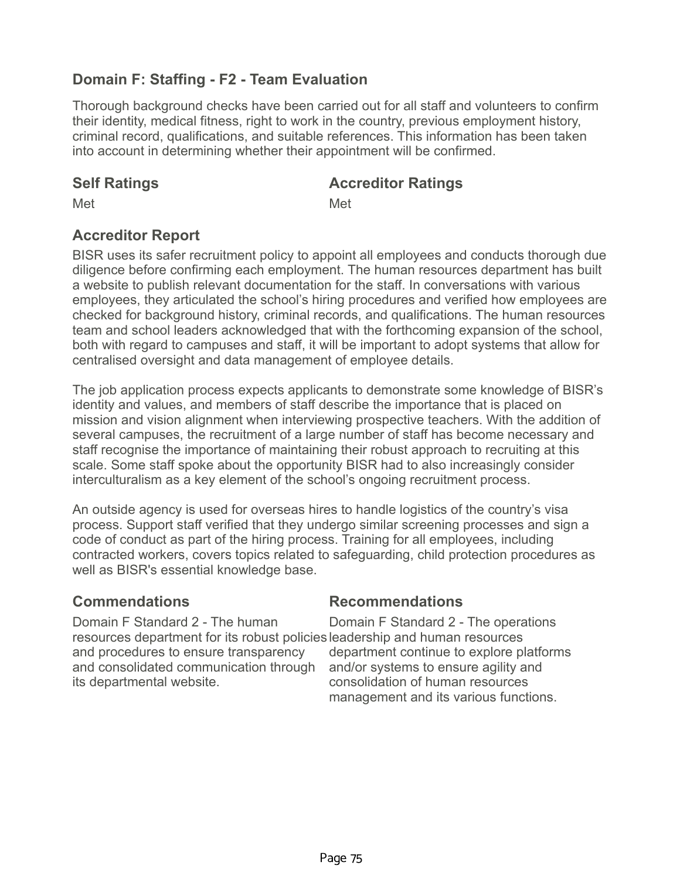## Domain F: Staffing - F2 - Team Evaluation

Thorough background checks have been carried out for all staff and volunteers to confirm their identity, medical fitness, right to work in the country, previous employment history, criminal record, qualifications, and suitable references. This information has been taken into account in determining whether their appointment will be confirmed.

### Self Ratings

Met

### Accreditor Ratings

Met

### Accreditor Report

BISR uses its safer recruitment policy to appoint all employees and conducts thorough due diligence before confirming each employment. The human resources department has built a website to publish relevant documentation for the staff. In conversations with various employees, they articulated the school's hiring procedures and verified how employees are checked for background history, criminal records, and qualifications. The human resources team and school leaders acknowledged that with the forthcoming expansion of the school, both with regard to campuses and staff, it will be important to adopt systems that allow for centralised oversight and data management of employee details.

The job application process expects applicants to demonstrate some knowledge of BISR's identity and values, and members of staff describe the importance that is placed on mission and vision alignment when interviewing prospective teachers. With the addition of several campuses, the recruitment of a large number of staff has become necessary and staff recognise the importance of maintaining their robust approach to recruiting at this scale. Some staff spoke about the opportunity BISR had to also increasingly consider interculturalism as a key element of the school's ongoing recruitment process.

An outside agency is used for overseas hires to handle logistics of the country's visa process. Support staff verified that they undergo similar screening processes and sign a code of conduct as part of the hiring process. Training for all employees, including contracted workers, covers topics related to safeguarding, child protection procedures as well as BISR's essential knowledge base.

### Commendations

Domain F Standard 2 - The human resources department for its robust policies and procedures to ensure transparency and consolidated communication through its departmental website.

### Recommendations

Domain F Standard 2 - The operations leadership and human resources department continue to explore platforms and/or systems to ensure agility and consolidation of human resources management and its various functions.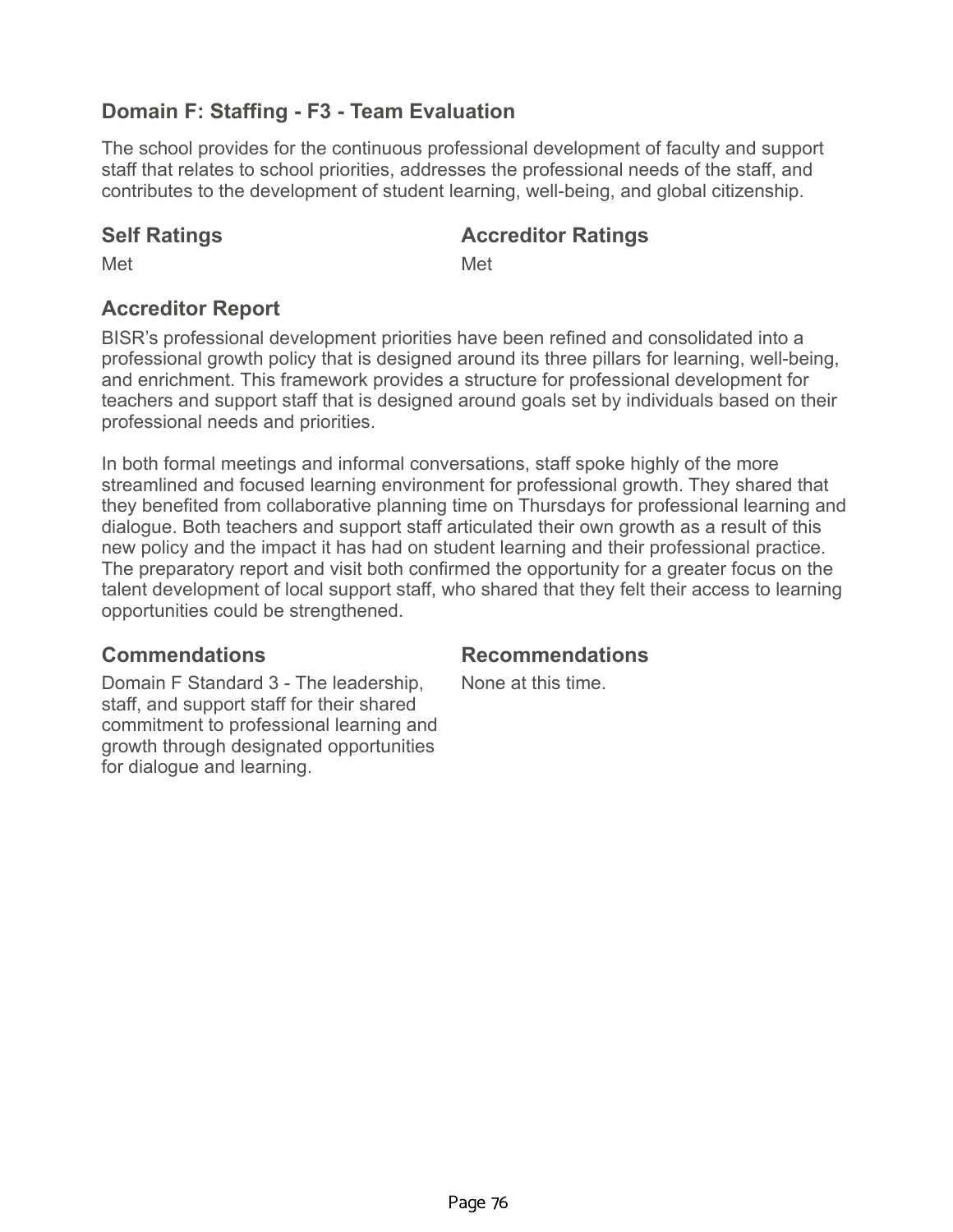## Domain F: Staffing - F3 - Team Evaluation

The school provides for the continuous professional development of faculty and support staff that relates to school priorities, addresses the professional needs of the staff, and contributes to the development of student learning, well-being, and global citizenship.

### Self Ratings

Met

### Accreditor Ratings

Met

### Accreditor Report

BISR's professional development priorities have been refined and consolidated into a professional growth policy that is designed around its three pillars for learning, well-being, and enrichment. This framework provides a structure for professional development for teachers and support staff that is designed around goals set by individuals based on their professional needs and priorities.

In both formal meetings and informal conversations, staff spoke highly of the more streamlined and focused learning environment for professional growth. They shared that they benefited from collaborative planning time on Thursdays for professional learning and dialogue. Both teachers and support staff articulated their own growth as a result of this new policy and the impact it has had on student learning and their professional practice. The preparatory report and visit both confirmed the opportunity for a greater focus on the talent development of local support staff, who shared that they felt their access to learning opportunities could be strengthened.

### Commendations

Domain F Standard 3 - The leadership, staff, and support staff for their shared commitment to professional learning and growth through designated opportunities for dialogue and learning.

### Recommendations

None at this time.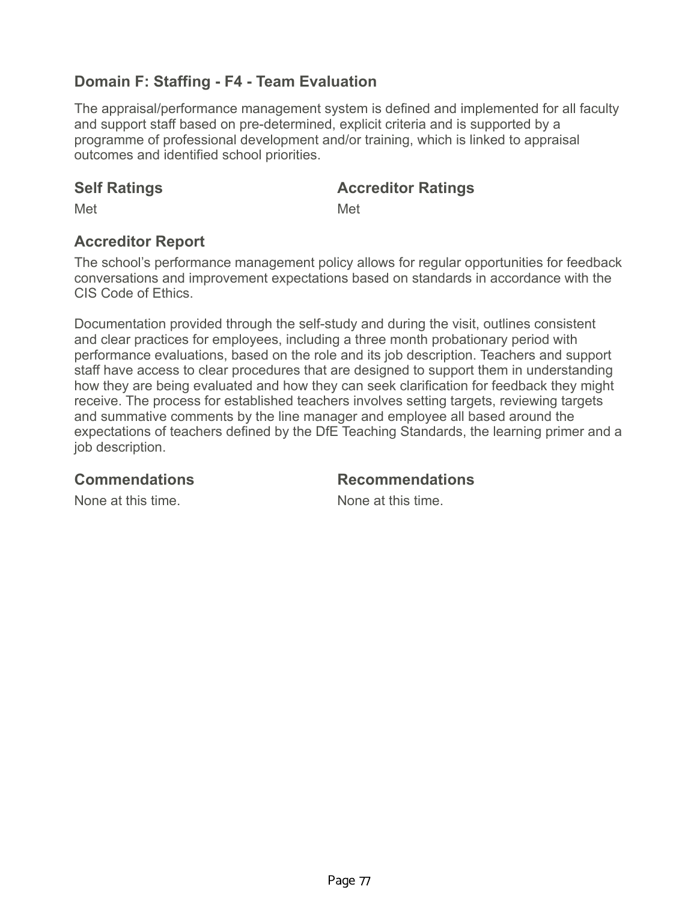## Domain F: Staffing - F4 - Team Evaluation

The appraisal/performance management system is defined and implemented for all faculty and support staff based on pre-determined, explicit criteria and is supported by a programme of professional development and/or training, which is linked to appraisal outcomes and identified school priorities.

### Self Ratings

Met

### Accreditor Ratings

Met

### Accreditor Report

The school's performance management policy allows for regular opportunities for feedback conversations and improvement expectations based on standards in accordance with the CIS Code of Ethics.

Documentation provided through the self-study and during the visit, outlines consistent and clear practices for employees, including a three month probationary period with performance evaluations, based on the role and its job description. Teachers and support staff have access to clear procedures that are designed to support them in understanding how they are being evaluated and how they can seek clarification for feedback they might receive. The process for established teachers involves setting targets, reviewing targets and summative comments by the line manager and employee all based around the expectations of teachers defined by the DfE Teaching Standards, the learning primer and a job description.

### Commendations

None at this time.

### Recommendations

None at this time.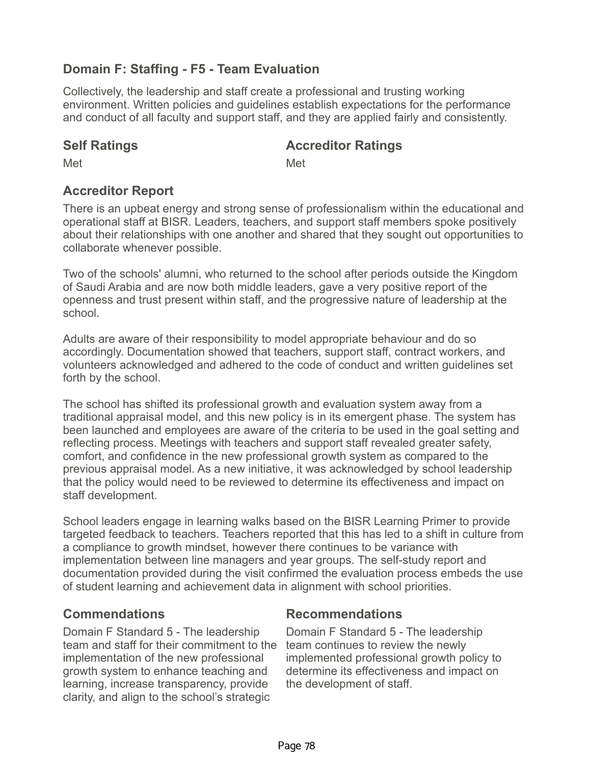## Domain F: Staffing - F5 - Team Evaluation

Collectively, the leadership and staff create a professional and trusting working environment. Written policies and guidelines establish expectations for the performance and conduct of all faculty and support staff, and they are applied fairly and consistently.

### Self Ratings

Met

### Accreditor Ratings

Met

### Accreditor Report

There is an upbeat energy and strong sense of professionalism within the educational and operational staff at BISR. Leaders, teachers, and support staff members spoke positively about their relationships with one another and shared that they sought out opportunities to collaborate whenever possible.

Two of the schools' alumni, who returned to the school after periods outside the Kingdom of Saudi Arabia and are now both middle leaders, gave a very positive report of the openness and trust present within staff, and the progressive nature of leadership at the school.

Adults are aware of their responsibility to model appropriate behaviour and do so accordingly. Documentation showed that teachers, support staff, contract workers, and volunteers acknowledged and adhered to the code of conduct and written guidelines set forth by the school.

The school has shifted its professional growth and evaluation system away from a traditional appraisal model, and this new policy is in its emergent phase. The system has been launched and employees are aware of the criteria to be used in the goal setting and reflecting process. Meetings with teachers and support staff revealed greater safety, comfort, and confidence in the new professional growth system as compared to the previous appraisal model. As a new initiative, it was acknowledged by school leadership that the policy would need to be reviewed to determine its effectiveness and impact on staff development.

School leaders engage in learning walks based on the BISR Learning Primer to provide targeted feedback to teachers. Teachers reported that this has led to a shift in culture from a compliance to growth mindset, however there continues to be variance with implementation between line managers and year groups. The self-study report and documentation provided during the visit confirmed the evaluation process embeds the use of student learning and achievement data in alignment with school priorities.

### Commendations

Domain F Standard 5 - The leadership team and staff for their commitment to the implementation of the new professional growth system to enhance teaching and learning, increase transparency, provide clarity, and align to the school's strategic

### Recommendations

Domain F Standard 5 - The leadership team continues to review the newly implemented professional growth policy to determine its effectiveness and impact on the development of staff.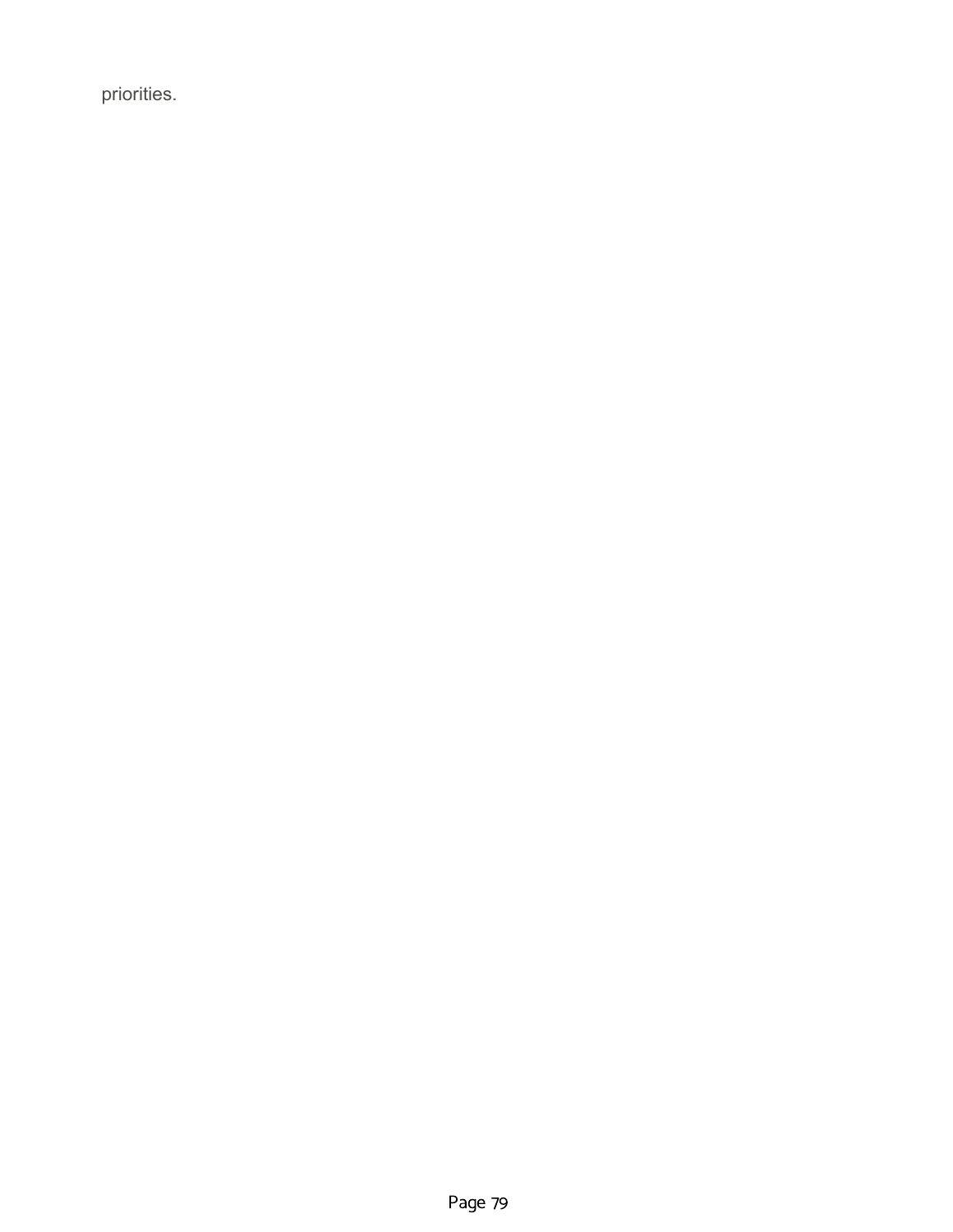priorities.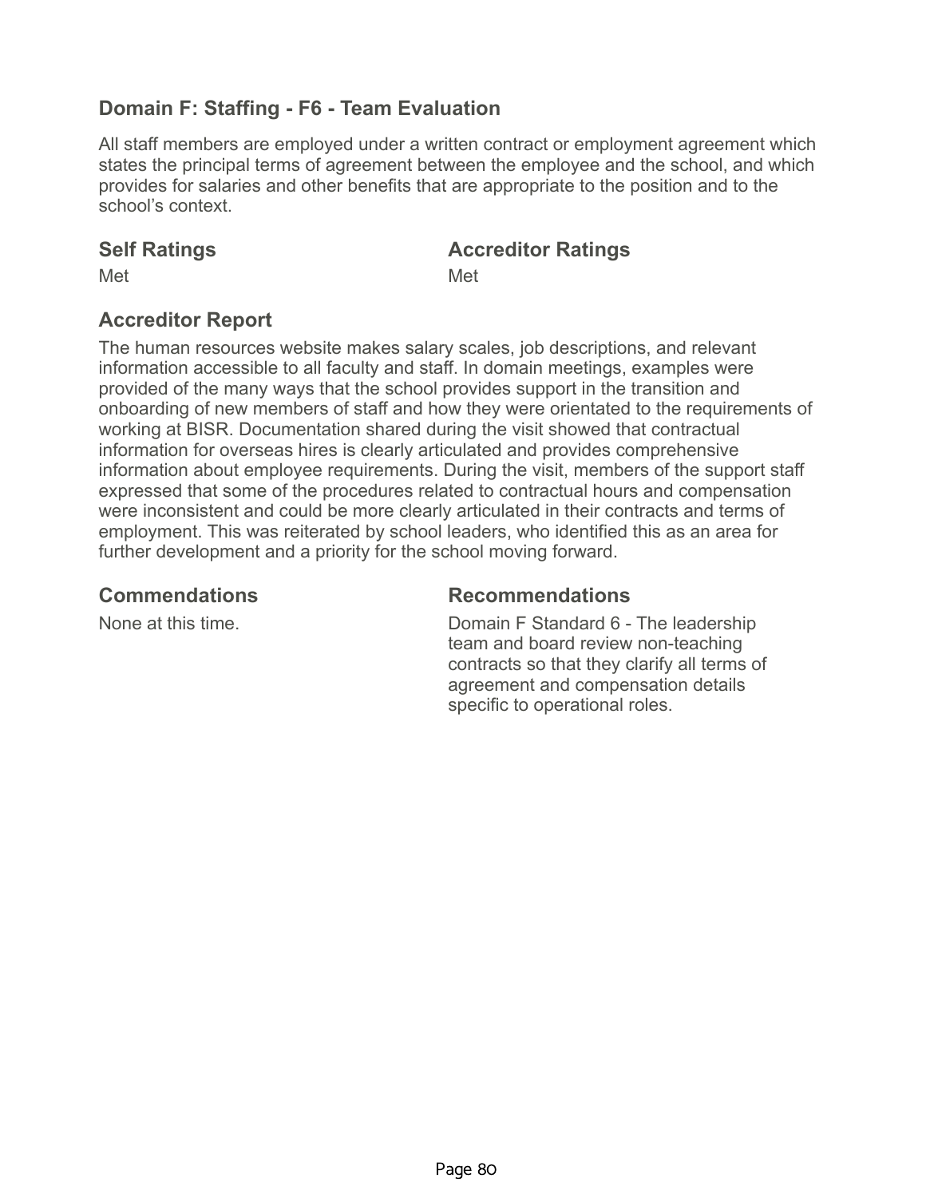## Domain F: Staffing - F6 - Team Evaluation

All staff members are employed under a written contract or employment agreement which states the principal terms of agreement between the employee and the school, and which provides for salaries and other benefits that are appropriate to the position and to the school's context.

### Self Ratings

Met

### Accreditor Ratings

Met

### Accreditor Report

The human resources website makes salary scales, job descriptions, and relevant information accessible to all faculty and staff. In domain meetings, examples were provided of the many ways that the school provides support in the transition and onboarding of new members of staff and how they were orientated to the requirements of working at BISR. Documentation shared during the visit showed that contractual information for overseas hires is clearly articulated and provides comprehensive information about employee requirements. During the visit, members of the support staff expressed that some of the procedures related to contractual hours and compensation were inconsistent and could be more clearly articulated in their contracts and terms of employment. This was reiterated by school leaders, who identified this as an area for further development and a priority for the school moving forward.

### Commendations

None at this time.

### Recommendations

Domain F Standard 6 - The leadership team and board review non-teaching contracts so that they clarify all terms of agreement and compensation details specific to operational roles.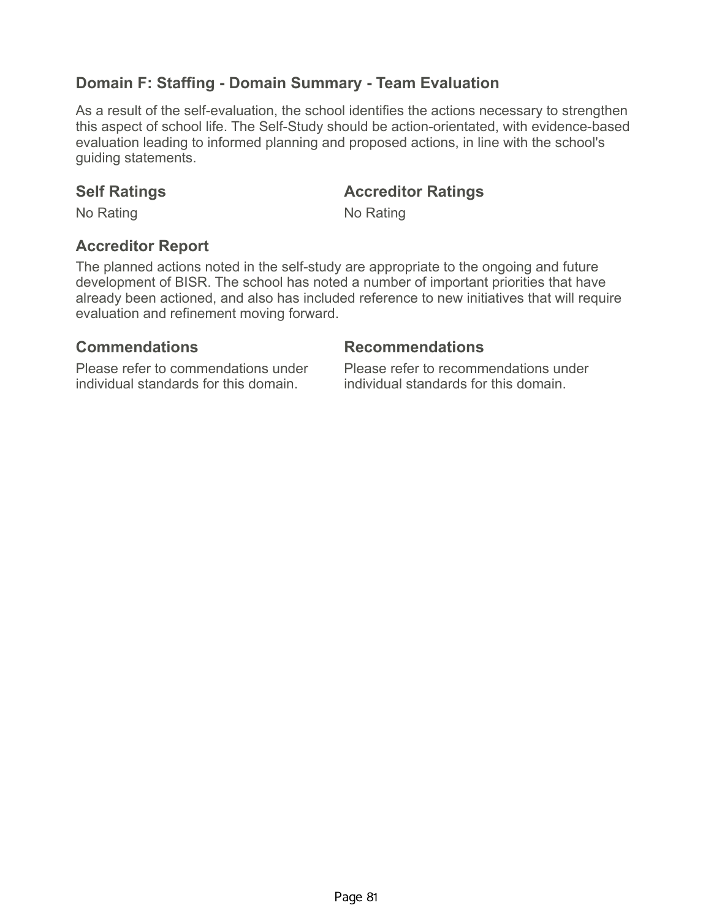## Domain F: Staffing - Domain Summary - Team Evaluation

As a result of the self-evaluation, the school identifies the actions necessary to strengthen this aspect of school life. The Self-Study should be action-orientated, with evidence-based evaluation leading to informed planning and proposed actions, in line with the school's guiding statements.

### Self Ratings

No Rating

### Accreditor Ratings

No Rating

### Accreditor Report

The planned actions noted in the self-study are appropriate to the ongoing and future development of BISR. The school has noted a number of important priorities that have already been actioned, and also has included reference to new initiatives that will require evaluation and refinement moving forward.

### Commendations

Please refer to commendations under individual standards for this domain.

### Recommendations

Please refer to recommendations under individual standards for this domain.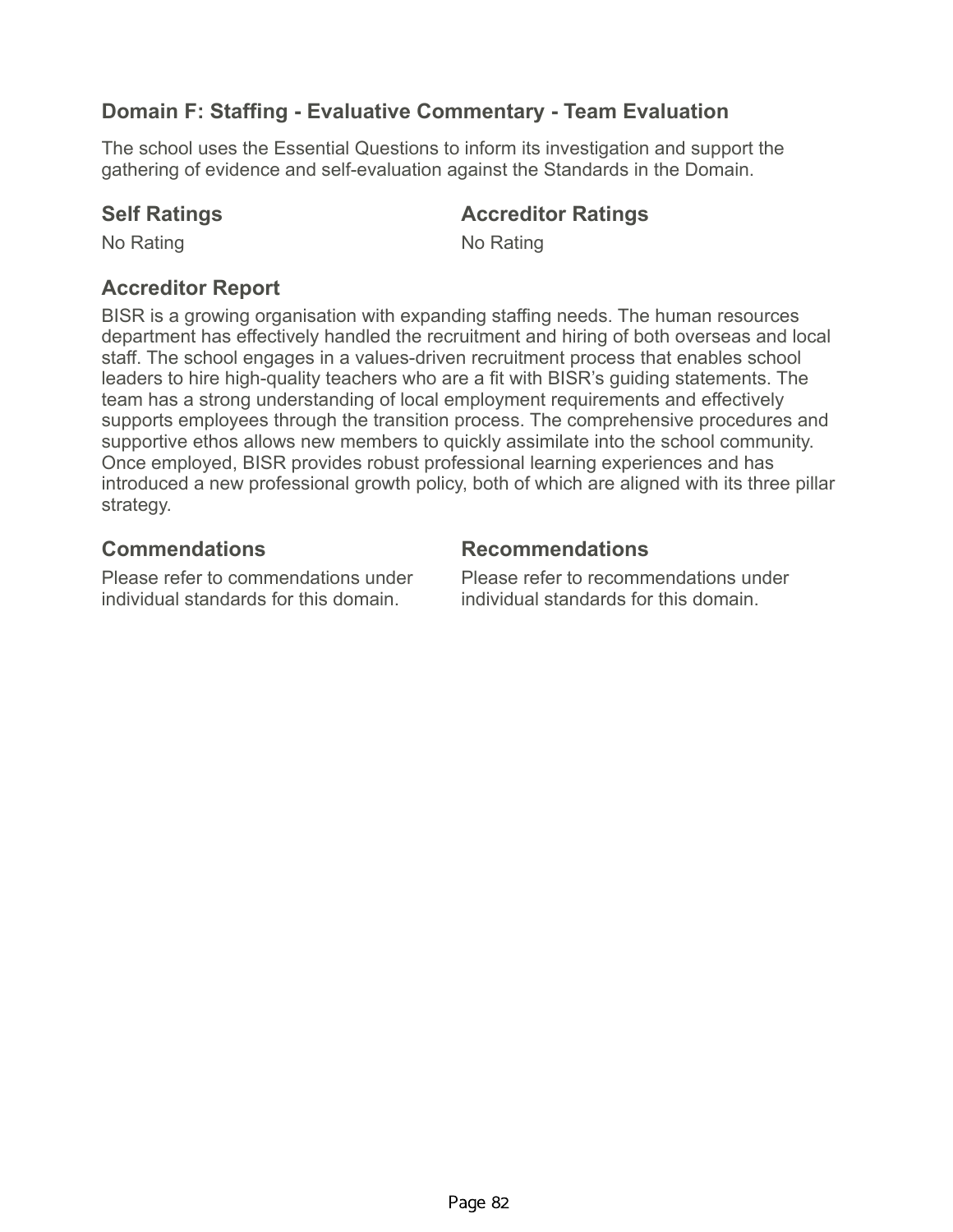## Domain F: Staffing - Evaluative Commentary - Team Evaluation

The school uses the Essential Questions to inform its investigation and support the gathering of evidence and self-evaluation against the Standards in the Domain.

### Self Ratings

No Rating

### Accreditor Ratings

No Rating

### Accreditor Report

BISR is a growing organisation with expanding staffing needs. The human resources department has effectively handled the recruitment and hiring of both overseas and local staff. The school engages in a values-driven recruitment process that enables school leaders to hire high-quality teachers who are a fit with BISR's guiding statements. The team has a strong understanding of local employment requirements and effectively supports employees through the transition process. The comprehensive procedures and supportive ethos allows new members to quickly assimilate into the school community. Once employed, BISR provides robust professional learning experiences and has introduced a new professional growth policy, both of which are aligned with its three pillar strategy.

### Commendations

Please refer to commendations under individual standards for this domain.

### Recommendations

Please refer to recommendations under individual standards for this domain.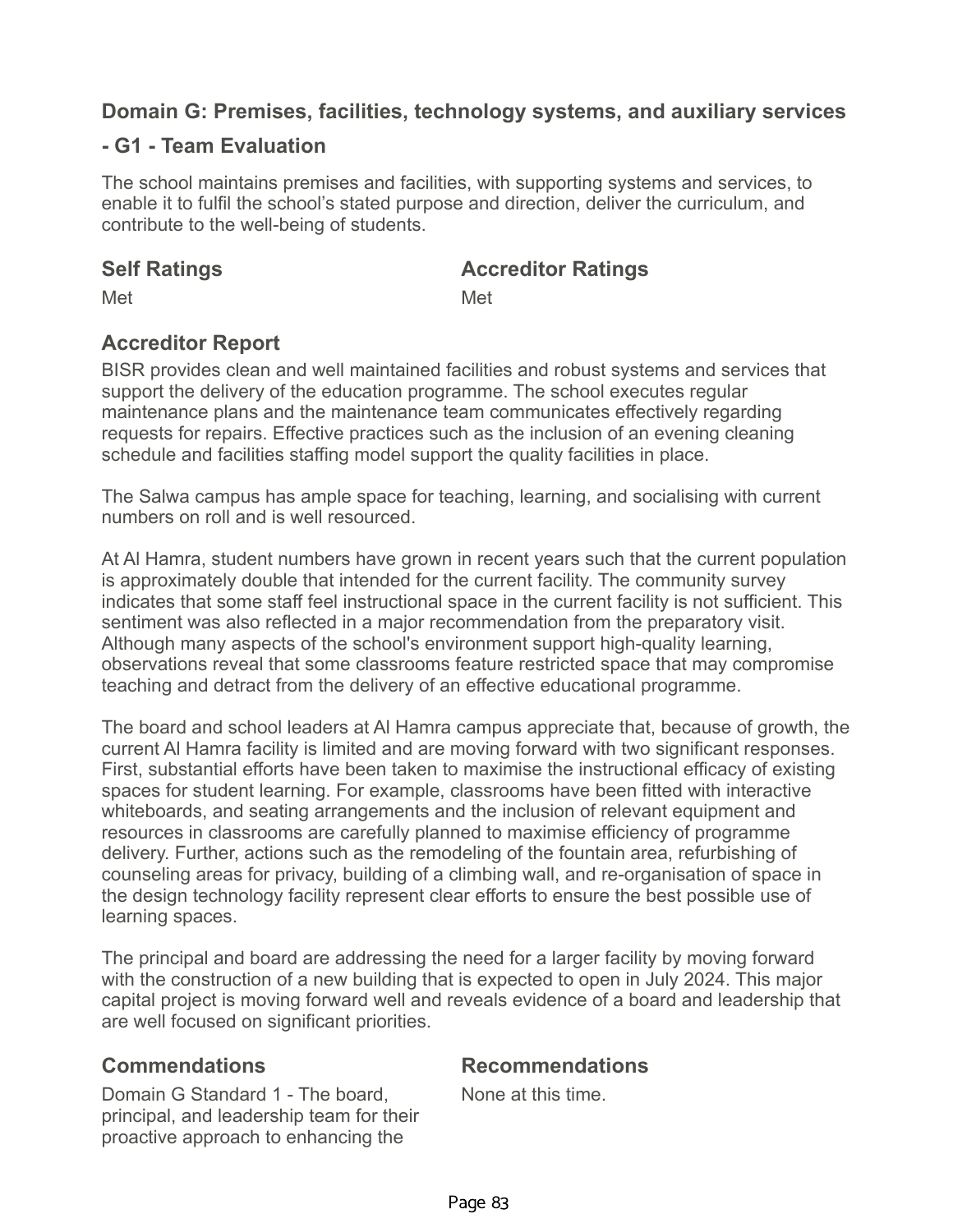## Domain G: Premises, facilities, technology systems, and auxiliary services - G1 - Team Evaluation

The school maintains premises and facilities, with supporting systems and services, to enable it to fulfil the school's stated purpose and direction, deliver the curriculum, and contribute to the well-being of students.

### Self Ratings

Met

### Accreditor Ratings

Met

### Accreditor Report

BISR provides clean and well maintained facilities and robust systems and services that support the delivery of the education programme. The school executes regular maintenance plans and the maintenance team communicates effectively regarding requests for repairs. Effective practices such as the inclusion of an evening cleaning schedule and facilities staffing model support the quality facilities in place.

The Salwa campus has ample space for teaching, learning, and socialising with current numbers on roll and is well resourced.

At Al Hamra, student numbers have grown in recent years such that the current population is approximately double that intended for the current facility. The community survey indicates that some staff feel instructional space in the current facility is not sufficient. This sentiment was also reflected in a major recommendation from the preparatory visit. Although many aspects of the school's environment support high-quality learning, observations reveal that some classrooms feature restricted space that may compromise teaching and detract from the delivery of an effective educational programme.

The board and school leaders at Al Hamra campus appreciate that, because of growth, the current Al Hamra facility is limited and are moving forward with two significant responses. First, substantial efforts have been taken to maximise the instructional efficacy of existing spaces for student learning. For example, classrooms have been fitted with interactive whiteboards, and seating arrangements and the inclusion of relevant equipment and resources in classrooms are carefully planned to maximise efficiency of programme delivery. Further, actions such as the remodeling of the fountain area, refurbishing of counseling areas for privacy, building of a climbing wall, and re-organisation of space in the design technology facility represent clear efforts to ensure the best possible use of learning spaces.

The principal and board are addressing the need for a larger facility by moving forward with the construction of a new building that is expected to open in July 2024. This major capital project is moving forward well and reveals evidence of a board and leadership that are well focused on significant priorities.

### Commendations

Domain G Standard 1 - The board, principal, and leadership team for their proactive approach to enhancing the

### Recommendations

None at this time.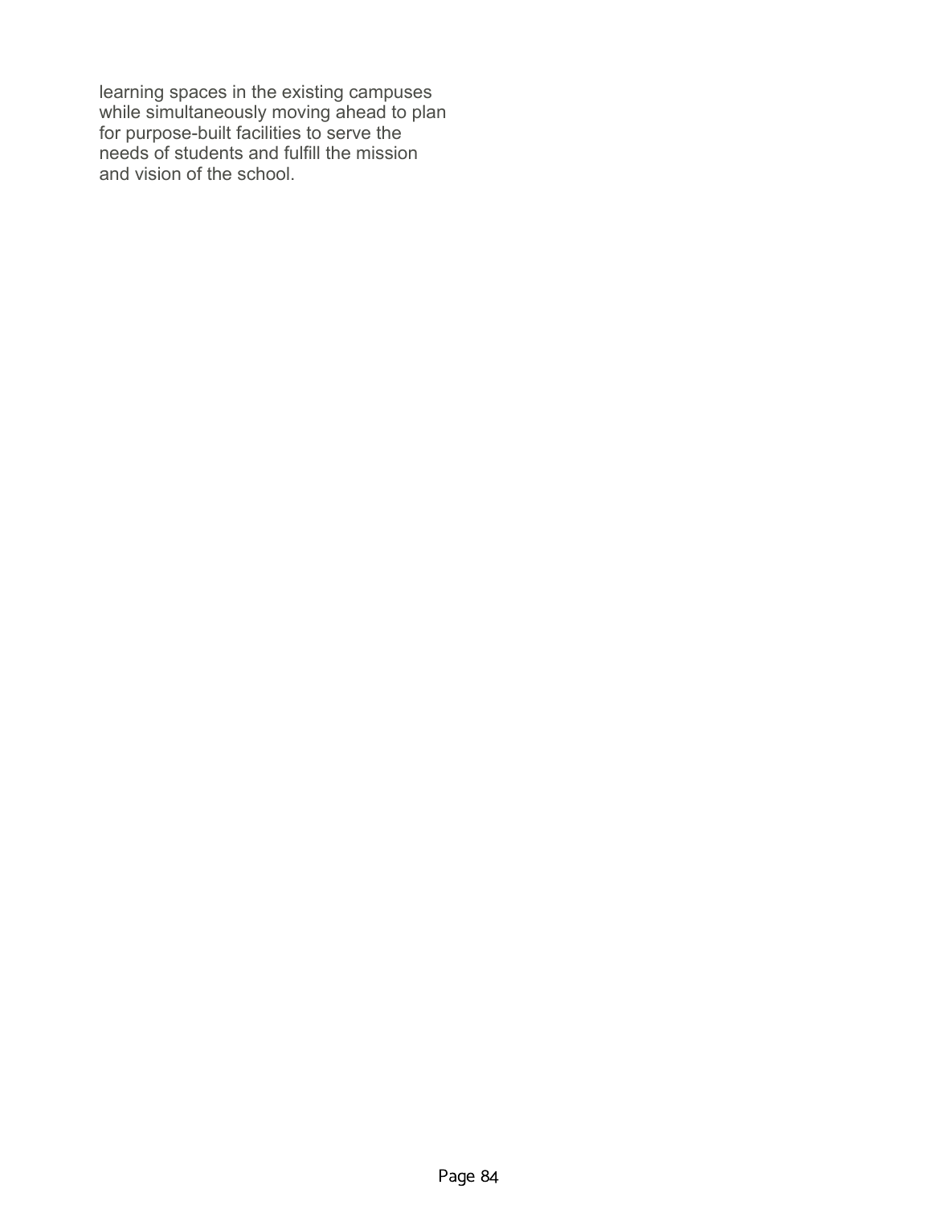learning spaces in the existing campuses while simultaneously moving ahead to plan for purpose-built facilities to serve the needs of students and fulfill the mission and vision of the school.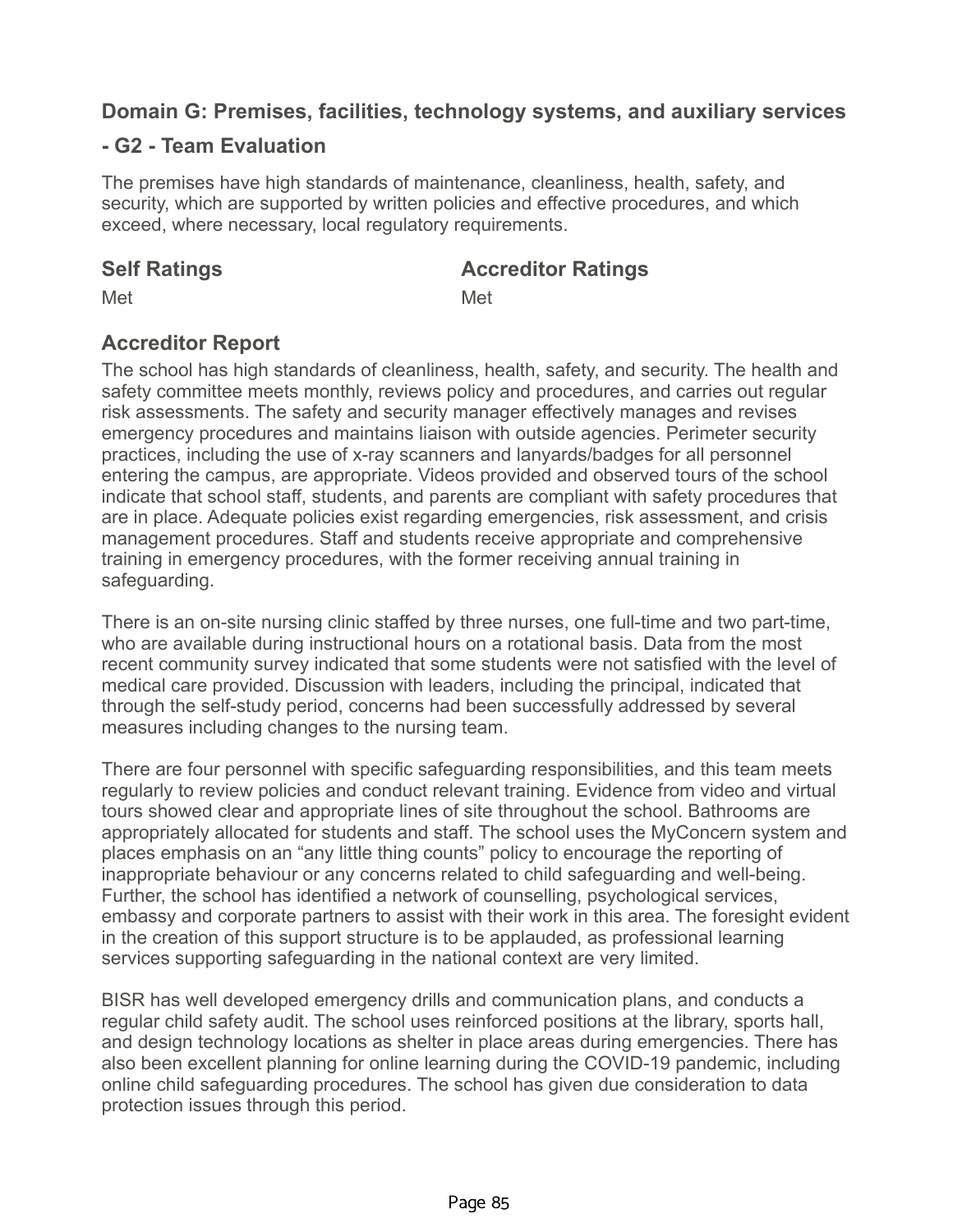## Domain G: Premises, facilities, technology systems, and auxiliary services

## - G2 - Team Evaluation

The premises have high standards of maintenance, cleanliness, health, safety, and security, which are supported by written policies and effective procedures, and which exceed, where necessary, local regulatory requirements.

| Self Ratings | Accreditor Ratings |
| --- | --- |
| Met | Met |

### Accreditor Report

The school has high standards of cleanliness, health, safety, and security. The health and safety committee meets monthly, reviews policy and procedures, and carries out regular risk assessments. The safety and security manager effectively manages and revises emergency procedures and maintains liaison with outside agencies. Perimeter security practices, including the use of x-ray scanners and lanyards/badges for all personnel entering the campus, are appropriate. Videos provided and observed tours of the school indicate that school staff, students, and parents are compliant with safety procedures that are in place. Adequate policies exist regarding emergencies, risk assessment, and crisis management procedures. Staff and students receive appropriate and comprehensive training in emergency procedures, with the former receiving annual training in safeguarding.

There is an on-site nursing clinic staffed by three nurses, one full-time and two part-time, who are available during instructional hours on a rotational basis. Data from the most recent community survey indicated that some students were not satisfied with the level of medical care provided. Discussion with leaders, including the principal, indicated that through the self-study period, concerns had been successfully addressed by several measures including changes to the nursing team.

There are four personnel with specific safeguarding responsibilities, and this team meets regularly to review policies and conduct relevant training. Evidence from video and virtual tours showed clear and appropriate lines of site throughout the school. Bathrooms are appropriately allocated for students and staff. The school uses the MyConcern system and places emphasis on an "any little thing counts" policy to encourage the reporting of inappropriate behaviour or any concerns related to child safeguarding and well-being. Further, the school has identified a network of counselling, psychological services, embassy and corporate partners to assist with their work in this area. The foresight evident in the creation of this support structure is to be applauded, as professional learning services supporting safeguarding in the national context are very limited.

BISR has well developed emergency drills and communication plans, and conducts a regular child safety audit. The school uses reinforced positions at the library, sports hall, and design technology locations as shelter in place areas during emergencies. There has also been excellent planning for online learning during the COVID-19 pandemic, including online child safeguarding procedures. The school has given due consideration to data protection issues through this period.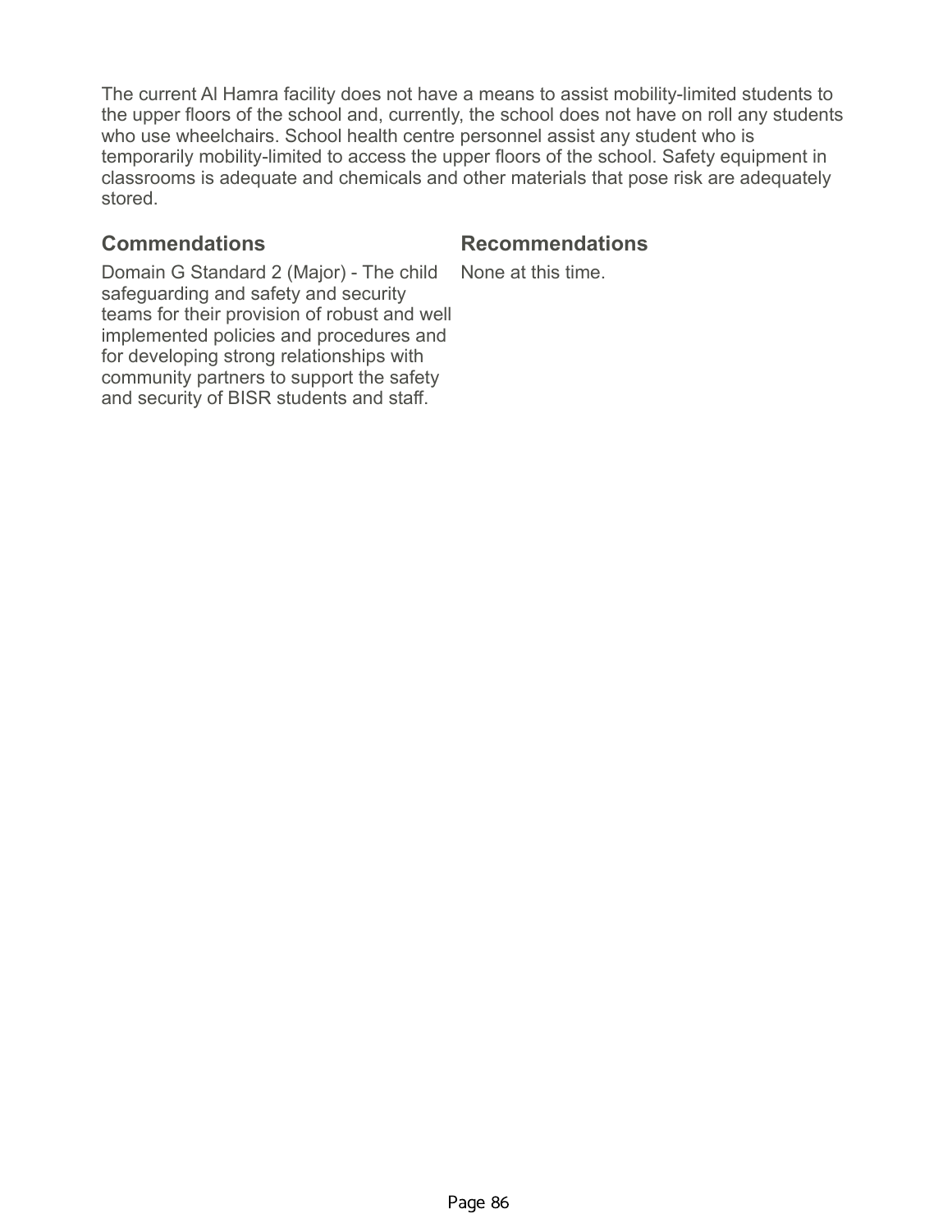The current Al Hamra facility does not have a means to assist mobility-limited students to the upper floors of the school and, currently, the school does not have on roll any students who use wheelchairs. School health centre personnel assist any student who is temporarily mobility-limited to access the upper floors of the school. Safety equipment in classrooms is adequate and chemicals and other materials that pose risk are adequately stored.

### Commendations

Domain G Standard 2 (Major) - The child safeguarding and safety and security teams for their provision of robust and well implemented policies and procedures and for developing strong relationships with community partners to support the safety and security of BISR students and staff.

### Recommendations

None at this time.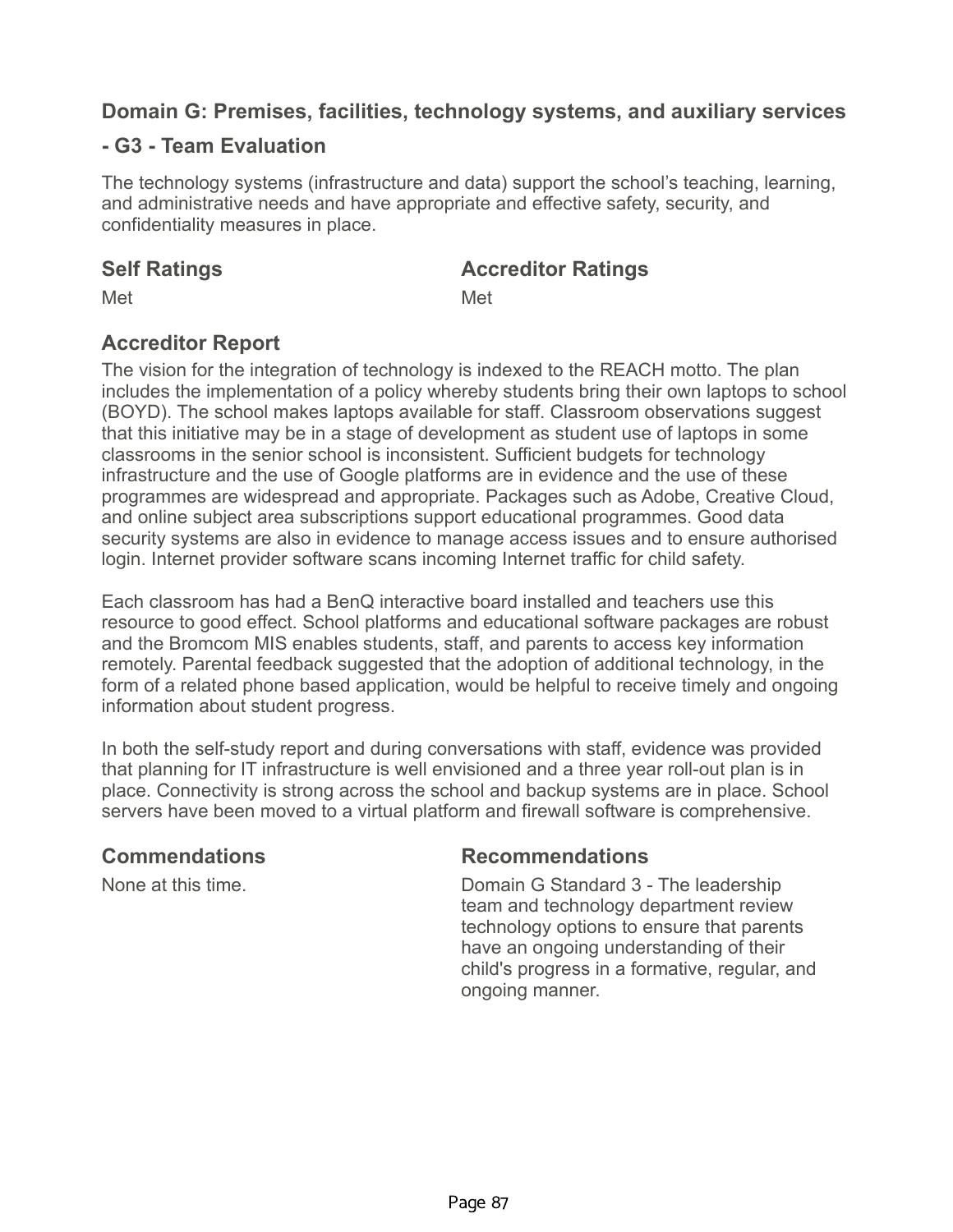## Domain G: Premises, facilities, technology systems, and auxiliary services

## - G3 - Team Evaluation

The technology systems (infrastructure and data) support the school's teaching, learning, and administrative needs and have appropriate and effective safety, security, and confidentiality measures in place.

### Self Ratings

Met

### Accreditor Ratings

Met

### Accreditor Report

The vision for the integration of technology is indexed to the REACH motto. The plan includes the implementation of a policy whereby students bring their own laptops to school (BOYD). The school makes laptops available for staff. Classroom observations suggest that this initiative may be in a stage of development as student use of laptops in some classrooms in the senior school is inconsistent. Sufficient budgets for technology infrastructure and the use of Google platforms are in evidence and the use of these programmes are widespread and appropriate. Packages such as Adobe, Creative Cloud, and online subject area subscriptions support educational programmes. Good data security systems are also in evidence to manage access issues and to ensure authorised login. Internet provider software scans incoming Internet traffic for child safety.

Each classroom has had a BenQ interactive board installed and teachers use this resource to good effect. School platforms and educational software packages are robust and the Bromcom MIS enables students, staff, and parents to access key information remotely. Parental feedback suggested that the adoption of additional technology, in the form of a related phone based application, would be helpful to receive timely and ongoing information about student progress.

In both the self-study report and during conversations with staff, evidence was provided that planning for IT infrastructure is well envisioned and a three year roll-out plan is in place. Connectivity is strong across the school and backup systems are in place. School servers have been moved to a virtual platform and firewall software is comprehensive.

### Commendations

None at this time.

### Recommendations

Domain G Standard 3 - The leadership team and technology department review technology options to ensure that parents have an ongoing understanding of their child's progress in a formative, regular, and ongoing manner.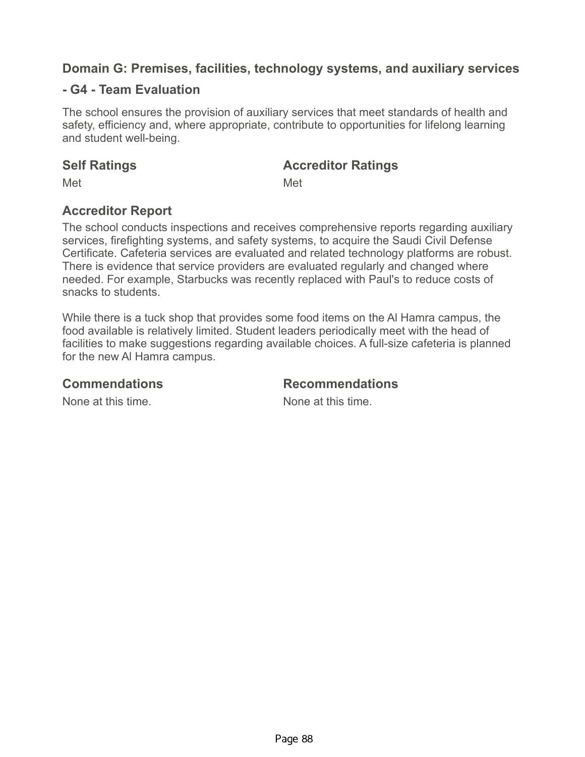## Domain G: Premises, facilities, technology systems, and auxiliary services

## - G4 - Team Evaluation

The school ensures the provision of auxiliary services that meet standards of health and safety, efficiency and, where appropriate, contribute to opportunities for lifelong learning and student well-being.

### Self Ratings

Met

### Accreditor Ratings

Met

### Accreditor Report

The school conducts inspections and receives comprehensive reports regarding auxiliary services, firefighting systems, and safety systems, to acquire the Saudi Civil Defense Certificate. Cafeteria services are evaluated and related technology platforms are robust. There is evidence that service providers are evaluated regularly and changed where needed. For example, Starbucks was recently replaced with Paul's to reduce costs of snacks to students.

While there is a tuck shop that provides some food items on the Al Hamra campus, the food available is relatively limited. Student leaders periodically meet with the head of facilities to make suggestions regarding available choices. A full-size cafeteria is planned for the new Al Hamra campus.

### Commendations

None at this time.

### Recommendations

None at this time.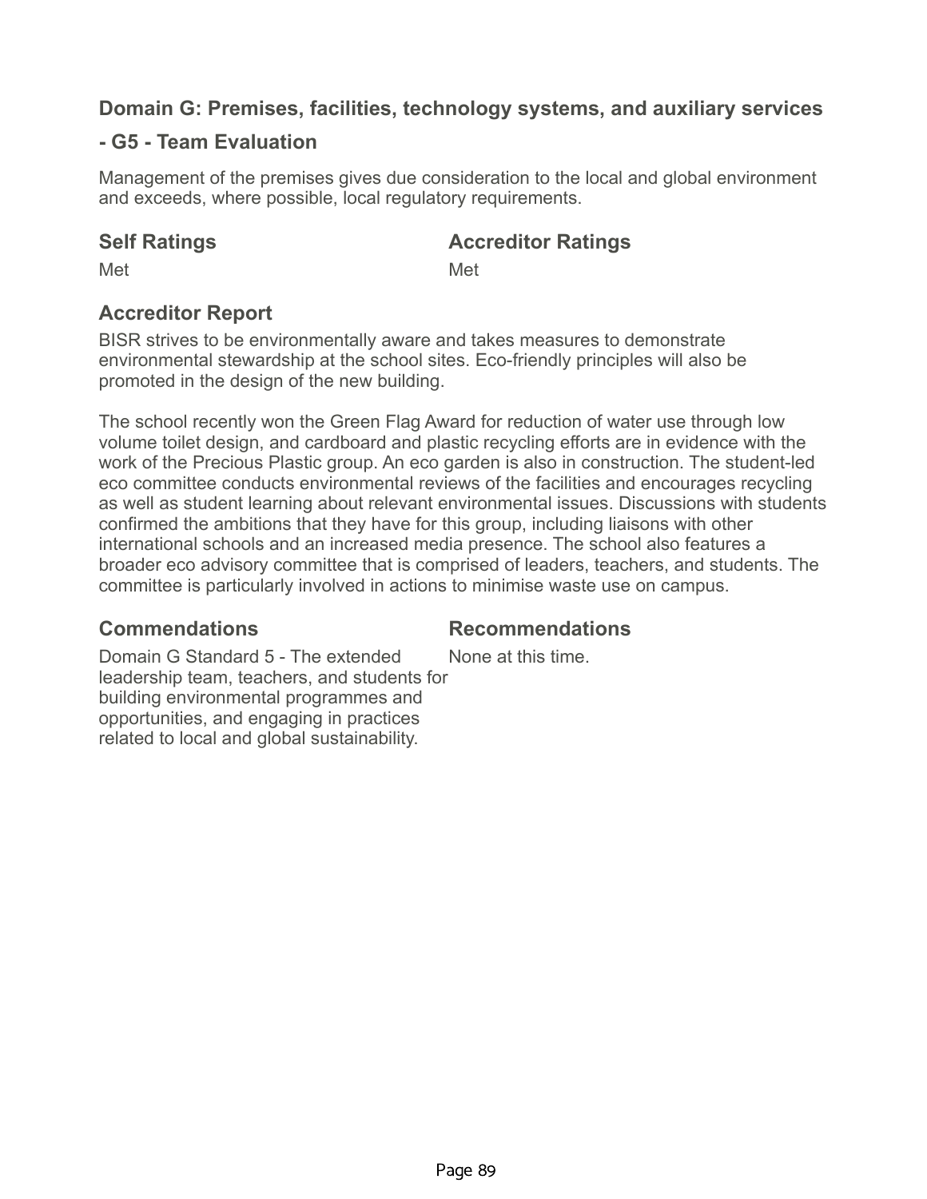## Domain G: Premises, facilities, technology systems, and auxiliary services

## - G5 - Team Evaluation

Management of the premises gives due consideration to the local and global environment and exceeds, where possible, local regulatory requirements.

### Self Ratings

Met

### Accreditor Ratings

Met

### Accreditor Report

BISR strives to be environmentally aware and takes measures to demonstrate environmental stewardship at the school sites. Eco-friendly principles will also be promoted in the design of the new building.

The school recently won the Green Flag Award for reduction of water use through low volume toilet design, and cardboard and plastic recycling efforts are in evidence with the work of the Precious Plastic group. An eco garden is also in construction. The student-led eco committee conducts environmental reviews of the facilities and encourages recycling as well as student learning about relevant environmental issues. Discussions with students confirmed the ambitions that they have for this group, including liaisons with other international schools and an increased media presence. The school also features a broader eco advisory committee that is comprised of leaders, teachers, and students. The committee is particularly involved in actions to minimise waste use on campus.

### Commendations

Domain G Standard 5 - The extended leadership team, teachers, and students for building environmental programmes and opportunities, and engaging in practices related to local and global sustainability.

### Recommendations

None at this time.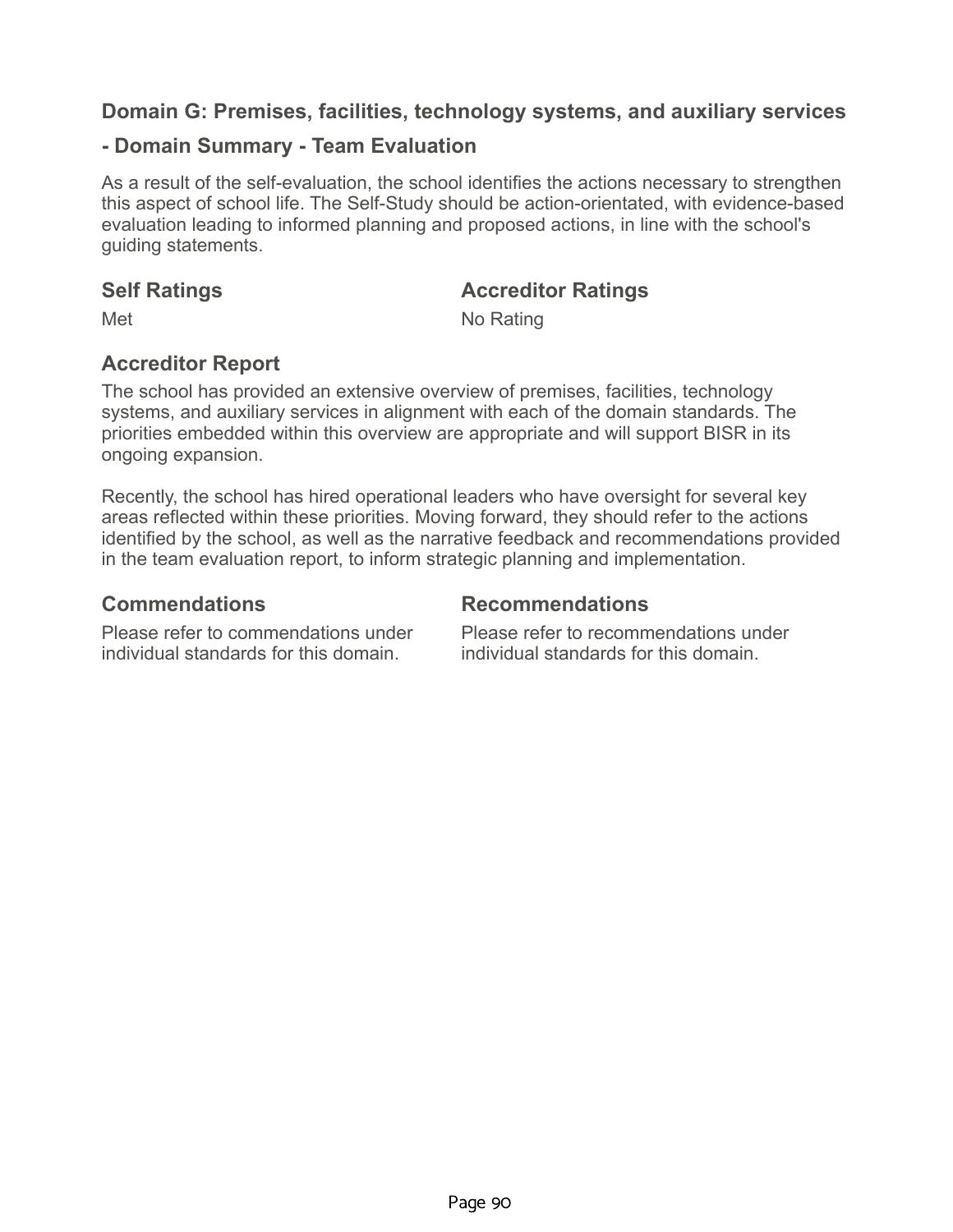## Domain G: Premises, facilities, technology systems, and auxiliary services

## - Domain Summary - Team Evaluation

As a result of the self-evaluation, the school identifies the actions necessary to strengthen this aspect of school life. The Self-Study should be action-orientated, with evidence-based evaluation leading to informed planning and proposed actions, in line with the school's guiding statements.

### Self Ratings

Met

### Accreditor Ratings

No Rating

### Accreditor Report

The school has provided an extensive overview of premises, facilities, technology systems, and auxiliary services in alignment with each of the domain standards. The priorities embedded within this overview are appropriate and will support BISR in its ongoing expansion.

Recently, the school has hired operational leaders who have oversight for several key areas reflected within these priorities. Moving forward, they should refer to the actions identified by the school, as well as the narrative feedback and recommendations provided in the team evaluation report, to inform strategic planning and implementation.

### Commendations

Please refer to commendations under individual standards for this domain.

### Recommendations

Please refer to recommendations under individual standards for this domain.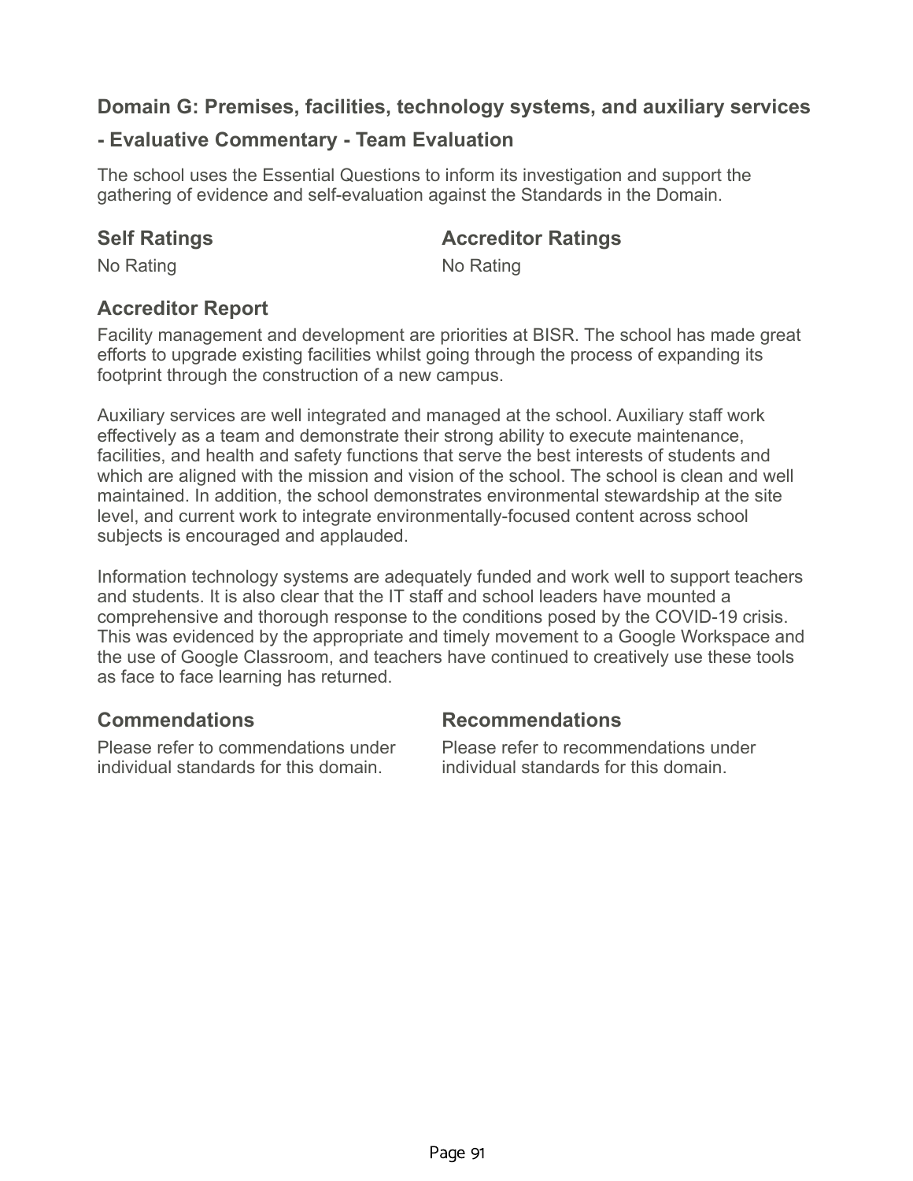## Domain G: Premises, facilities, technology systems, and auxiliary services

## - Evaluative Commentary - Team Evaluation

The school uses the Essential Questions to inform its investigation and support the gathering of evidence and self-evaluation against the Standards in the Domain.

### Self Ratings

No Rating

### Accreditor Ratings

No Rating

### Accreditor Report

Facility management and development are priorities at BISR. The school has made great efforts to upgrade existing facilities whilst going through the process of expanding its footprint through the construction of a new campus.

Auxiliary services are well integrated and managed at the school. Auxiliary staff work effectively as a team and demonstrate their strong ability to execute maintenance, facilities, and health and safety functions that serve the best interests of students and which are aligned with the mission and vision of the school. The school is clean and well maintained. In addition, the school demonstrates environmental stewardship at the site level, and current work to integrate environmentally-focused content across school subjects is encouraged and applauded.

Information technology systems are adequately funded and work well to support teachers and students. It is also clear that the IT staff and school leaders have mounted a comprehensive and thorough response to the conditions posed by the COVID-19 crisis. This was evidenced by the appropriate and timely movement to a Google Workspace and the use of Google Classroom, and teachers have continued to creatively use these tools as face to face learning has returned.

### Commendations

Please refer to commendations under individual standards for this domain.

### Recommendations

Please refer to recommendations under individual standards for this domain.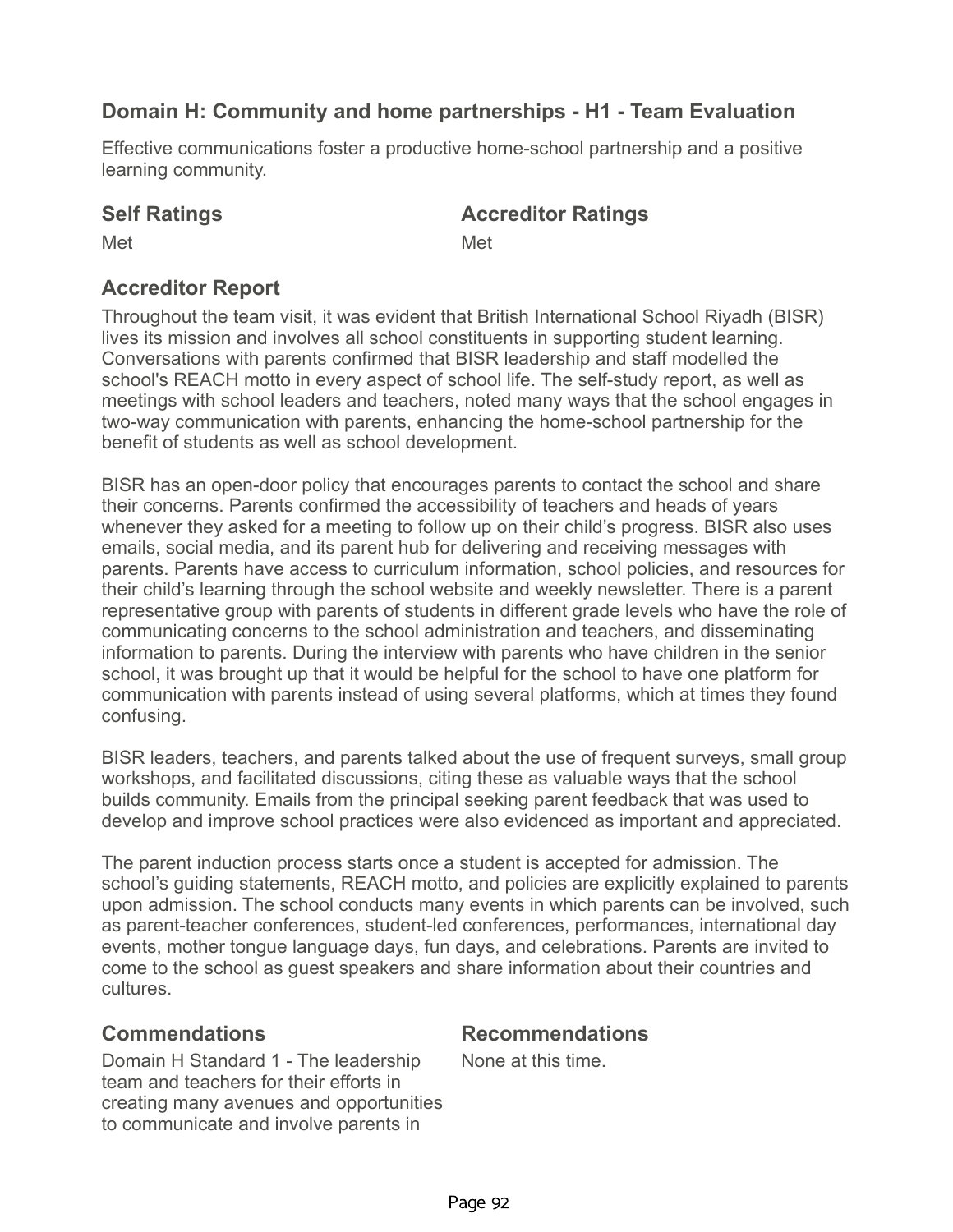## Domain H: Community and home partnerships - H1 - Team Evaluation

Effective communications foster a productive home-school partnership and a positive learning community.

### Self Ratings

Met

### Accreditor Ratings

Met

### Accreditor Report

Throughout the team visit, it was evident that British International School Riyadh (BISR) lives its mission and involves all school constituents in supporting student learning. Conversations with parents confirmed that BISR leadership and staff modelled the school's REACH motto in every aspect of school life. The self-study report, as well as meetings with school leaders and teachers, noted many ways that the school engages in two-way communication with parents, enhancing the home-school partnership for the benefit of students as well as school development.

BISR has an open-door policy that encourages parents to contact the school and share their concerns. Parents confirmed the accessibility of teachers and heads of years whenever they asked for a meeting to follow up on their child's progress. BISR also uses emails, social media, and its parent hub for delivering and receiving messages with parents. Parents have access to curriculum information, school policies, and resources for their child's learning through the school website and weekly newsletter. There is a parent representative group with parents of students in different grade levels who have the role of communicating concerns to the school administration and teachers, and disseminating information to parents. During the interview with parents who have children in the senior school, it was brought up that it would be helpful for the school to have one platform for communication with parents instead of using several platforms, which at times they found confusing.

BISR leaders, teachers, and parents talked about the use of frequent surveys, small group workshops, and facilitated discussions, citing these as valuable ways that the school builds community. Emails from the principal seeking parent feedback that was used to develop and improve school practices were also evidenced as important and appreciated.

The parent induction process starts once a student is accepted for admission. The school's guiding statements, REACH motto, and policies are explicitly explained to parents upon admission. The school conducts many events in which parents can be involved, such as parent-teacher conferences, student-led conferences, performances, international day events, mother tongue language days, fun days, and celebrations. Parents are invited to come to the school as guest speakers and share information about their countries and cultures.

### Commendations

Domain H Standard 1 - The leadership team and teachers for their efforts in creating many avenues and opportunities to communicate and involve parents in

### Recommendations

None at this time.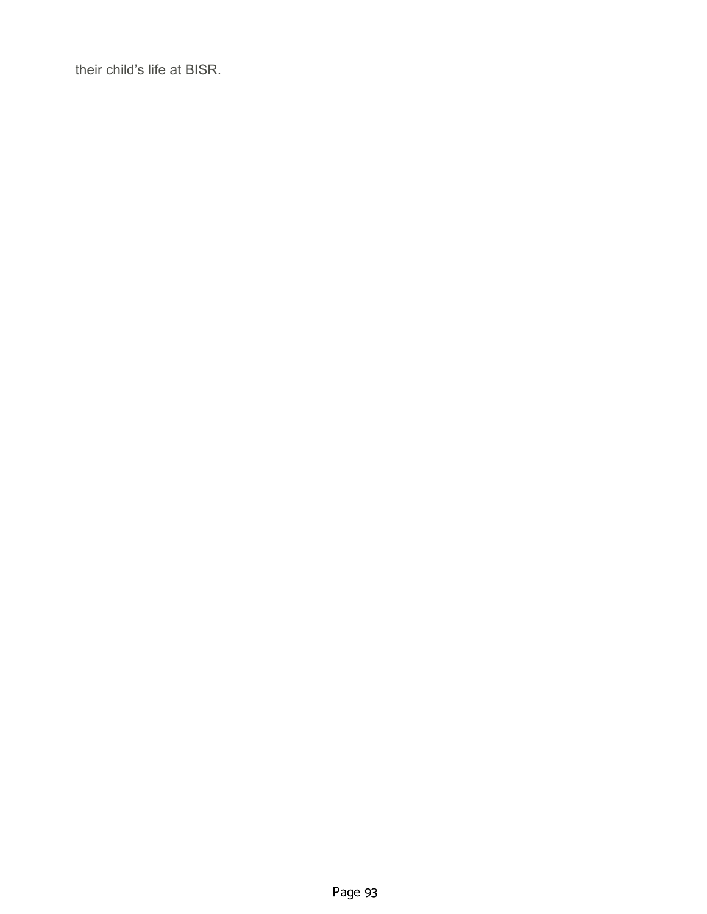their child’s life at BISR.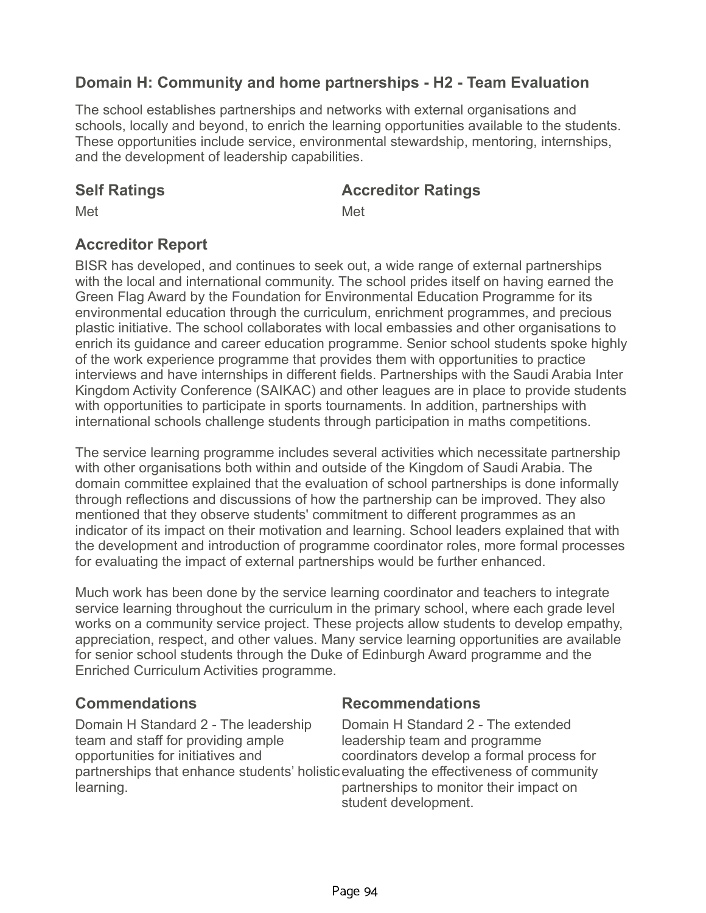## Domain H: Community and home partnerships - H2 - Team Evaluation

The school establishes partnerships and networks with external organisations and schools, locally and beyond, to enrich the learning opportunities available to the students. These opportunities include service, environmental stewardship, mentoring, internships, and the development of leadership capabilities.

| **Self Ratings** | **Accreditor Ratings** |
|---|---|
| Met | Met |

### Accreditor Report

BISR has developed, and continues to seek out, a wide range of external partnerships with the local and international community. The school prides itself on having earned the Green Flag Award by the Foundation for Environmental Education Programme for its environmental education through the curriculum, enrichment programmes, and precious plastic initiative. The school collaborates with local embassies and other organisations to enrich its guidance and career education programme. Senior school students spoke highly of the work experience programme that provides them with opportunities to practice interviews and have internships in different fields. Partnerships with the Saudi Arabia Inter Kingdom Activity Conference (SAIKAC) and other leagues are in place to provide students with opportunities to participate in sports tournaments. In addition, partnerships with international schools challenge students through participation in maths competitions.

The service learning programme includes several activities which necessitate partnership with other organisations both within and outside of the Kingdom of Saudi Arabia. The domain committee explained that the evaluation of school partnerships is done informally through reflections and discussions of how the partnership can be improved. They also mentioned that they observe students' commitment to different programmes as an indicator of its impact on their motivation and learning. School leaders explained that with the development and introduction of programme coordinator roles, more formal processes for evaluating the impact of external partnerships would be further enhanced.

Much work has been done by the service learning coordinator and teachers to integrate service learning throughout the curriculum in the primary school, where each grade level works on a community service project. These projects allow students to develop empathy, appreciation, respect, and other values. Many service learning opportunities are available for senior school students through the Duke of Edinburgh Award programme and the Enriched Curriculum Activities programme.

### Commendations

Domain H Standard 2 - The leadership team and staff for providing ample opportunities for initiatives and partnerships that enhance students' holistic learning.

### Recommendations

Domain H Standard 2 - The extended leadership team and programme coordinators develop a formal process for evaluating the effectiveness of community partnerships to monitor their impact on student development.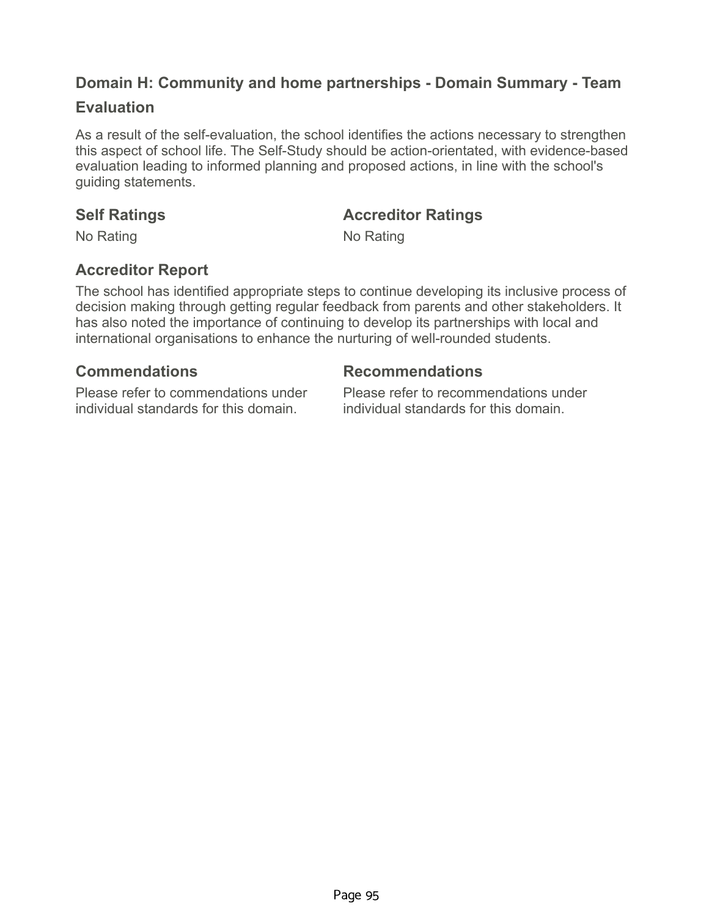## Domain H: Community and home partnerships - Domain Summary - Team Evaluation

As a result of the self-evaluation, the school identifies the actions necessary to strengthen this aspect of school life. The Self-Study should be action-orientated, with evidence-based evaluation leading to informed planning and proposed actions, in line with the school's guiding statements.

### Self Ratings

No Rating

### Accreditor Ratings

No Rating

### Accreditor Report

The school has identified appropriate steps to continue developing its inclusive process of decision making through getting regular feedback from parents and other stakeholders. It has also noted the importance of continuing to develop its partnerships with local and international organisations to enhance the nurturing of well-rounded students.

### Commendations

Please refer to commendations under individual standards for this domain.

### Recommendations

Please refer to recommendations under individual standards for this domain.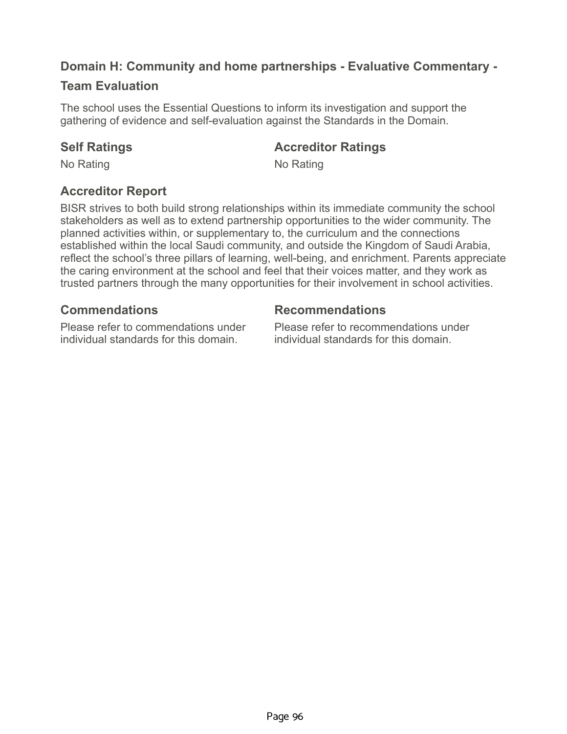## Domain H: Community and home partnerships - Evaluative Commentary - Team Evaluation

The school uses the Essential Questions to inform its investigation and support the gathering of evidence and self-evaluation against the Standards in the Domain.

### Self Ratings

No Rating

### Accreditor Ratings

No Rating

### Accreditor Report

BISR strives to both build strong relationships within its immediate community the school stakeholders as well as to extend partnership opportunities to the wider community. The planned activities within, or supplementary to, the curriculum and the connections established within the local Saudi community, and outside the Kingdom of Saudi Arabia, reflect the school's three pillars of learning, well-being, and enrichment. Parents appreciate the caring environment at the school and feel that their voices matter, and they work as trusted partners through the many opportunities for their involvement in school activities.

### Commendations

Please refer to commendations under individual standards for this domain.

### Recommendations

Please refer to recommendations under individual standards for this domain.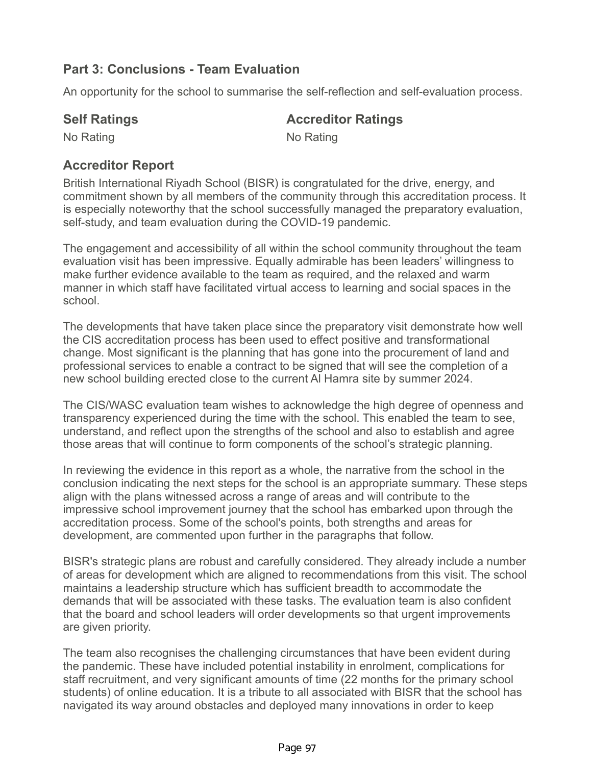## Part 3: Conclusions - Team Evaluation

An opportunity for the school to summarise the self-reflection and self-evaluation process.

| Self Ratings | Accreditor Ratings |
| --- | --- |
| No Rating | No Rating |

### Accreditor Report

British International Riyadh School (BISR) is congratulated for the drive, energy, and commitment shown by all members of the community through this accreditation process. It is especially noteworthy that the school successfully managed the preparatory evaluation, self-study, and team evaluation during the COVID-19 pandemic.

The engagement and accessibility of all within the school community throughout the team evaluation visit has been impressive. Equally admirable has been leaders' willingness to make further evidence available to the team as required, and the relaxed and warm manner in which staff have facilitated virtual access to learning and social spaces in the school.

The developments that have taken place since the preparatory visit demonstrate how well the CIS accreditation process has been used to effect positive and transformational change. Most significant is the planning that has gone into the procurement of land and professional services to enable a contract to be signed that will see the completion of a new school building erected close to the current Al Hamra site by summer 2024.

The CIS/WASC evaluation team wishes to acknowledge the high degree of openness and transparency experienced during the time with the school. This enabled the team to see, understand, and reflect upon the strengths of the school and also to establish and agree those areas that will continue to form components of the school's strategic planning.

In reviewing the evidence in this report as a whole, the narrative from the school in the conclusion indicating the next steps for the school is an appropriate summary. These steps align with the plans witnessed across a range of areas and will contribute to the impressive school improvement journey that the school has embarked upon through the accreditation process. Some of the school's points, both strengths and areas for development, are commented upon further in the paragraphs that follow.

BISR's strategic plans are robust and carefully considered. They already include a number of areas for development which are aligned to recommendations from this visit. The school maintains a leadership structure which has sufficient breadth to accommodate the demands that will be associated with these tasks. The evaluation team is also confident that the board and school leaders will order developments so that urgent improvements are given priority.

The team also recognises the challenging circumstances that have been evident during the pandemic. These have included potential instability in enrolment, complications for staff recruitment, and very significant amounts of time (22 months for the primary school students) of online education. It is a tribute to all associated with BISR that the school has navigated its way around obstacles and deployed many innovations in order to keep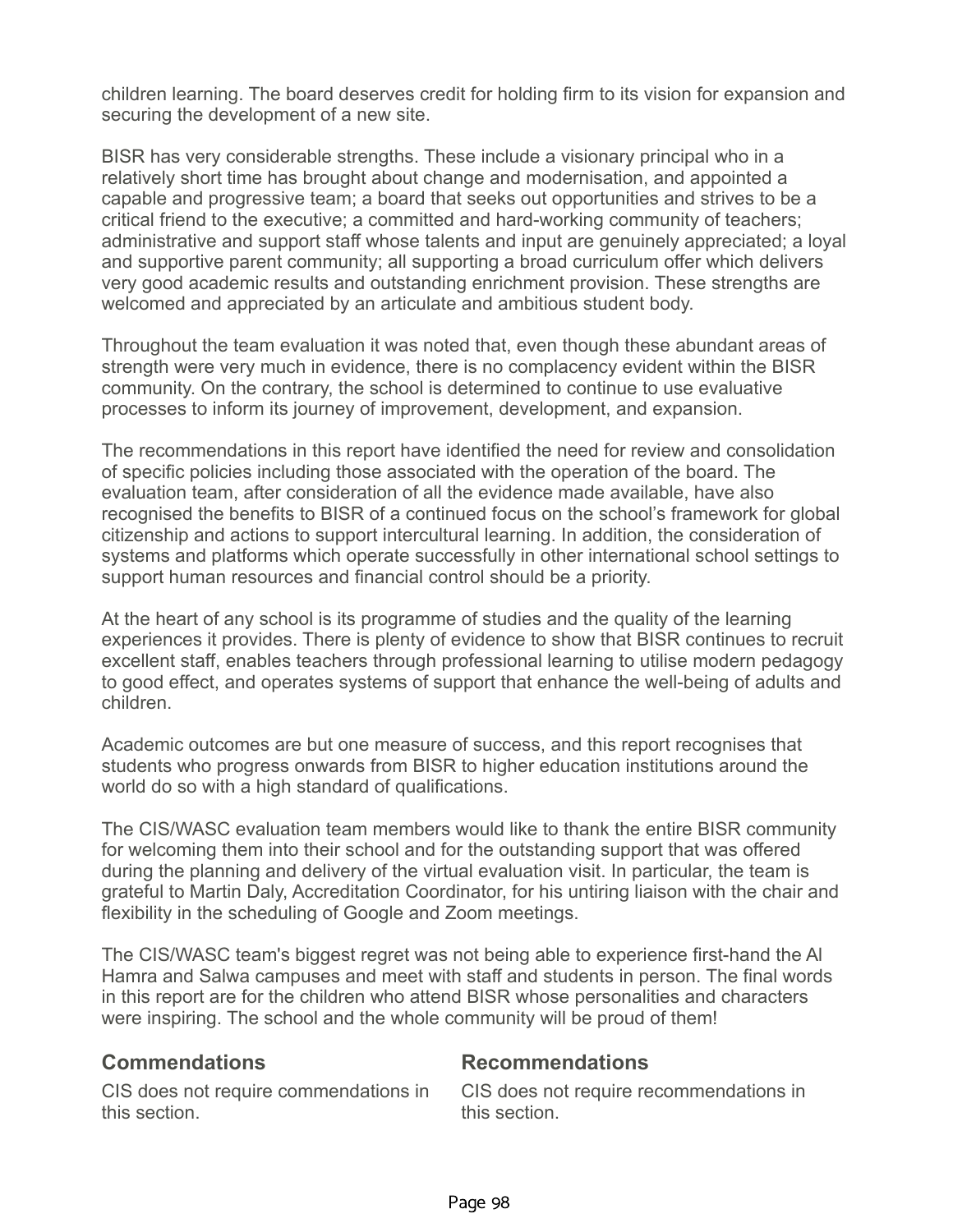children learning. The board deserves credit for holding firm to its vision for expansion and securing the development of a new site.

BISR has very considerable strengths. These include a visionary principal who in a relatively short time has brought about change and modernisation, and appointed a capable and progressive team; a board that seeks out opportunities and strives to be a critical friend to the executive; a committed and hard-working community of teachers; administrative and support staff whose talents and input are genuinely appreciated; a loyal and supportive parent community; all supporting a broad curriculum offer which delivers very good academic results and outstanding enrichment provision. These strengths are welcomed and appreciated by an articulate and ambitious student body.

Throughout the team evaluation it was noted that, even though these abundant areas of strength were very much in evidence, there is no complacency evident within the BISR community. On the contrary, the school is determined to continue to use evaluative processes to inform its journey of improvement, development, and expansion.

The recommendations in this report have identified the need for review and consolidation of specific policies including those associated with the operation of the board. The evaluation team, after consideration of all the evidence made available, have also recognised the benefits to BISR of a continued focus on the school's framework for global citizenship and actions to support intercultural learning. In addition, the consideration of systems and platforms which operate successfully in other international school settings to support human resources and financial control should be a priority.

At the heart of any school is its programme of studies and the quality of the learning experiences it provides. There is plenty of evidence to show that BISR continues to recruit excellent staff, enables teachers through professional learning to utilise modern pedagogy to good effect, and operates systems of support that enhance the well-being of adults and children.

Academic outcomes are but one measure of success, and this report recognises that students who progress onwards from BISR to higher education institutions around the world do so with a high standard of qualifications.

The CIS/WASC evaluation team members would like to thank the entire BISR community for welcoming them into their school and for the outstanding support that was offered during the planning and delivery of the virtual evaluation visit. In particular, the team is grateful to Martin Daly, Accreditation Coordinator, for his untiring liaison with the chair and flexibility in the scheduling of Google and Zoom meetings.

The CIS/WASC team's biggest regret was not being able to experience first-hand the Al Hamra and Salwa campuses and meet with staff and students in person. The final words in this report are for the children who attend BISR whose personalities and characters were inspiring. The school and the whole community will be proud of them!

### Commendations

CIS does not require commendations in this section.

### Recommendations

CIS does not require recommendations in this section.